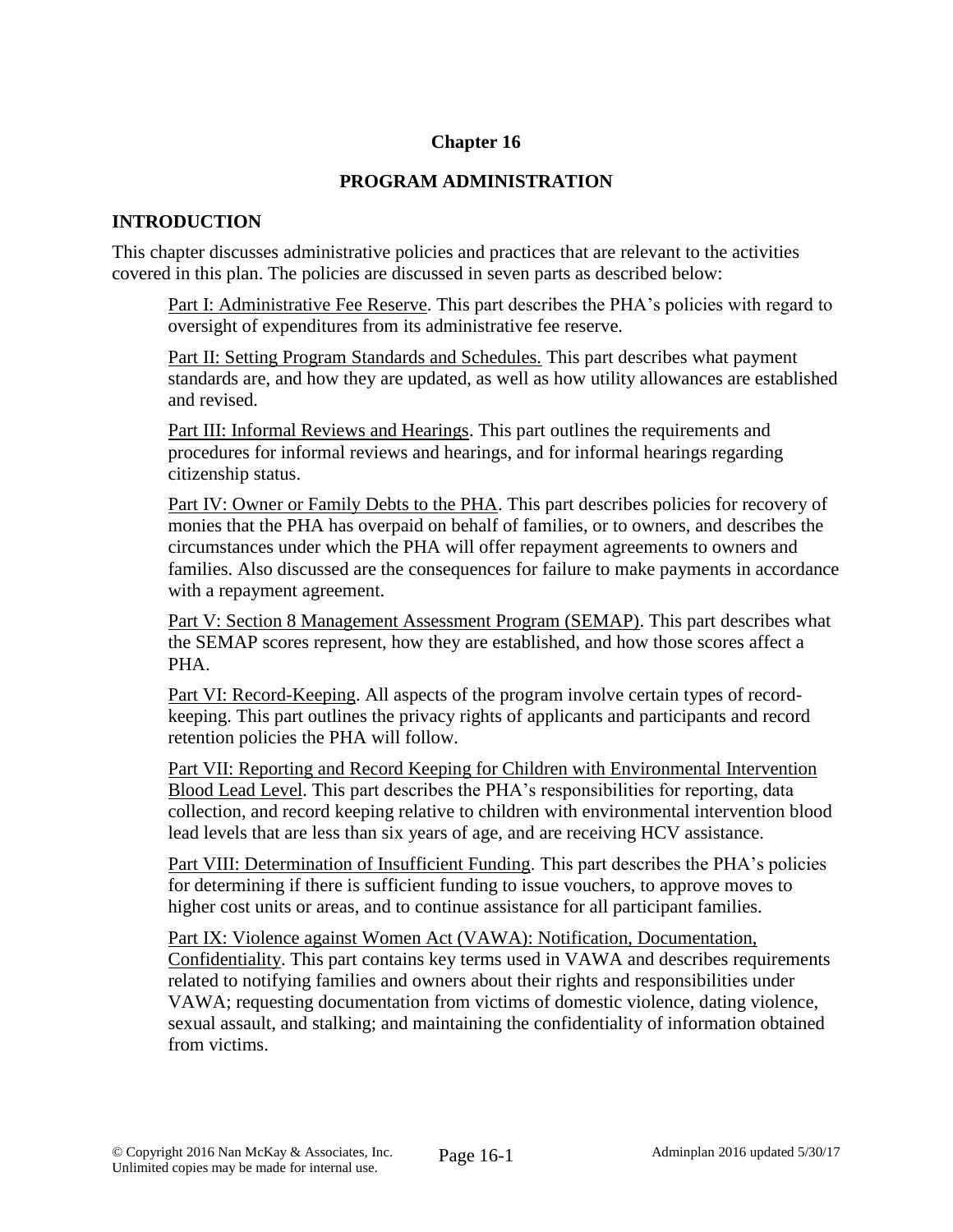# Chapter 16

## PROGRAM ADMINISTRATION

### INTRODUCTION

This chapter discusses administrative policies and practices that are relevant to the activities covered in this plan. The policies are discussed in seven parts as described below:

Part I: Administrative Fee Reserve. This part describes the PHA's policies with regard to oversight of expenditures from its administrative fee reserve.

Part II: Setting Program Standards and Schedules. This part describes what payment standards are, and how they are updated, as well as how utility allowances are established and revised.

Part III: Informal Reviews and Hearings. This part outlines the requirements and procedures for informal reviews and hearings, and for informal hearings regarding citizenship status.

Part IV: Owner or Family Debts to the PHA. This part describes policies for recovery of monies that the PHA has overpaid on behalf of families, or to owners, and describes the circumstances under which the PHA will offer repayment agreements to owners and families. Also discussed are the consequences for failure to make payments in accordance with a repayment agreement.

Part V: Section 8 Management Assessment Program (SEMAP). This part describes what the SEMAP scores represent, how they are established, and how those scores affect a PHA.

Part VI: Record-Keeping. All aspects of the program involve certain types of record-keeping. This part outlines the privacy rights of applicants and participants and record retention policies the PHA will follow.

Part VII: Reporting and Record Keeping for Children with Environmental Intervention Blood Lead Level. This part describes the PHA's responsibilities for reporting, data collection, and record keeping relative to children with environmental intervention blood lead levels that are less than six years of age, and are receiving HCV assistance.

Part VIII: Determination of Insufficient Funding. This part describes the PHA's policies for determining if there is sufficient funding to issue vouchers, to approve moves to higher cost units or areas, and to continue assistance for all participant families.

Part IX: Violence against Women Act (VAWA): Notification, Documentation, Confidentiality. This part contains key terms used in VAWA and describes requirements related to notifying families and owners about their rights and responsibilities under VAWA; requesting documentation from victims of domestic violence, dating violence, sexual assault, and stalking; and maintaining the confidentiality of information obtained from victims.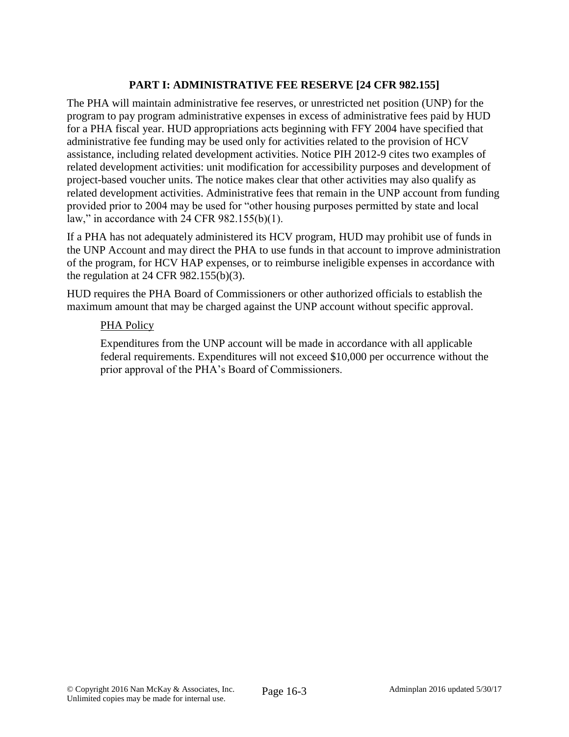## PART I: ADMINISTRATIVE FEE RESERVE [24 CFR 982.155]

The PHA will maintain administrative fee reserves, or unrestricted net position (UNP) for the program to pay program administrative expenses in excess of administrative fees paid by HUD for a PHA fiscal year. HUD appropriations acts beginning with FFY 2004 have specified that administrative fee funding may be used only for activities related to the provision of HCV assistance, including related development activities. Notice PIH 2012-9 cites two examples of related development activities: unit modification for accessibility purposes and development of project-based voucher units. The notice makes clear that other activities may also qualify as related development activities. Administrative fees that remain in the UNP account from funding provided prior to 2004 may be used for "other housing purposes permitted by state and local law," in accordance with 24 CFR 982.155(b)(1).

If a PHA has not adequately administered its HCV program, HUD may prohibit use of funds in the UNP Account and may direct the PHA to use funds in that account to improve administration of the program, for HCV HAP expenses, or to reimburse ineligible expenses in accordance with the regulation at 24 CFR 982.155(b)(3).

HUD requires the PHA Board of Commissioners or other authorized officials to establish the maximum amount that may be charged against the UNP account without specific approval.

<u>PHA Policy</u>

Expenditures from the UNP account will be made in accordance with all applicable federal requirements. Expenditures will not exceed $10,000 per occurrence without the prior approval of the PHA's Board of Commissioners.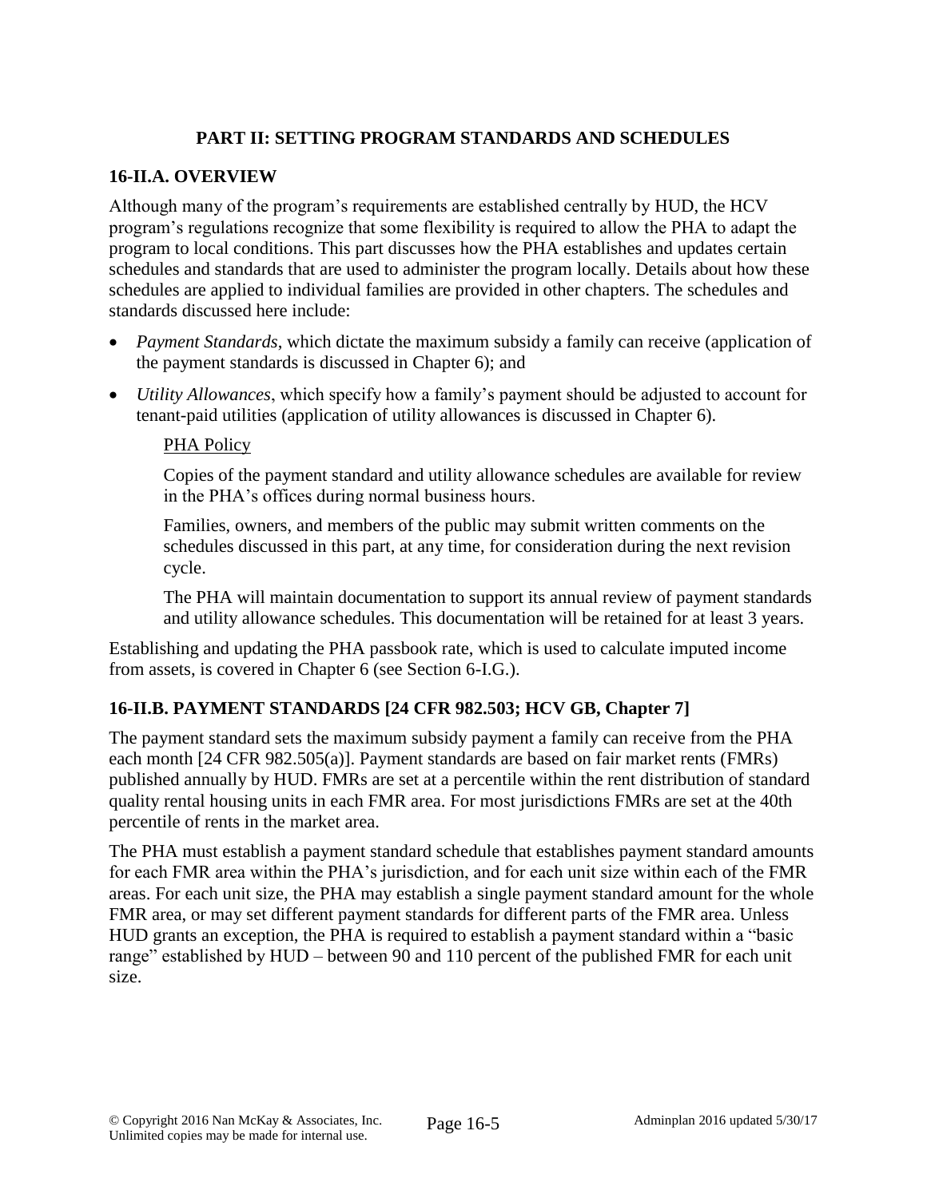## PART II: SETTING PROGRAM STANDARDS AND SCHEDULES

### 16-II.A. OVERVIEW

Although many of the program's requirements are established centrally by HUD, the HCV program's regulations recognize that some flexibility is required to allow the PHA to adapt the program to local conditions. This part discusses how the PHA establishes and updates certain schedules and standards that are used to administer the program locally. Details about how these schedules are applied to individual families are provided in other chapters. The schedules and standards discussed here include:

- *Payment Standards*, which dictate the maximum subsidy a family can receive (application of the payment standards is discussed in Chapter 6); and
- *Utility Allowances*, which specify how a family's payment should be adjusted to account for tenant-paid utilities (application of utility allowances is discussed in Chapter 6).

> <u>PHA Policy</u>
>
> Copies of the payment standard and utility allowance schedules are available for review in the PHA's offices during normal business hours.
>
> Families, owners, and members of the public may submit written comments on the schedules discussed in this part, at any time, for consideration during the next revision cycle.
>
> The PHA will maintain documentation to support its annual review of payment standards and utility allowance schedules. This documentation will be retained for at least 3 years.

Establishing and updating the PHA passbook rate, which is used to calculate imputed income from assets, is covered in Chapter 6 (see Section 6-I.G.).

### 16-II.B. PAYMENT STANDARDS [24 CFR 982.503; HCV GB, Chapter 7]

The payment standard sets the maximum subsidy payment a family can receive from the PHA each month [24 CFR 982.505(a)]. Payment standards are based on fair market rents (FMRs) published annually by HUD. FMRs are set at a percentile within the rent distribution of standard quality rental housing units in each FMR area. For most jurisdictions FMRs are set at the 40th percentile of rents in the market area.

The PHA must establish a payment standard schedule that establishes payment standard amounts for each FMR area within the PHA's jurisdiction, and for each unit size within each of the FMR areas. For each unit size, the PHA may establish a single payment standard amount for the whole FMR area, or may set different payment standards for different parts of the FMR area. Unless HUD grants an exception, the PHA is required to establish a payment standard within a "basic range" established by HUD – between 90 and 110 percent of the published FMR for each unit size.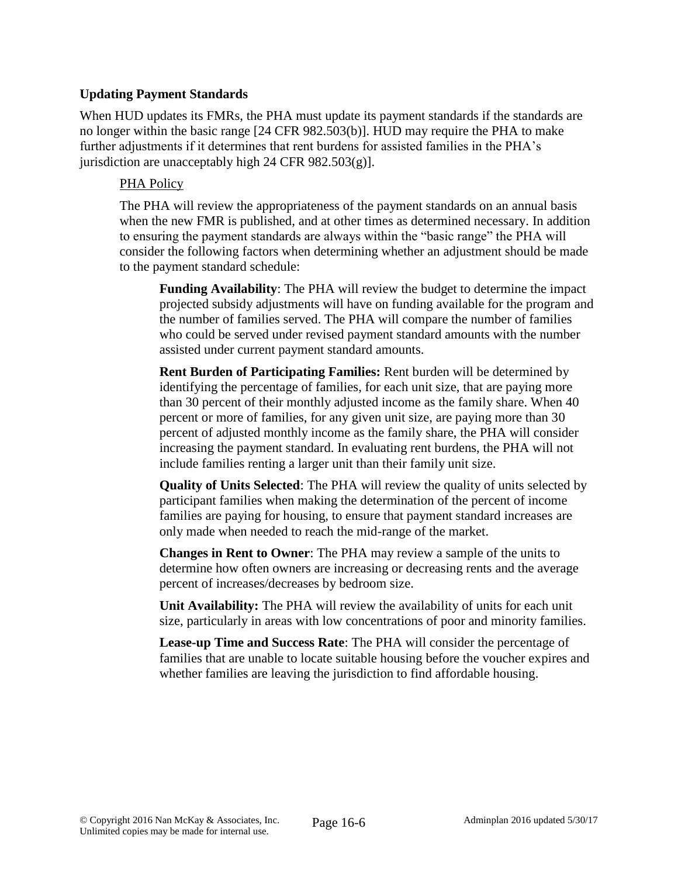**Updating Payment Standards**

When HUD updates its FMRs, the PHA must update its payment standards if the standards are no longer within the basic range [24 CFR 982.503(b)]. HUD may require the PHA to make further adjustments if it determines that rent burdens for assisted families in the PHA's jurisdiction are unacceptably high 24 CFR 982.503(g)].

<u>PHA Policy</u>

The PHA will review the appropriateness of the payment standards on an annual basis when the new FMR is published, and at other times as determined necessary. In addition to ensuring the payment standards are always within the "basic range" the PHA will consider the following factors when determining whether an adjustment should be made to the payment standard schedule:

**Funding Availability**: The PHA will review the budget to determine the impact projected subsidy adjustments will have on funding available for the program and the number of families served. The PHA will compare the number of families who could be served under revised payment standard amounts with the number assisted under current payment standard amounts.

**Rent Burden of Participating Families:** Rent burden will be determined by identifying the percentage of families, for each unit size, that are paying more than 30 percent of their monthly adjusted income as the family share. When 40 percent or more of families, for any given unit size, are paying more than 30 percent of adjusted monthly income as the family share, the PHA will consider increasing the payment standard. In evaluating rent burdens, the PHA will not include families renting a larger unit than their family unit size.

**Quality of Units Selected**: The PHA will review the quality of units selected by participant families when making the determination of the percent of income families are paying for housing, to ensure that payment standard increases are only made when needed to reach the mid-range of the market.

**Changes in Rent to Owner**: The PHA may review a sample of the units to determine how often owners are increasing or decreasing rents and the average percent of increases/decreases by bedroom size.

**Unit Availability:** The PHA will review the availability of units for each unit size, particularly in areas with low concentrations of poor and minority families.

**Lease-up Time and Success Rate**: The PHA will consider the percentage of families that are unable to locate suitable housing before the voucher expires and whether families are leaving the jurisdiction to find affordable housing.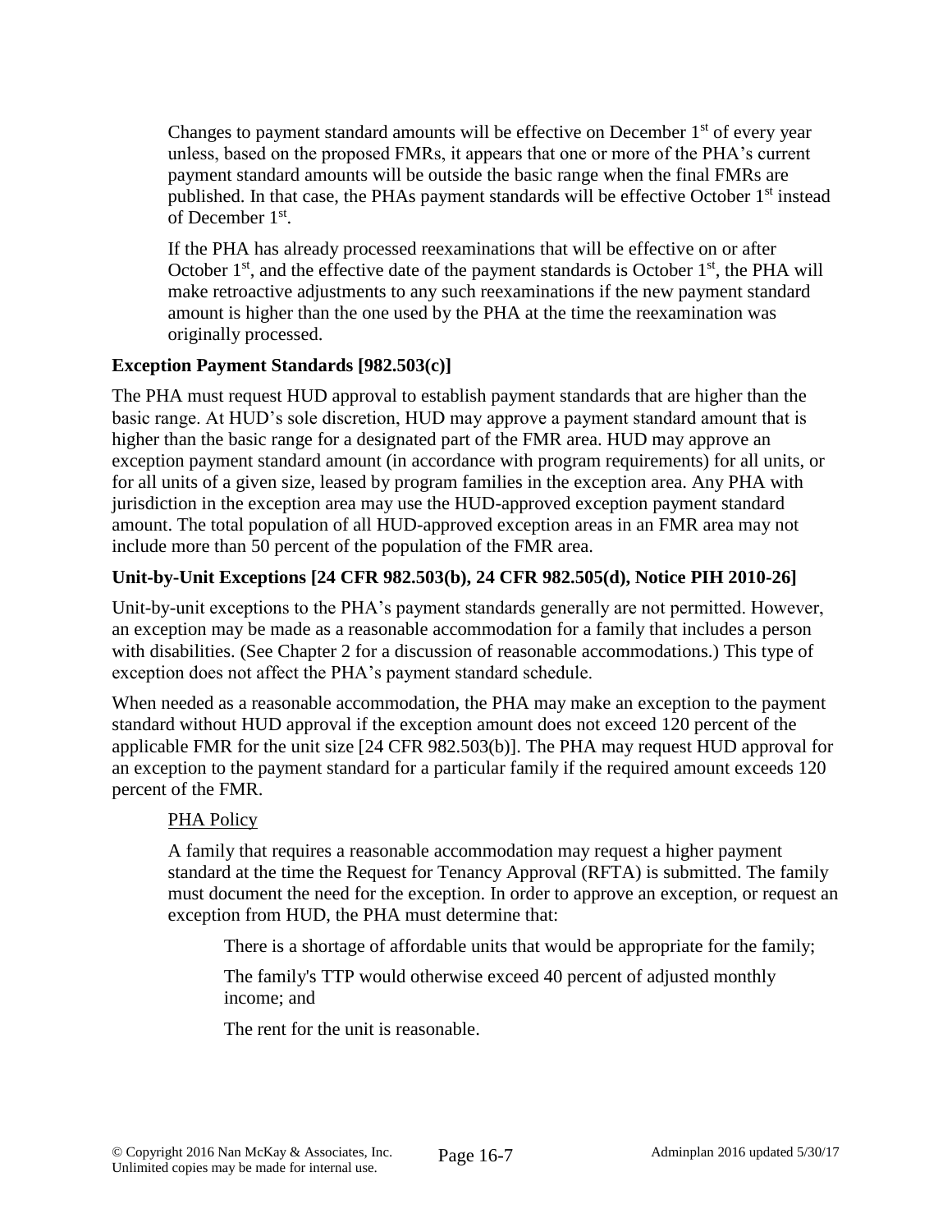Changes to payment standard amounts will be effective on December 1st of every year unless, based on the proposed FMRs, it appears that one or more of the PHA's current payment standard amounts will be outside the basic range when the final FMRs are published. In that case, the PHAs payment standards will be effective October 1st instead of December 1st.

If the PHA has already processed reexaminations that will be effective on or after October 1st, and the effective date of the payment standards is October 1st, the PHA will make retroactive adjustments to any such reexaminations if the new payment standard amount is higher than the one used by the PHA at the time the reexamination was originally processed.

**Exception Payment Standards [982.503(c)]**

The PHA must request HUD approval to establish payment standards that are higher than the basic range. At HUD's sole discretion, HUD may approve a payment standard amount that is higher than the basic range for a designated part of the FMR area. HUD may approve an exception payment standard amount (in accordance with program requirements) for all units, or for all units of a given size, leased by program families in the exception area. Any PHA with jurisdiction in the exception area may use the HUD-approved exception payment standard amount. The total population of all HUD-approved exception areas in an FMR area may not include more than 50 percent of the population of the FMR area.

**Unit-by-Unit Exceptions [24 CFR 982.503(b), 24 CFR 982.505(d), Notice PIH 2010-26]**

Unit-by-unit exceptions to the PHA's payment standards generally are not permitted. However, an exception may be made as a reasonable accommodation for a family that includes a person with disabilities. (See Chapter 2 for a discussion of reasonable accommodations.) This type of exception does not affect the PHA's payment standard schedule.

When needed as a reasonable accommodation, the PHA may make an exception to the payment standard without HUD approval if the exception amount does not exceed 120 percent of the applicable FMR for the unit size [24 CFR 982.503(b)]. The PHA may request HUD approval for an exception to the payment standard for a particular family if the required amount exceeds 120 percent of the FMR.

<u>PHA Policy</u>

A family that requires a reasonable accommodation may request a higher payment standard at the time the Request for Tenancy Approval (RFTA) is submitted. The family must document the need for the exception. In order to approve an exception, or request an exception from HUD, the PHA must determine that:

There is a shortage of affordable units that would be appropriate for the family;

The family's TTP would otherwise exceed 40 percent of adjusted monthly income; and

The rent for the unit is reasonable.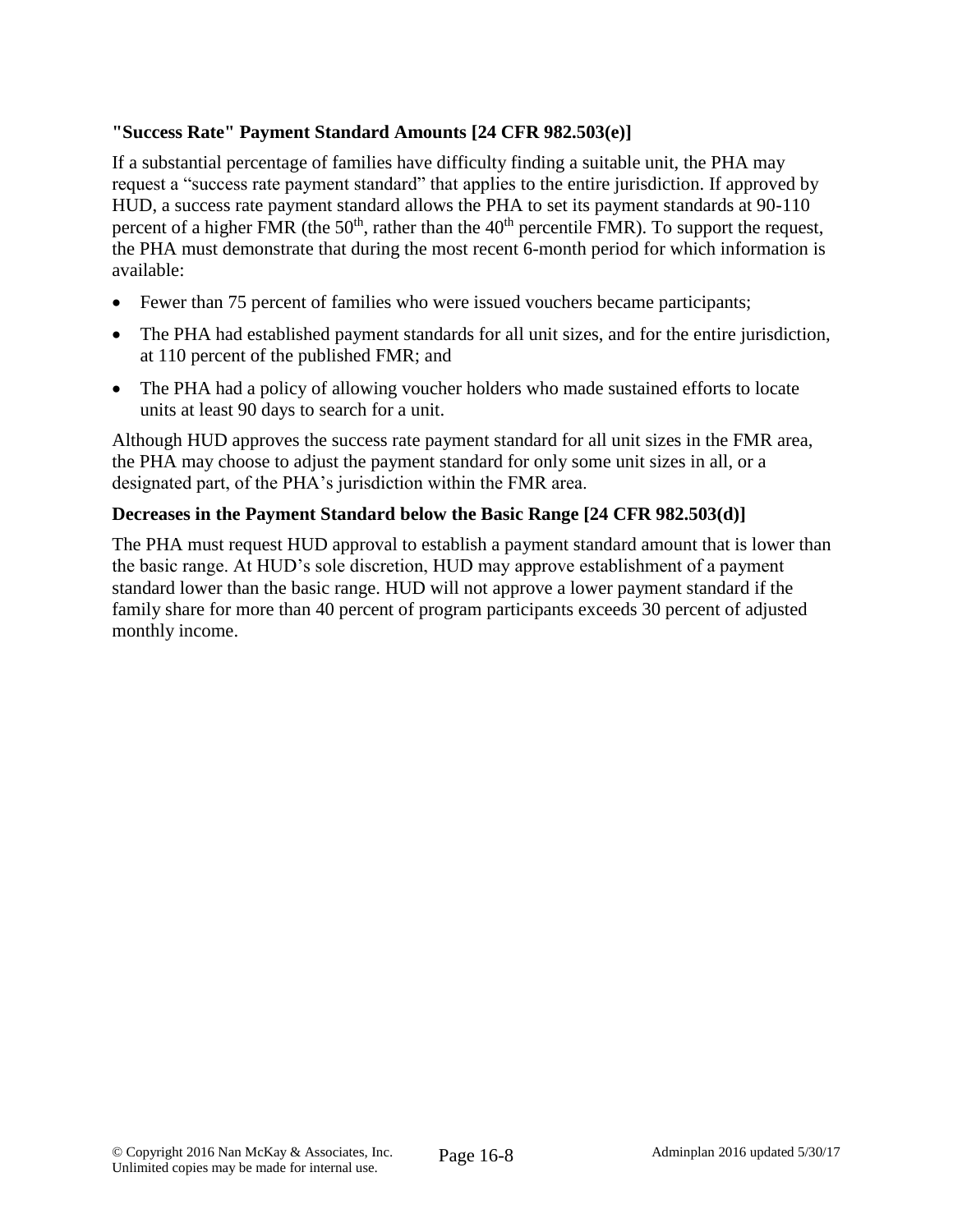### "Success Rate" Payment Standard Amounts [24 CFR 982.503(e)]

If a substantial percentage of families have difficulty finding a suitable unit, the PHA may request a "success rate payment standard" that applies to the entire jurisdiction. If approved by HUD, a success rate payment standard allows the PHA to set its payment standards at 90-110 percent of a higher FMR (the 50th, rather than the 40th percentile FMR). To support the request, the PHA must demonstrate that during the most recent 6-month period for which information is available:

- Fewer than 75 percent of families who were issued vouchers became participants;
- The PHA had established payment standards for all unit sizes, and for the entire jurisdiction, at 110 percent of the published FMR; and
- The PHA had a policy of allowing voucher holders who made sustained efforts to locate units at least 90 days to search for a unit.

Although HUD approves the success rate payment standard for all unit sizes in the FMR area, the PHA may choose to adjust the payment standard for only some unit sizes in all, or a designated part, of the PHA's jurisdiction within the FMR area.

### Decreases in the Payment Standard below the Basic Range [24 CFR 982.503(d)]

The PHA must request HUD approval to establish a payment standard amount that is lower than the basic range. At HUD's sole discretion, HUD may approve establishment of a payment standard lower than the basic range. HUD will not approve a lower payment standard if the family share for more than 40 percent of program participants exceeds 30 percent of adjusted monthly income.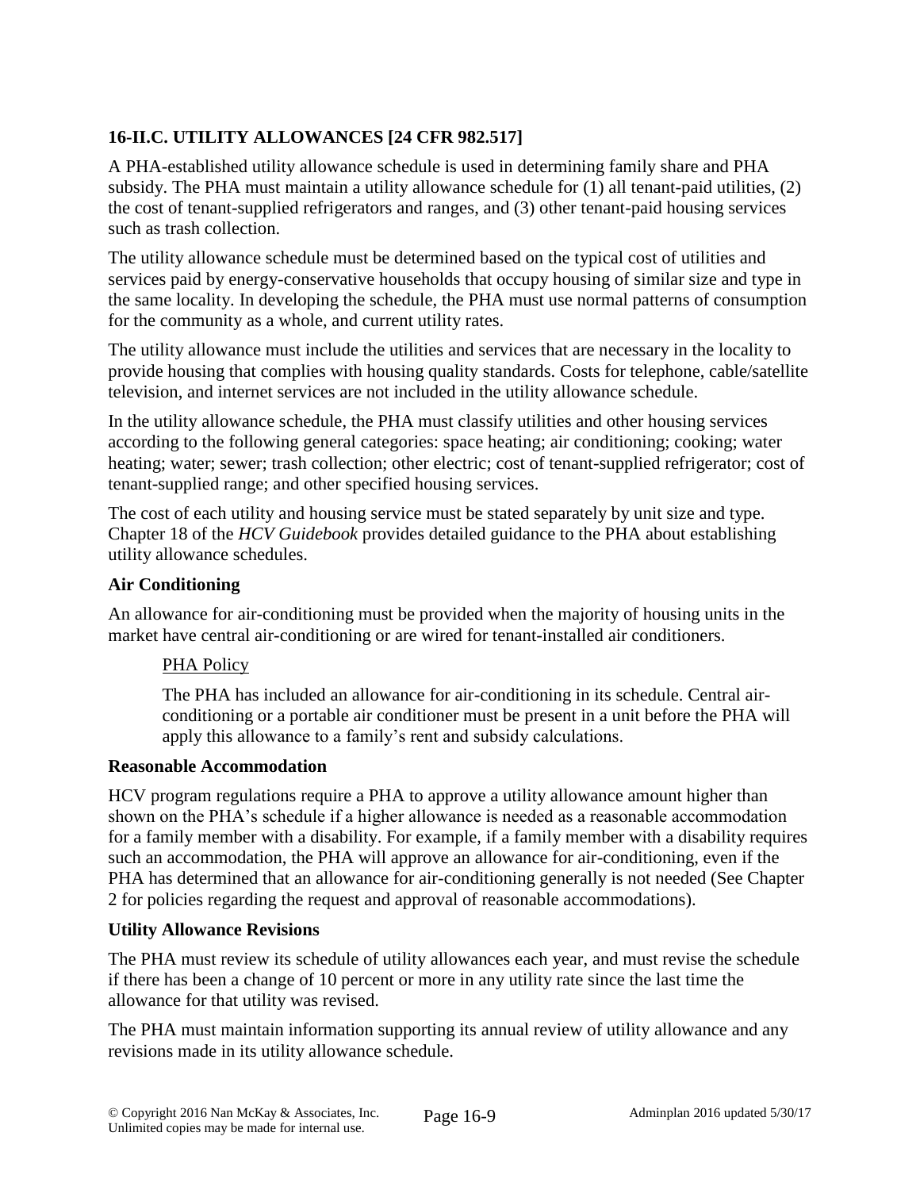## 16-II.C. UTILITY ALLOWANCES [24 CFR 982.517]

A PHA-established utility allowance schedule is used in determining family share and PHA subsidy. The PHA must maintain a utility allowance schedule for (1) all tenant-paid utilities, (2) the cost of tenant-supplied refrigerators and ranges, and (3) other tenant-paid housing services such as trash collection.

The utility allowance schedule must be determined based on the typical cost of utilities and services paid by energy-conservative households that occupy housing of similar size and type in the same locality. In developing the schedule, the PHA must use normal patterns of consumption for the community as a whole, and current utility rates.

The utility allowance must include the utilities and services that are necessary in the locality to provide housing that complies with housing quality standards. Costs for telephone, cable/satellite television, and internet services are not included in the utility allowance schedule.

In the utility allowance schedule, the PHA must classify utilities and other housing services according to the following general categories: space heating; air conditioning; cooking; water heating; water; sewer; trash collection; other electric; cost of tenant-supplied refrigerator; cost of tenant-supplied range; and other specified housing services.

The cost of each utility and housing service must be stated separately by unit size and type. Chapter 18 of the *HCV Guidebook* provides detailed guidance to the PHA about establishing utility allowance schedules.

### Air Conditioning

An allowance for air-conditioning must be provided when the majority of housing units in the market have central air-conditioning or are wired for tenant-installed air conditioners.

> PHA Policy
>
> The PHA has included an allowance for air-conditioning in its schedule. Central air-conditioning or a portable air conditioner must be present in a unit before the PHA will apply this allowance to a family's rent and subsidy calculations.

### Reasonable Accommodation

HCV program regulations require a PHA to approve a utility allowance amount higher than shown on the PHA's schedule if a higher allowance is needed as a reasonable accommodation for a family member with a disability. For example, if a family member with a disability requires such an accommodation, the PHA will approve an allowance for air-conditioning, even if the PHA has determined that an allowance for air-conditioning generally is not needed (See Chapter 2 for policies regarding the request and approval of reasonable accommodations).

### Utility Allowance Revisions

The PHA must review its schedule of utility allowances each year, and must revise the schedule if there has been a change of 10 percent or more in any utility rate since the last time the allowance for that utility was revised.

The PHA must maintain information supporting its annual review of utility allowance and any revisions made in its utility allowance schedule.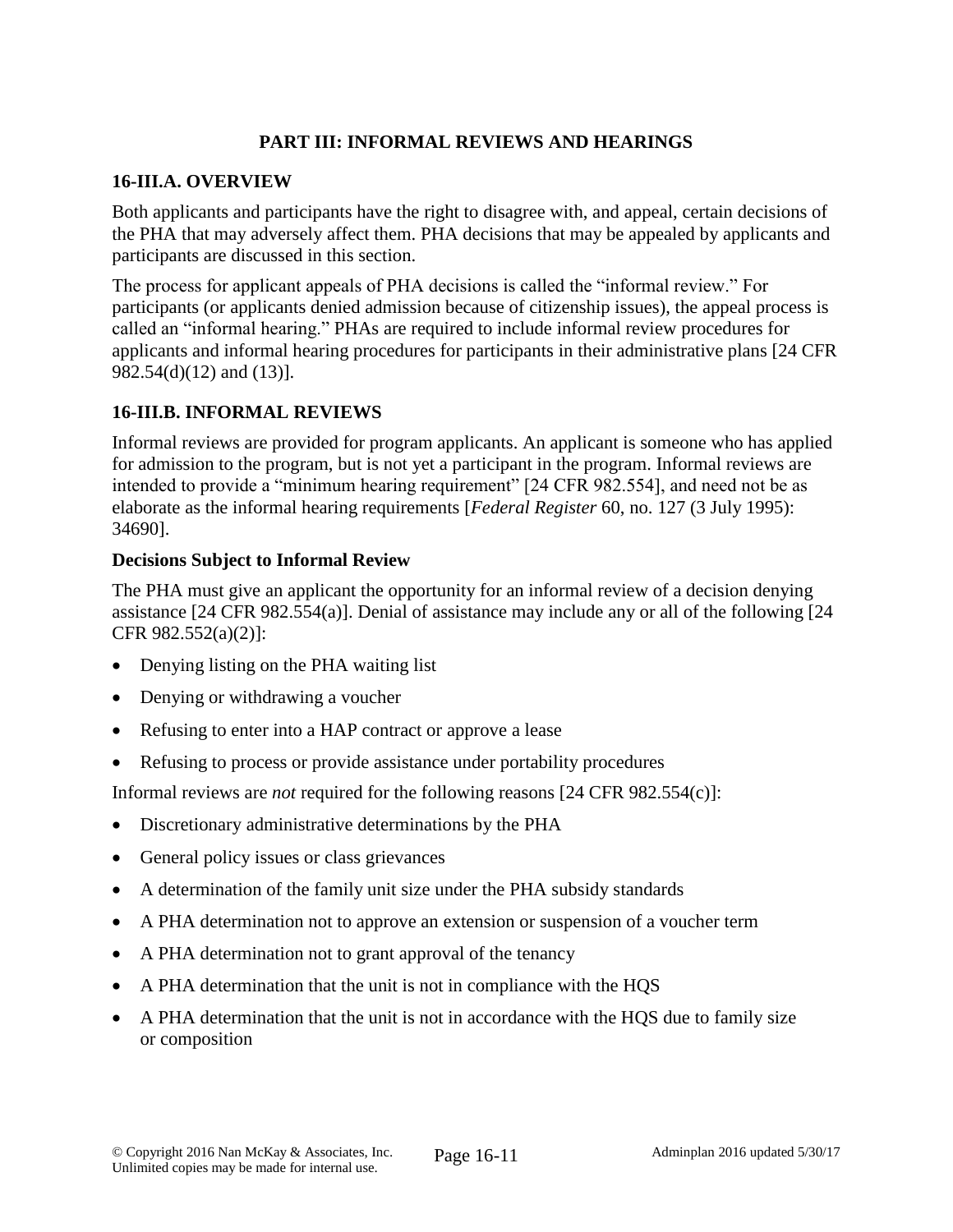## PART III: INFORMAL REVIEWS AND HEARINGS

### 16-III.A. OVERVIEW

Both applicants and participants have the right to disagree with, and appeal, certain decisions of the PHA that may adversely affect them. PHA decisions that may be appealed by applicants and participants are discussed in this section.

The process for applicant appeals of PHA decisions is called the "informal review." For participants (or applicants denied admission because of citizenship issues), the appeal process is called an "informal hearing." PHAs are required to include informal review procedures for applicants and informal hearing procedures for participants in their administrative plans [24 CFR 982.54(d)(12) and (13)].

### 16-III.B. INFORMAL REVIEWS

Informal reviews are provided for program applicants. An applicant is someone who has applied for admission to the program, but is not yet a participant in the program. Informal reviews are intended to provide a "minimum hearing requirement" [24 CFR 982.554], and need not be as elaborate as the informal hearing requirements [*Federal Register* 60, no. 127 (3 July 1995): 34690].

**Decisions Subject to Informal Review**

The PHA must give an applicant the opportunity for an informal review of a decision denying assistance [24 CFR 982.554(a)]. Denial of assistance may include any or all of the following [24 CFR 982.552(a)(2)]:

- Denying listing on the PHA waiting list
- Denying or withdrawing a voucher
- Refusing to enter into a HAP contract or approve a lease
- Refusing to process or provide assistance under portability procedures

Informal reviews are *not* required for the following reasons [24 CFR 982.554(c)]:

- Discretionary administrative determinations by the PHA
- General policy issues or class grievances
- A determination of the family unit size under the PHA subsidy standards
- A PHA determination not to approve an extension or suspension of a voucher term
- A PHA determination not to grant approval of the tenancy
- A PHA determination that the unit is not in compliance with the HQS
- A PHA determination that the unit is not in accordance with the HQS due to family size or composition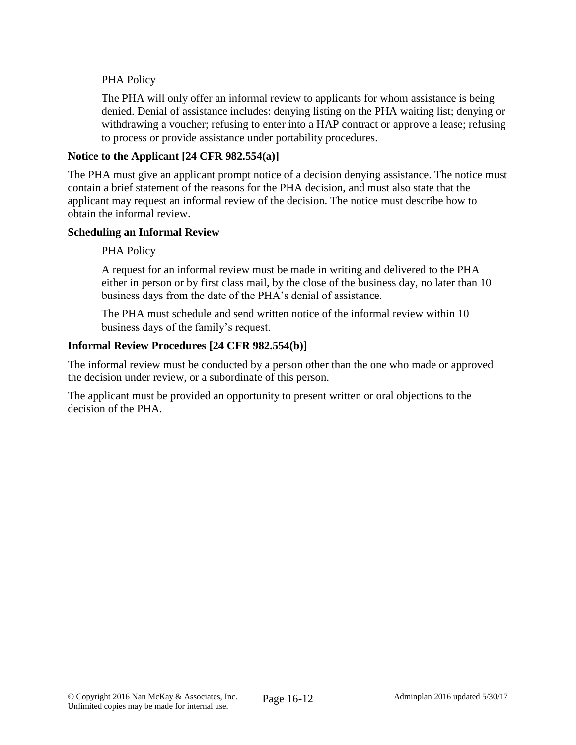PHA Policy

The PHA will only offer an informal review to applicants for whom assistance is being denied. Denial of assistance includes: denying listing on the PHA waiting list; denying or withdrawing a voucher; refusing to enter into a HAP contract or approve a lease; refusing to process or provide assistance under portability procedures.

**Notice to the Applicant [24 CFR 982.554(a)]**

The PHA must give an applicant prompt notice of a decision denying assistance. The notice must contain a brief statement of the reasons for the PHA decision, and must also state that the applicant may request an informal review of the decision. The notice must describe how to obtain the informal review.

**Scheduling an Informal Review**

PHA Policy

A request for an informal review must be made in writing and delivered to the PHA either in person or by first class mail, by the close of the business day, no later than 10 business days from the date of the PHA's denial of assistance.

The PHA must schedule and send written notice of the informal review within 10 business days of the family's request.

**Informal Review Procedures [24 CFR 982.554(b)]**

The informal review must be conducted by a person other than the one who made or approved the decision under review, or a subordinate of this person.

The applicant must be provided an opportunity to present written or oral objections to the decision of the PHA.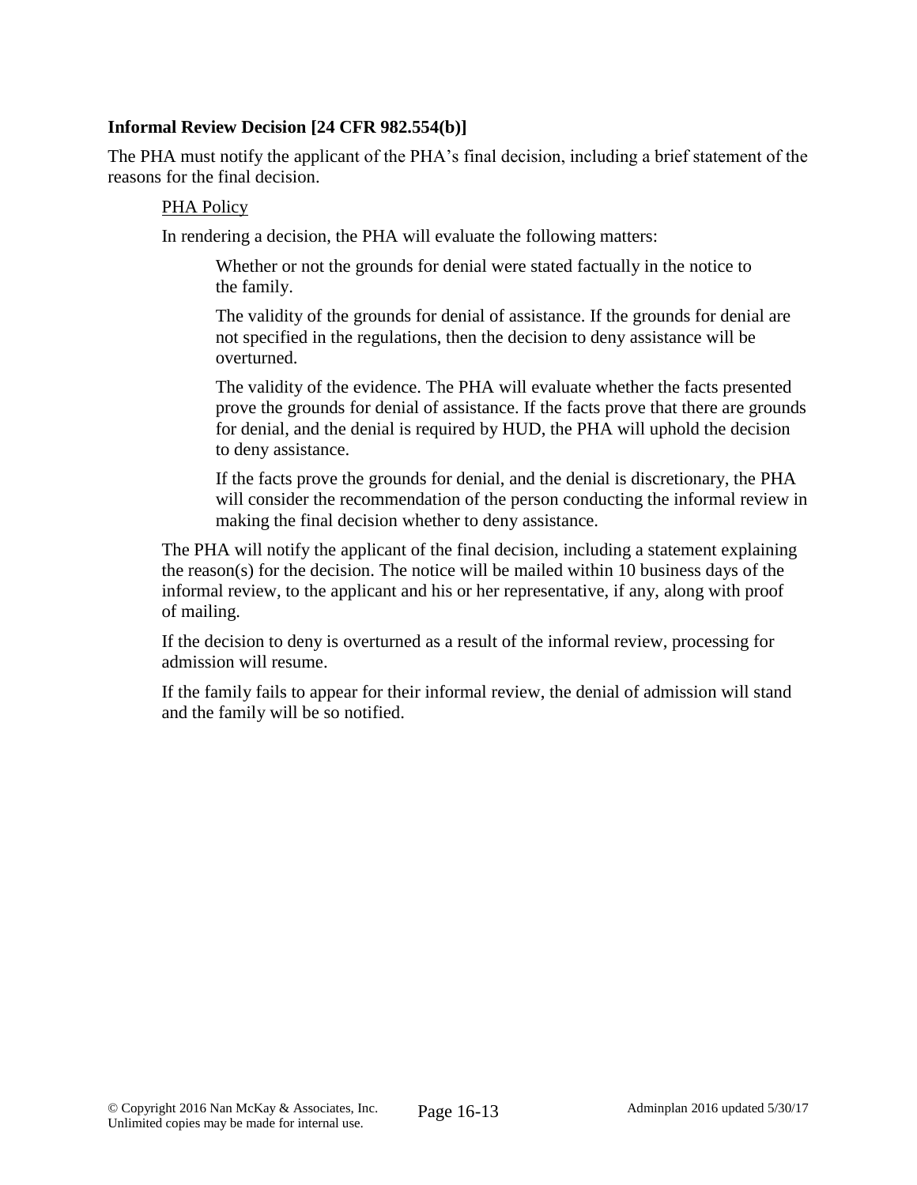### Informal Review Decision [24 CFR 982.554(b)]

The PHA must notify the applicant of the PHA's final decision, including a brief statement of the reasons for the final decision.

PHA Policy

In rendering a decision, the PHA will evaluate the following matters:

Whether or not the grounds for denial were stated factually in the notice to the family.

The validity of the grounds for denial of assistance. If the grounds for denial are not specified in the regulations, then the decision to deny assistance will be overturned.

The validity of the evidence. The PHA will evaluate whether the facts presented prove the grounds for denial of assistance. If the facts prove that there are grounds for denial, and the denial is required by HUD, the PHA will uphold the decision to deny assistance.

If the facts prove the grounds for denial, and the denial is discretionary, the PHA will consider the recommendation of the person conducting the informal review in making the final decision whether to deny assistance.

The PHA will notify the applicant of the final decision, including a statement explaining the reason(s) for the decision. The notice will be mailed within 10 business days of the informal review, to the applicant and his or her representative, if any, along with proof of mailing.

If the decision to deny is overturned as a result of the informal review, processing for admission will resume.

If the family fails to appear for their informal review, the denial of admission will stand and the family will be so notified.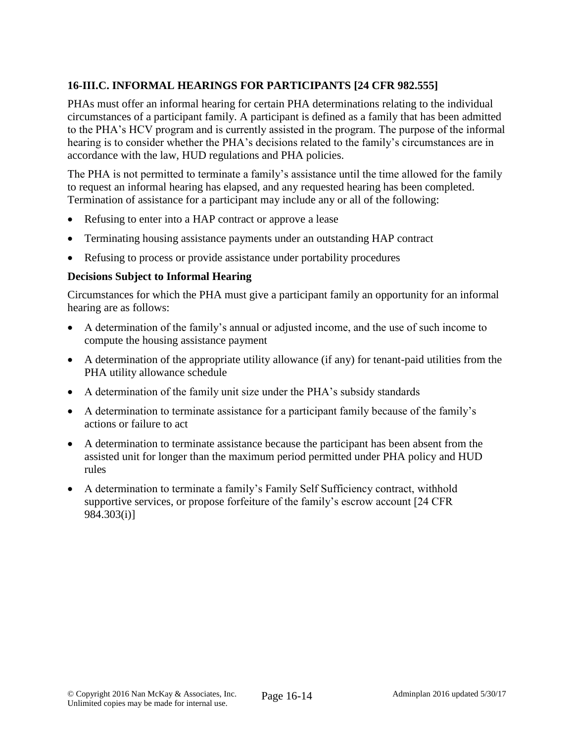### 16-III.C. INFORMAL HEARINGS FOR PARTICIPANTS [24 CFR 982.555]

PHAs must offer an informal hearing for certain PHA determinations relating to the individual circumstances of a participant family. A participant is defined as a family that has been admitted to the PHA's HCV program and is currently assisted in the program. The purpose of the informal hearing is to consider whether the PHA's decisions related to the family's circumstances are in accordance with the law, HUD regulations and PHA policies.

The PHA is not permitted to terminate a family's assistance until the time allowed for the family to request an informal hearing has elapsed, and any requested hearing has been completed. Termination of assistance for a participant may include any or all of the following:

- Refusing to enter into a HAP contract or approve a lease
- Terminating housing assistance payments under an outstanding HAP contract
- Refusing to process or provide assistance under portability procedures

**Decisions Subject to Informal Hearing**

Circumstances for which the PHA must give a participant family an opportunity for an informal hearing are as follows:

- A determination of the family's annual or adjusted income, and the use of such income to compute the housing assistance payment
- A determination of the appropriate utility allowance (if any) for tenant-paid utilities from the PHA utility allowance schedule
- A determination of the family unit size under the PHA's subsidy standards
- A determination to terminate assistance for a participant family because of the family's actions or failure to act
- A determination to terminate assistance because the participant has been absent from the assisted unit for longer than the maximum period permitted under PHA policy and HUD rules
- A determination to terminate a family's Family Self Sufficiency contract, withhold supportive services, or propose forfeiture of the family's escrow account [24 CFR 984.303(i)]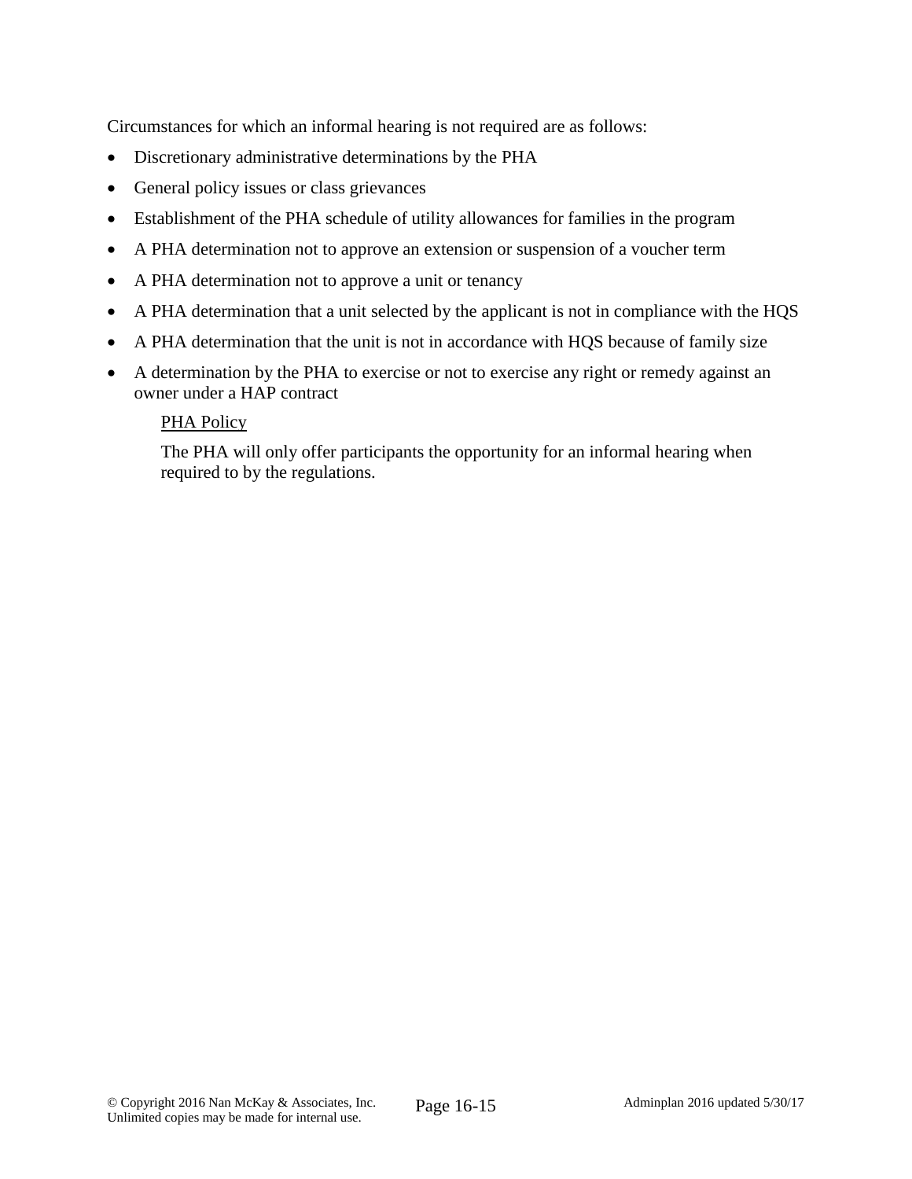Circumstances for which an informal hearing is not required are as follows:

- Discretionary administrative determinations by the PHA
- General policy issues or class grievances
- Establishment of the PHA schedule of utility allowances for families in the program
- A PHA determination not to approve an extension or suspension of a voucher term
- A PHA determination not to approve a unit or tenancy
- A PHA determination that a unit selected by the applicant is not in compliance with the HQS
- A PHA determination that the unit is not in accordance with HQS because of family size
- A determination by the PHA to exercise or not to exercise any right or remedy against an owner under a HAP contract

<u>PHA Policy</u>

The PHA will only offer participants the opportunity for an informal hearing when required to by the regulations.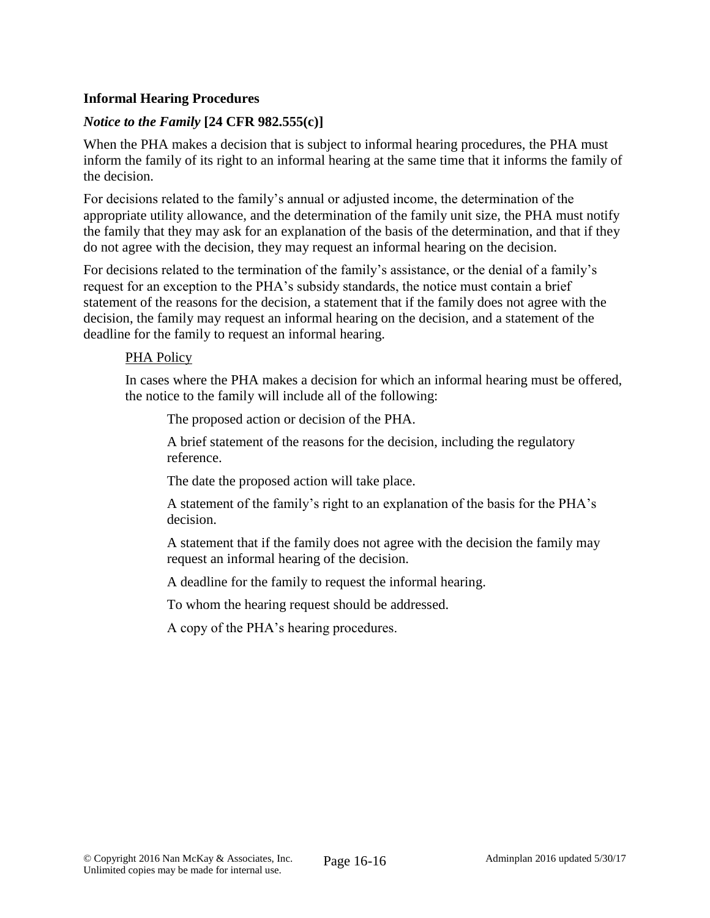**Informal Hearing Procedures**

***Notice to the Family* [24 CFR 982.555(c)]**

When the PHA makes a decision that is subject to informal hearing procedures, the PHA must inform the family of its right to an informal hearing at the same time that it informs the family of the decision.

For decisions related to the family's annual or adjusted income, the determination of the appropriate utility allowance, and the determination of the family unit size, the PHA must notify the family that they may ask for an explanation of the basis of the determination, and that if they do not agree with the decision, they may request an informal hearing on the decision.

For decisions related to the termination of the family's assistance, or the denial of a family's request for an exception to the PHA's subsidy standards, the notice must contain a brief statement of the reasons for the decision, a statement that if the family does not agree with the decision, the family may request an informal hearing on the decision, and a statement of the deadline for the family to request an informal hearing.

<u>PHA Policy</u>

In cases where the PHA makes a decision for which an informal hearing must be offered, the notice to the family will include all of the following:

The proposed action or decision of the PHA.

A brief statement of the reasons for the decision, including the regulatory reference.

The date the proposed action will take place.

A statement of the family's right to an explanation of the basis for the PHA's decision.

A statement that if the family does not agree with the decision the family may request an informal hearing of the decision.

A deadline for the family to request the informal hearing.

To whom the hearing request should be addressed.

A copy of the PHA's hearing procedures.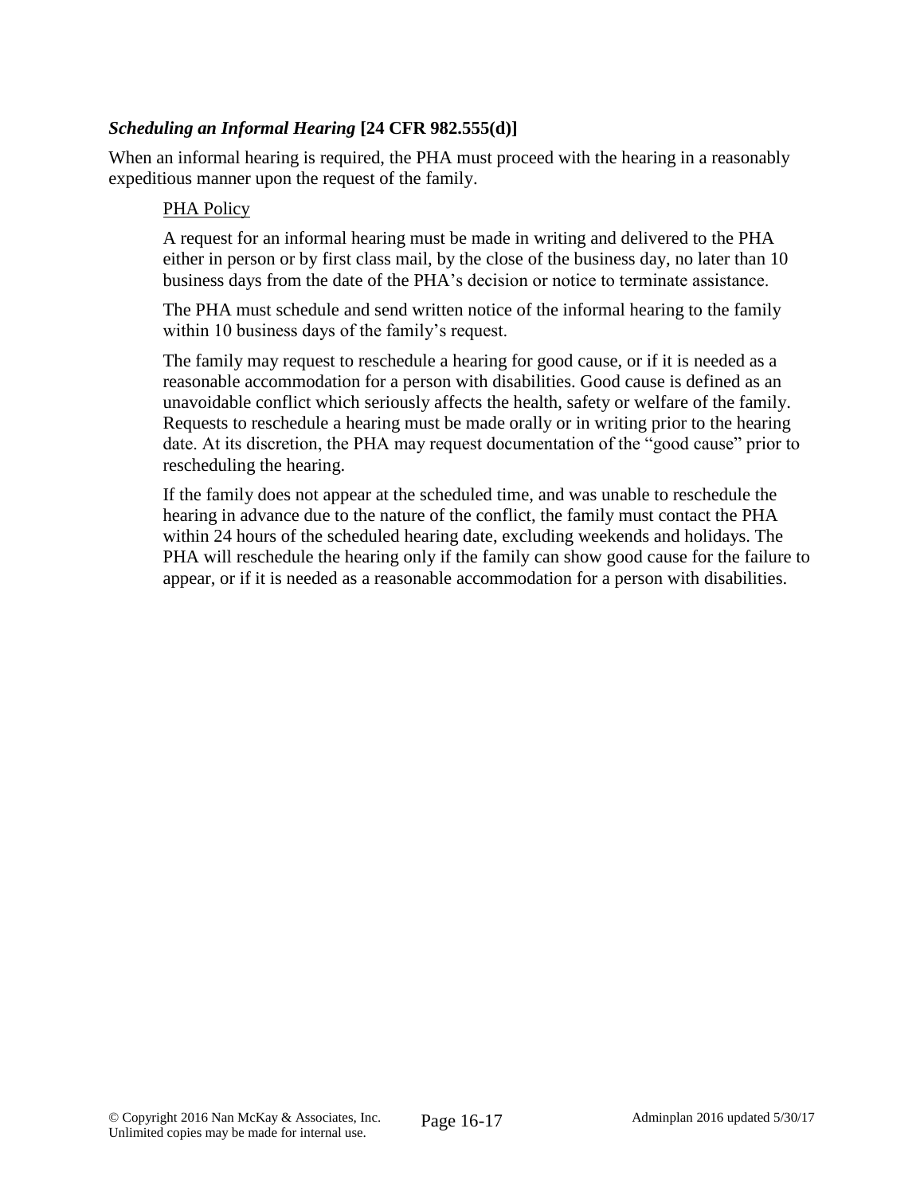### *Scheduling an Informal Hearing* [24 CFR 982.555(d)]

When an informal hearing is required, the PHA must proceed with the hearing in a reasonably expeditious manner upon the request of the family.

<u>PHA Policy</u>

A request for an informal hearing must be made in writing and delivered to the PHA either in person or by first class mail, by the close of the business day, no later than 10 business days from the date of the PHA's decision or notice to terminate assistance.

The PHA must schedule and send written notice of the informal hearing to the family within 10 business days of the family's request.

The family may request to reschedule a hearing for good cause, or if it is needed as a reasonable accommodation for a person with disabilities. Good cause is defined as an unavoidable conflict which seriously affects the health, safety or welfare of the family. Requests to reschedule a hearing must be made orally or in writing prior to the hearing date. At its discretion, the PHA may request documentation of the "good cause" prior to rescheduling the hearing.

If the family does not appear at the scheduled time, and was unable to reschedule the hearing in advance due to the nature of the conflict, the family must contact the PHA within 24 hours of the scheduled hearing date, excluding weekends and holidays. The PHA will reschedule the hearing only if the family can show good cause for the failure to appear, or if it is needed as a reasonable accommodation for a person with disabilities.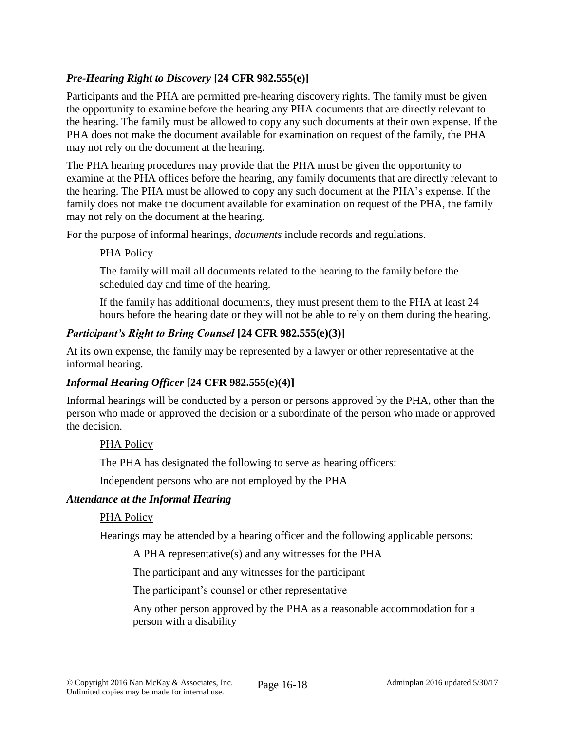### *Pre-Hearing Right to Discovery* [24 CFR 982.555(e)]

Participants and the PHA are permitted pre-hearing discovery rights. The family must be given the opportunity to examine before the hearing any PHA documents that are directly relevant to the hearing. The family must be allowed to copy any such documents at their own expense. If the PHA does not make the document available for examination on request of the family, the PHA may not rely on the document at the hearing.

The PHA hearing procedures may provide that the PHA must be given the opportunity to examine at the PHA offices before the hearing, any family documents that are directly relevant to the hearing. The PHA must be allowed to copy any such document at the PHA's expense. If the family does not make the document available for examination on request of the PHA, the family may not rely on the document at the hearing.

For the purpose of informal hearings, *documents* include records and regulations.

> PHA Policy
>
> The family will mail all documents related to the hearing to the family before the scheduled day and time of the hearing.
>
> If the family has additional documents, they must present them to the PHA at least 24 hours before the hearing date or they will not be able to rely on them during the hearing.

### *Participant's Right to Bring Counsel* [24 CFR 982.555(e)(3)]

At its own expense, the family may be represented by a lawyer or other representative at the informal hearing.

### *Informal Hearing Officer* [24 CFR 982.555(e)(4)]

Informal hearings will be conducted by a person or persons approved by the PHA, other than the person who made or approved the decision or a subordinate of the person who made or approved the decision.

> PHA Policy
>
> The PHA has designated the following to serve as hearing officers:
>
> Independent persons who are not employed by the PHA

### *Attendance at the Informal Hearing*

> PHA Policy
>
> Hearings may be attended by a hearing officer and the following applicable persons:
>
> > A PHA representative(s) and any witnesses for the PHA
> >
> > The participant and any witnesses for the participant
> >
> > The participant's counsel or other representative
> >
> > Any other person approved by the PHA as a reasonable accommodation for a person with a disability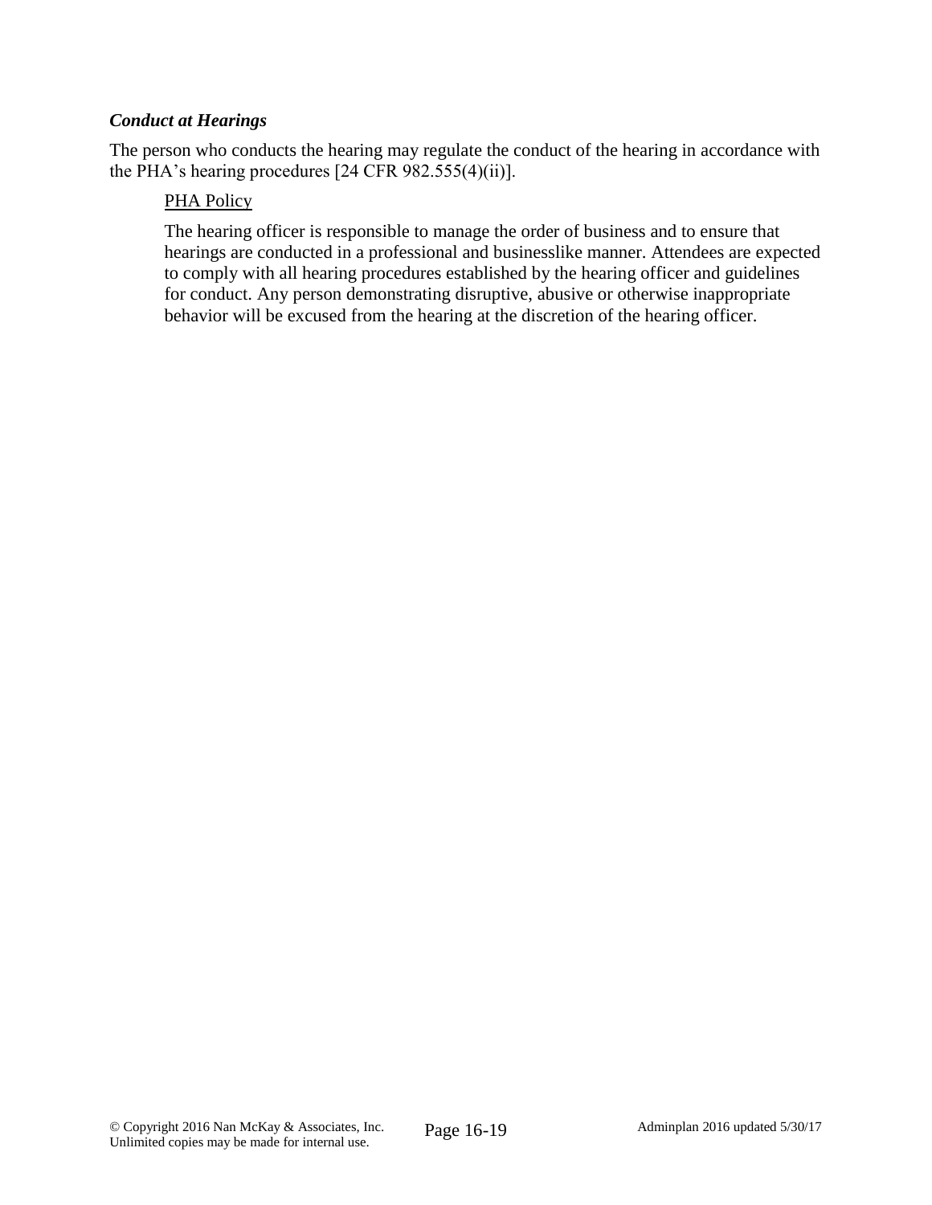### *Conduct at Hearings*

The person who conducts the hearing may regulate the conduct of the hearing in accordance with the PHA's hearing procedures [24 CFR 982.555(4)(ii)].

PHA Policy

The hearing officer is responsible to manage the order of business and to ensure that hearings are conducted in a professional and businesslike manner. Attendees are expected to comply with all hearing procedures established by the hearing officer and guidelines for conduct. Any person demonstrating disruptive, abusive or otherwise inappropriate behavior will be excused from the hearing at the discretion of the hearing officer.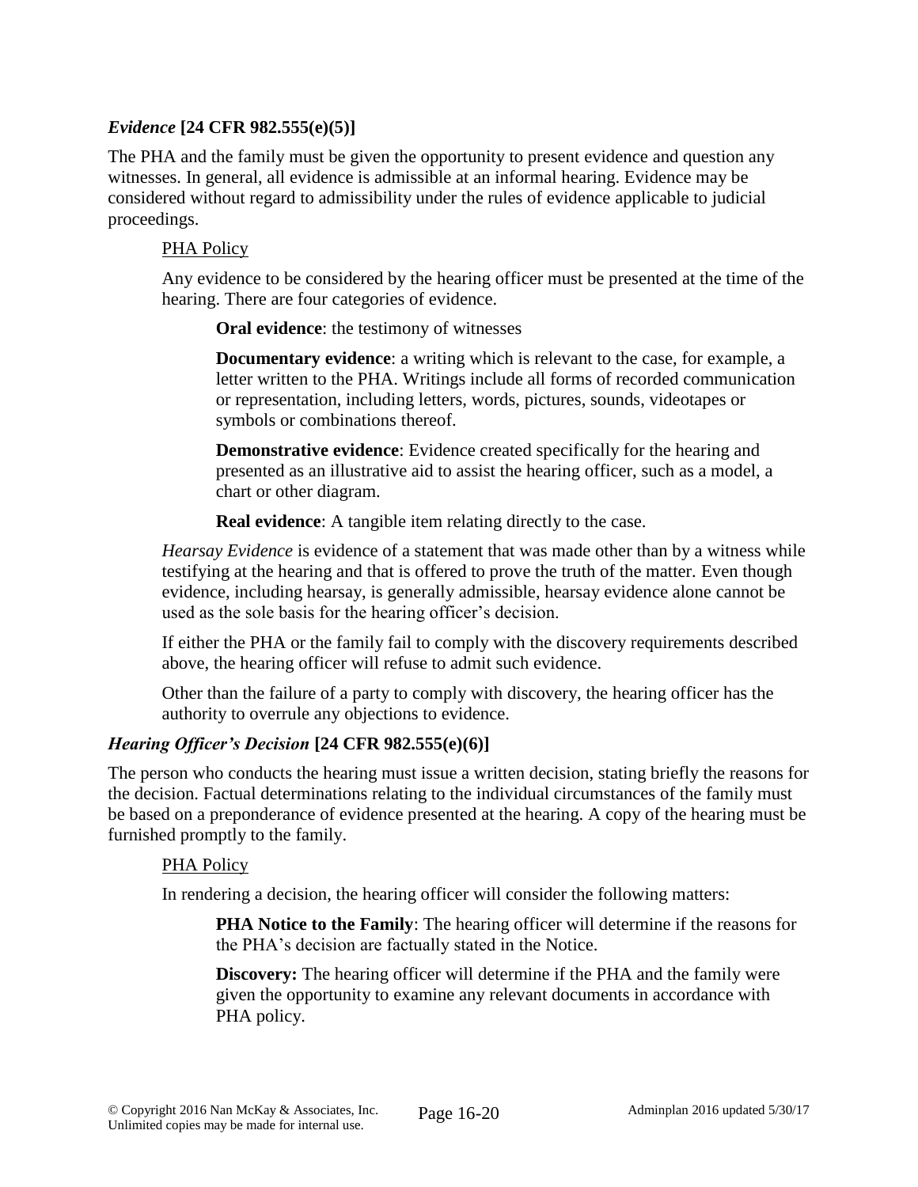### *Evidence* [24 CFR 982.555(e)(5)]

The PHA and the family must be given the opportunity to present evidence and question any witnesses. In general, all evidence is admissible at an informal hearing. Evidence may be considered without regard to admissibility under the rules of evidence applicable to judicial proceedings.

PHA Policy

Any evidence to be considered by the hearing officer must be presented at the time of the hearing. There are four categories of evidence.

**Oral evidence**: the testimony of witnesses

**Documentary evidence**: a writing which is relevant to the case, for example, a letter written to the PHA. Writings include all forms of recorded communication or representation, including letters, words, pictures, sounds, videotapes or symbols or combinations thereof.

**Demonstrative evidence**: Evidence created specifically for the hearing and presented as an illustrative aid to assist the hearing officer, such as a model, a chart or other diagram.

**Real evidence**: A tangible item relating directly to the case.

*Hearsay Evidence* is evidence of a statement that was made other than by a witness while testifying at the hearing and that is offered to prove the truth of the matter. Even though evidence, including hearsay, is generally admissible, hearsay evidence alone cannot be used as the sole basis for the hearing officer's decision.

If either the PHA or the family fail to comply with the discovery requirements described above, the hearing officer will refuse to admit such evidence.

Other than the failure of a party to comply with discovery, the hearing officer has the authority to overrule any objections to evidence.

### *Hearing Officer's Decision* [24 CFR 982.555(e)(6)]

The person who conducts the hearing must issue a written decision, stating briefly the reasons for the decision. Factual determinations relating to the individual circumstances of the family must be based on a preponderance of evidence presented at the hearing. A copy of the hearing must be furnished promptly to the family.

PHA Policy

In rendering a decision, the hearing officer will consider the following matters:

**PHA Notice to the Family**: The hearing officer will determine if the reasons for the PHA's decision are factually stated in the Notice.

**Discovery:** The hearing officer will determine if the PHA and the family were given the opportunity to examine any relevant documents in accordance with PHA policy.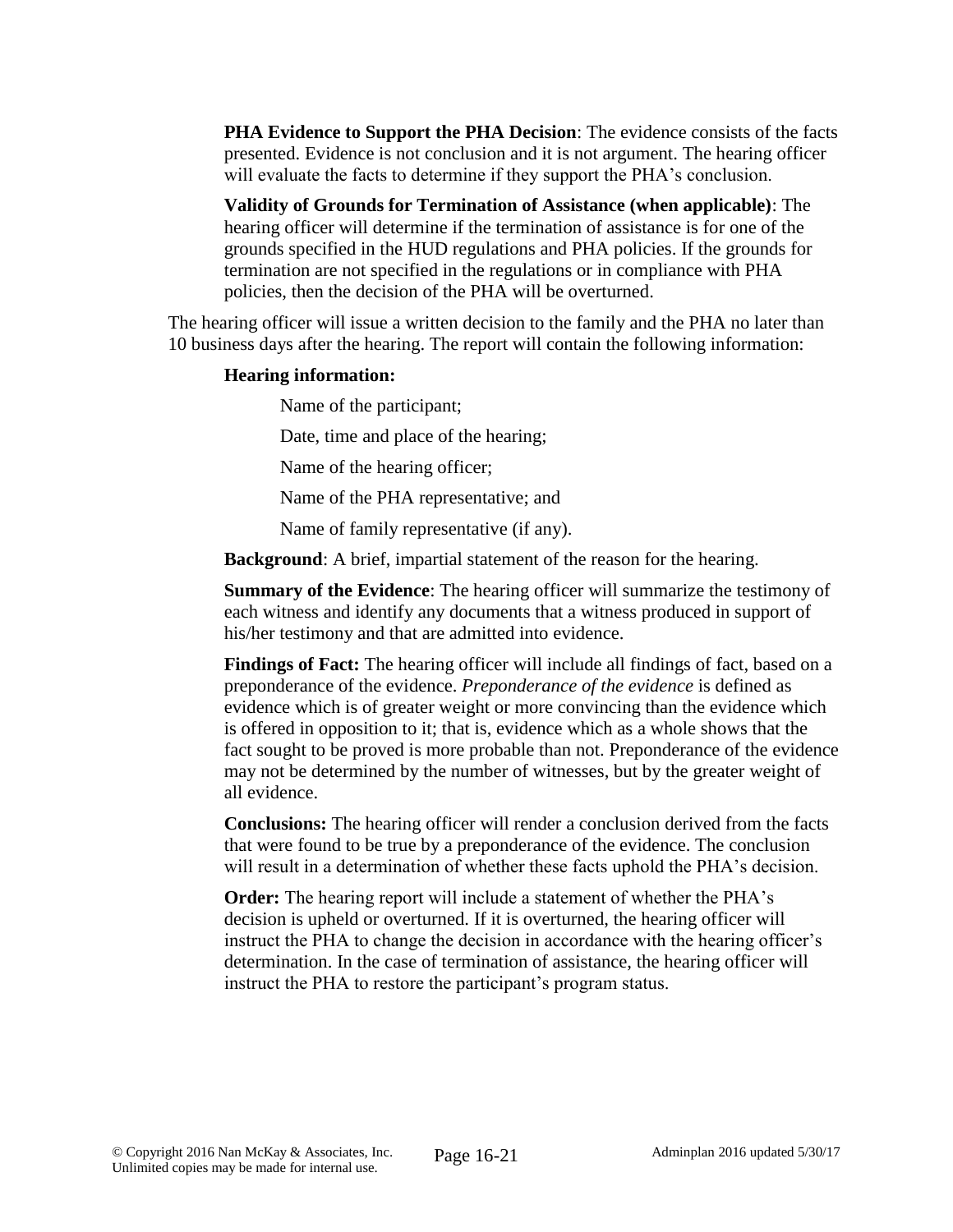**PHA Evidence to Support the PHA Decision**: The evidence consists of the facts presented. Evidence is not conclusion and it is not argument. The hearing officer will evaluate the facts to determine if they support the PHA's conclusion.

**Validity of Grounds for Termination of Assistance (when applicable)**: The hearing officer will determine if the termination of assistance is for one of the grounds specified in the HUD regulations and PHA policies. If the grounds for termination are not specified in the regulations or in compliance with PHA policies, then the decision of the PHA will be overturned.

The hearing officer will issue a written decision to the family and the PHA no later than 10 business days after the hearing. The report will contain the following information:

**Hearing information:**

Name of the participant;

Date, time and place of the hearing;

Name of the hearing officer;

Name of the PHA representative; and

Name of family representative (if any).

**Background**: A brief, impartial statement of the reason for the hearing.

**Summary of the Evidence**: The hearing officer will summarize the testimony of each witness and identify any documents that a witness produced in support of his/her testimony and that are admitted into evidence.

**Findings of Fact:** The hearing officer will include all findings of fact, based on a preponderance of the evidence. *Preponderance of the evidence* is defined as evidence which is of greater weight or more convincing than the evidence which is offered in opposition to it; that is, evidence which as a whole shows that the fact sought to be proved is more probable than not. Preponderance of the evidence may not be determined by the number of witnesses, but by the greater weight of all evidence.

**Conclusions:** The hearing officer will render a conclusion derived from the facts that were found to be true by a preponderance of the evidence. The conclusion will result in a determination of whether these facts uphold the PHA's decision.

**Order:** The hearing report will include a statement of whether the PHA's decision is upheld or overturned. If it is overturned, the hearing officer will instruct the PHA to change the decision in accordance with the hearing officer's determination. In the case of termination of assistance, the hearing officer will instruct the PHA to restore the participant's program status.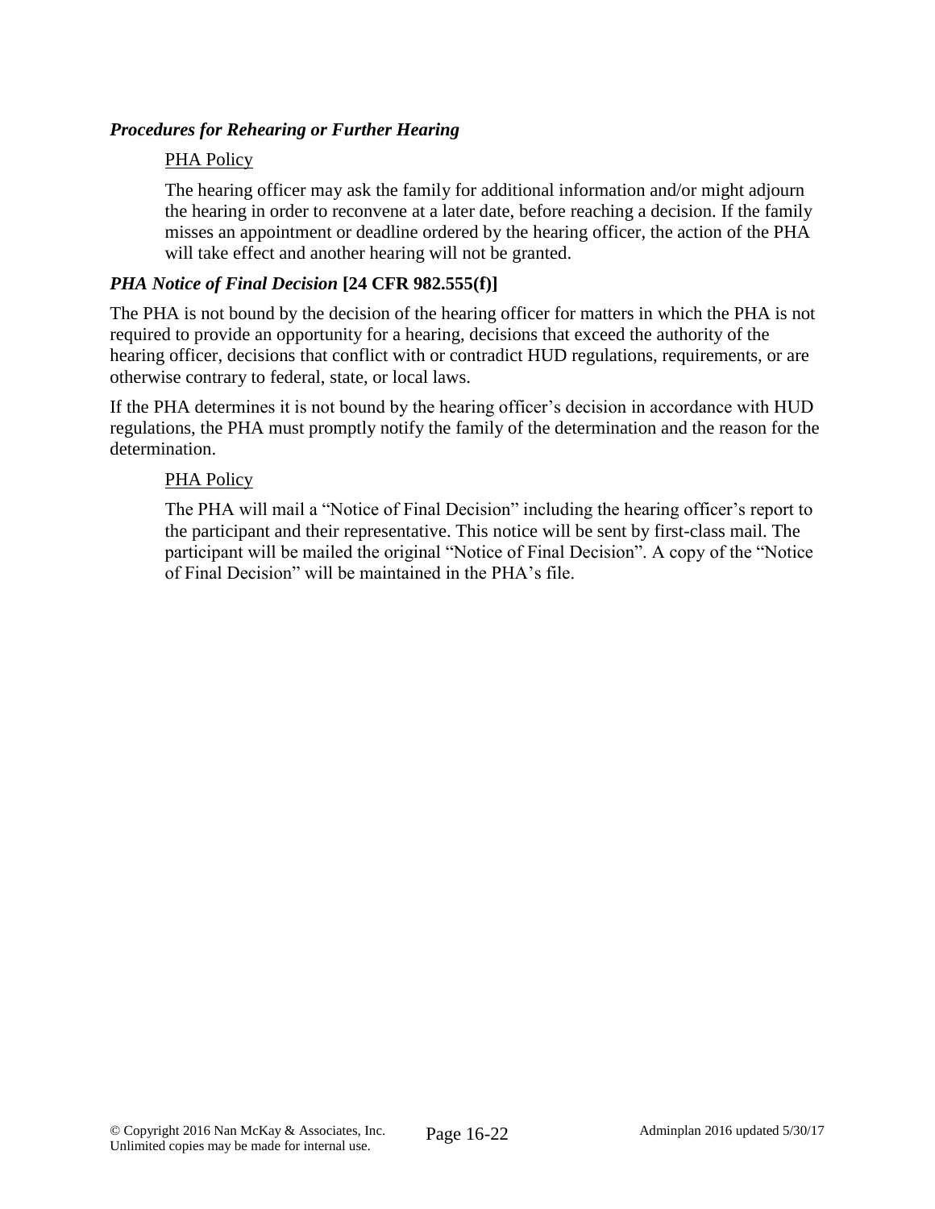#### *Procedures for Rehearing or Further Hearing*

PHA Policy

The hearing officer may ask the family for additional information and/or might adjourn the hearing in order to reconvene at a later date, before reaching a decision. If the family misses an appointment or deadline ordered by the hearing officer, the action of the PHA will take effect and another hearing will not be granted.

#### *PHA Notice of Final Decision* [24 CFR 982.555(f)]

The PHA is not bound by the decision of the hearing officer for matters in which the PHA is not required to provide an opportunity for a hearing, decisions that exceed the authority of the hearing officer, decisions that conflict with or contradict HUD regulations, requirements, or are otherwise contrary to federal, state, or local laws.

If the PHA determines it is not bound by the hearing officer's decision in accordance with HUD regulations, the PHA must promptly notify the family of the determination and the reason for the determination.

PHA Policy

The PHA will mail a "Notice of Final Decision" including the hearing officer's report to the participant and their representative. This notice will be sent by first-class mail. The participant will be mailed the original "Notice of Final Decision". A copy of the "Notice of Final Decision" will be maintained in the PHA's file.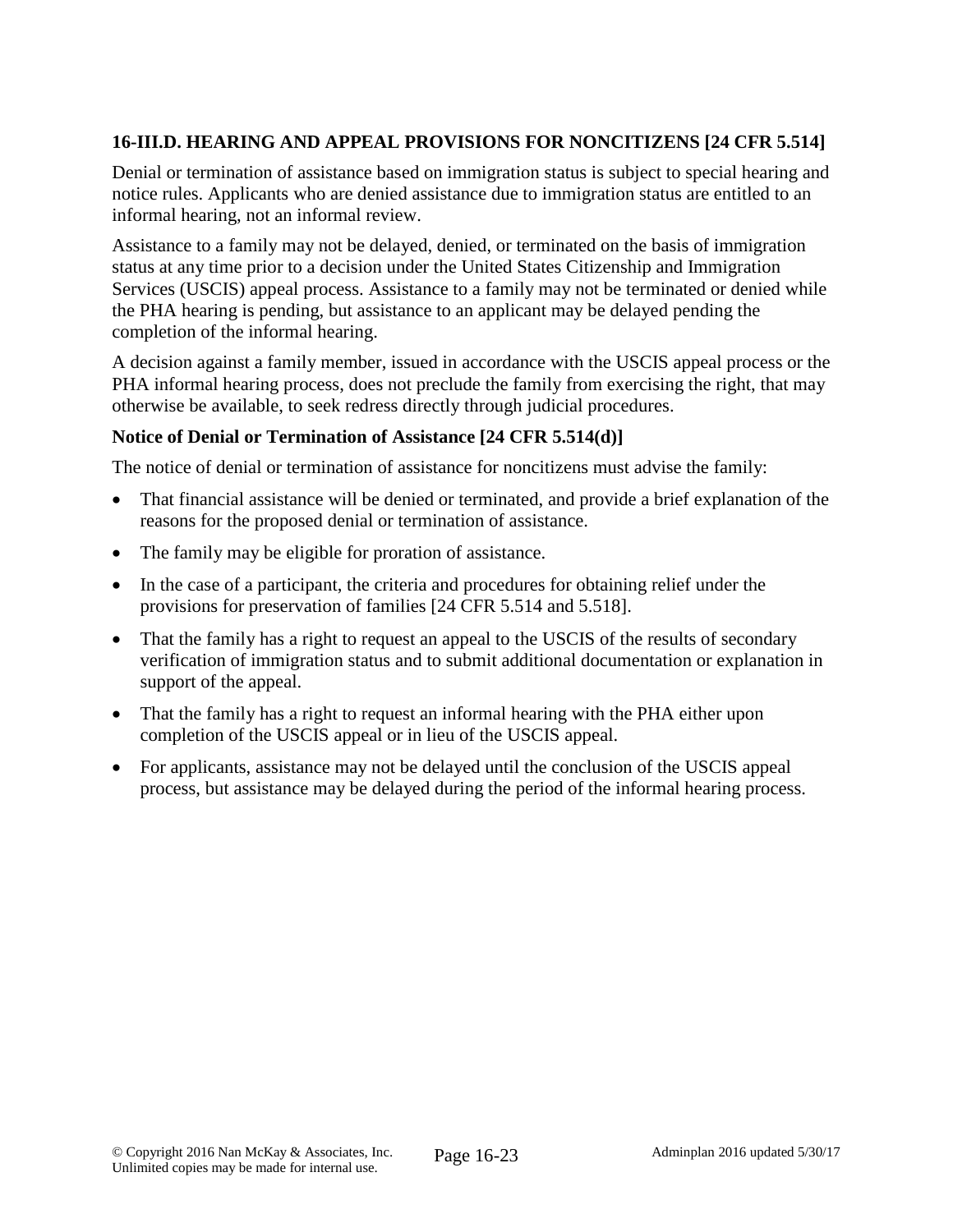### 16-III.D. HEARING AND APPEAL PROVISIONS FOR NONCITIZENS [24 CFR 5.514]

Denial or termination of assistance based on immigration status is subject to special hearing and notice rules. Applicants who are denied assistance due to immigration status are entitled to an informal hearing, not an informal review.

Assistance to a family may not be delayed, denied, or terminated on the basis of immigration status at any time prior to a decision under the United States Citizenship and Immigration Services (USCIS) appeal process. Assistance to a family may not be terminated or denied while the PHA hearing is pending, but assistance to an applicant may be delayed pending the completion of the informal hearing.

A decision against a family member, issued in accordance with the USCIS appeal process or the PHA informal hearing process, does not preclude the family from exercising the right, that may otherwise be available, to seek redress directly through judicial procedures.

#### Notice of Denial or Termination of Assistance [24 CFR 5.514(d)]

The notice of denial or termination of assistance for noncitizens must advise the family:

- That financial assistance will be denied or terminated, and provide a brief explanation of the reasons for the proposed denial or termination of assistance.
- The family may be eligible for proration of assistance.
- In the case of a participant, the criteria and procedures for obtaining relief under the provisions for preservation of families [24 CFR 5.514 and 5.518].
- That the family has a right to request an appeal to the USCIS of the results of secondary verification of immigration status and to submit additional documentation or explanation in support of the appeal.
- That the family has a right to request an informal hearing with the PHA either upon completion of the USCIS appeal or in lieu of the USCIS appeal.
- For applicants, assistance may not be delayed until the conclusion of the USCIS appeal process, but assistance may be delayed during the period of the informal hearing process.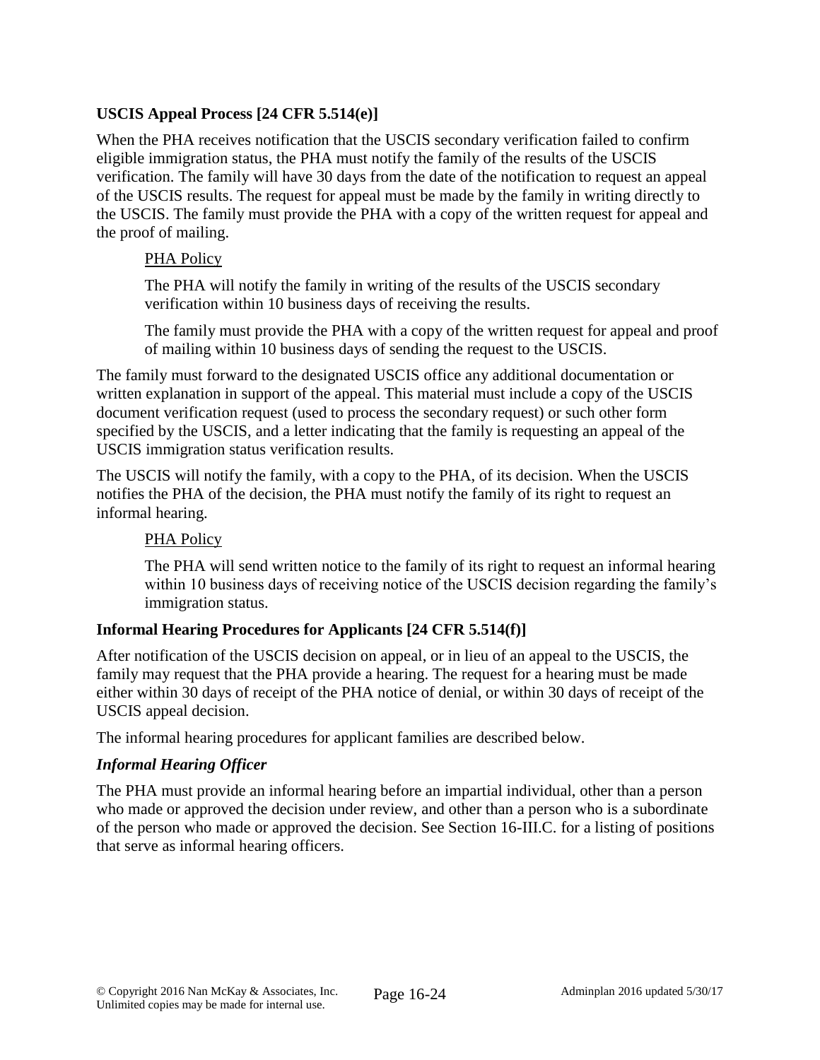### USCIS Appeal Process [24 CFR 5.514(e)]

When the PHA receives notification that the USCIS secondary verification failed to confirm eligible immigration status, the PHA must notify the family of the results of the USCIS verification. The family will have 30 days from the date of the notification to request an appeal of the USCIS results. The request for appeal must be made by the family in writing directly to the USCIS. The family must provide the PHA with a copy of the written request for appeal and the proof of mailing.

> PHA Policy
>
> The PHA will notify the family in writing of the results of the USCIS secondary verification within 10 business days of receiving the results.
>
> The family must provide the PHA with a copy of the written request for appeal and proof of mailing within 10 business days of sending the request to the USCIS.

The family must forward to the designated USCIS office any additional documentation or written explanation in support of the appeal. This material must include a copy of the USCIS document verification request (used to process the secondary request) or such other form specified by the USCIS, and a letter indicating that the family is requesting an appeal of the USCIS immigration status verification results.

The USCIS will notify the family, with a copy to the PHA, of its decision. When the USCIS notifies the PHA of the decision, the PHA must notify the family of its right to request an informal hearing.

> PHA Policy
>
> The PHA will send written notice to the family of its right to request an informal hearing within 10 business days of receiving notice of the USCIS decision regarding the family's immigration status.

### Informal Hearing Procedures for Applicants [24 CFR 5.514(f)]

After notification of the USCIS decision on appeal, or in lieu of an appeal to the USCIS, the family may request that the PHA provide a hearing. The request for a hearing must be made either within 30 days of receipt of the PHA notice of denial, or within 30 days of receipt of the USCIS appeal decision.

The informal hearing procedures for applicant families are described below.

#### *Informal Hearing Officer*

The PHA must provide an informal hearing before an impartial individual, other than a person who made or approved the decision under review, and other than a person who is a subordinate of the person who made or approved the decision. See Section 16-III.C. for a listing of positions that serve as informal hearing officers.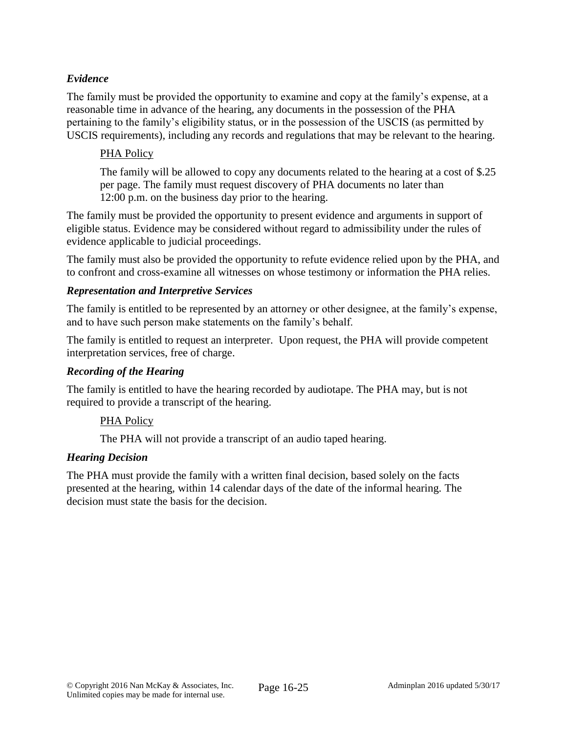***Evidence***

The family must be provided the opportunity to examine and copy at the family's expense, at a reasonable time in advance of the hearing, any documents in the possession of the PHA pertaining to the family's eligibility status, or in the possession of the USCIS (as permitted by USCIS requirements), including any records and regulations that may be relevant to the hearing.

> <u>PHA Policy</u>
>
> The family will be allowed to copy any documents related to the hearing at a cost of $.25 per page. The family must request discovery of PHA documents no later than 12:00 p.m. on the business day prior to the hearing.

The family must be provided the opportunity to present evidence and arguments in support of eligible status. Evidence may be considered without regard to admissibility under the rules of evidence applicable to judicial proceedings.

The family must also be provided the opportunity to refute evidence relied upon by the PHA, and to confront and cross-examine all witnesses on whose testimony or information the PHA relies.

***Representation and Interpretive Services***

The family is entitled to be represented by an attorney or other designee, at the family's expense, and to have such person make statements on the family's behalf.

The family is entitled to request an interpreter. Upon request, the PHA will provide competent interpretation services, free of charge.

***Recording of the Hearing***

The family is entitled to have the hearing recorded by audiotape. The PHA may, but is not required to provide a transcript of the hearing.

> <u>PHA Policy</u>
>
> The PHA will not provide a transcript of an audio taped hearing.

***Hearing Decision***

The PHA must provide the family with a written final decision, based solely on the facts presented at the hearing, within 14 calendar days of the date of the informal hearing. The decision must state the basis for the decision.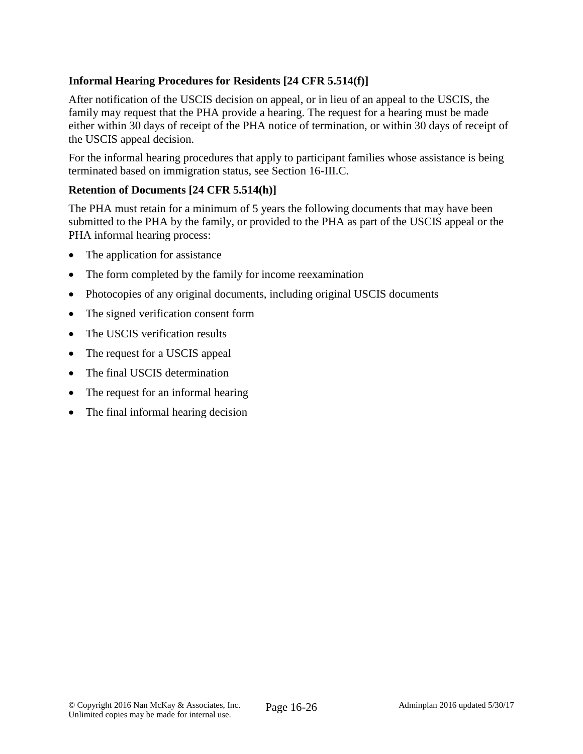**Informal Hearing Procedures for Residents [24 CFR 5.514(f)]**

After notification of the USCIS decision on appeal, or in lieu of an appeal to the USCIS, the family may request that the PHA provide a hearing. The request for a hearing must be made either within 30 days of receipt of the PHA notice of termination, or within 30 days of receipt of the USCIS appeal decision.

For the informal hearing procedures that apply to participant families whose assistance is being terminated based on immigration status, see Section 16-III.C.

**Retention of Documents [24 CFR 5.514(h)]**

The PHA must retain for a minimum of 5 years the following documents that may have been submitted to the PHA by the family, or provided to the PHA as part of the USCIS appeal or the PHA informal hearing process:

- The application for assistance
- The form completed by the family for income reexamination
- Photocopies of any original documents, including original USCIS documents
- The signed verification consent form
- The USCIS verification results
- The request for a USCIS appeal
- The final USCIS determination
- The request for an informal hearing
- The final informal hearing decision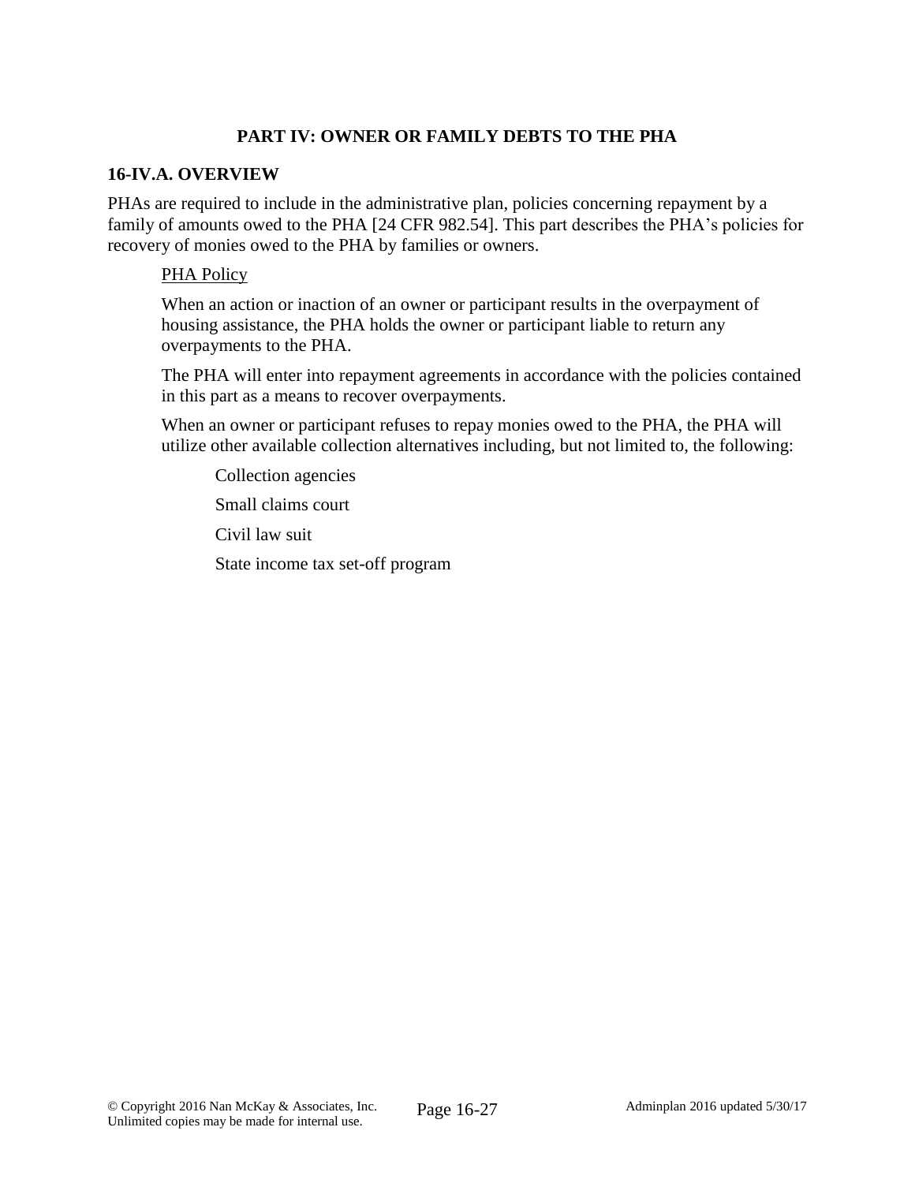## PART IV: OWNER OR FAMILY DEBTS TO THE PHA

### 16-IV.A. OVERVIEW

PHAs are required to include in the administrative plan, policies concerning repayment by a family of amounts owed to the PHA [24 CFR 982.54]. This part describes the PHA's policies for recovery of monies owed to the PHA by families or owners.

<u>PHA Policy</u>

When an action or inaction of an owner or participant results in the overpayment of housing assistance, the PHA holds the owner or participant liable to return any overpayments to the PHA.

The PHA will enter into repayment agreements in accordance with the policies contained in this part as a means to recover overpayments.

When an owner or participant refuses to repay monies owed to the PHA, the PHA will utilize other available collection alternatives including, but not limited to, the following:

- Collection agencies
- Small claims court
- Civil law suit
- State income tax set-off program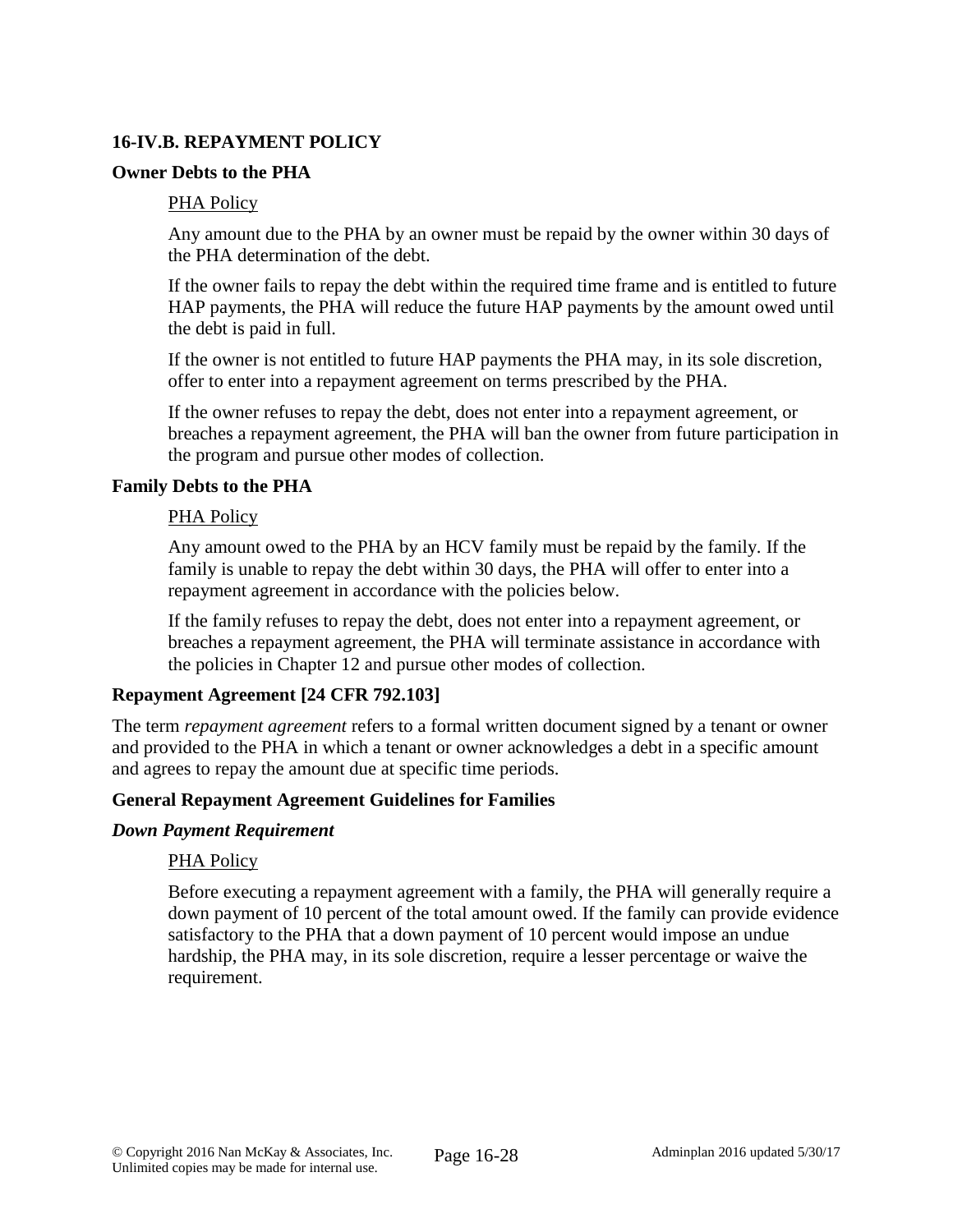### 16-IV.B. REPAYMENT POLICY

#### Owner Debts to the PHA

PHA Policy

Any amount due to the PHA by an owner must be repaid by the owner within 30 days of the PHA determination of the debt.

If the owner fails to repay the debt within the required time frame and is entitled to future HAP payments, the PHA will reduce the future HAP payments by the amount owed until the debt is paid in full.

If the owner is not entitled to future HAP payments the PHA may, in its sole discretion, offer to enter into a repayment agreement on terms prescribed by the PHA.

If the owner refuses to repay the debt, does not enter into a repayment agreement, or breaches a repayment agreement, the PHA will ban the owner from future participation in the program and pursue other modes of collection.

#### Family Debts to the PHA

PHA Policy

Any amount owed to the PHA by an HCV family must be repaid by the family. If the family is unable to repay the debt within 30 days, the PHA will offer to enter into a repayment agreement in accordance with the policies below.

If the family refuses to repay the debt, does not enter into a repayment agreement, or breaches a repayment agreement, the PHA will terminate assistance in accordance with the policies in Chapter 12 and pursue other modes of collection.

#### Repayment Agreement [24 CFR 792.103]

The term *repayment agreement* refers to a formal written document signed by a tenant or owner and provided to the PHA in which a tenant or owner acknowledges a debt in a specific amount and agrees to repay the amount due at specific time periods.

#### General Repayment Agreement Guidelines for Families

***Down Payment Requirement***

PHA Policy

Before executing a repayment agreement with a family, the PHA will generally require a down payment of 10 percent of the total amount owed. If the family can provide evidence satisfactory to the PHA that a down payment of 10 percent would impose an undue hardship, the PHA may, in its sole discretion, require a lesser percentage or waive the requirement.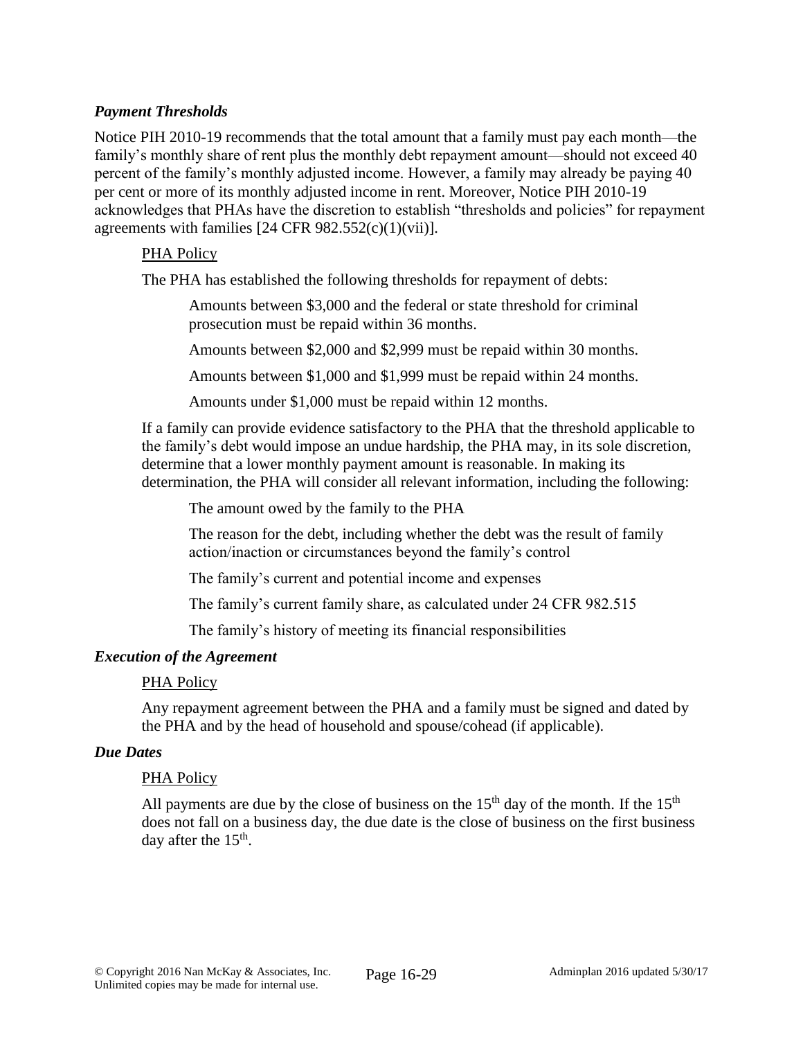### *Payment Thresholds*

Notice PIH 2010-19 recommends that the total amount that a family must pay each month—the family's monthly share of rent plus the monthly debt repayment amount—should not exceed 40 percent of the family's monthly adjusted income. However, a family may already be paying 40 per cent or more of its monthly adjusted income in rent. Moreover, Notice PIH 2010-19 acknowledges that PHAs have the discretion to establish "thresholds and policies" for repayment agreements with families [24 CFR 982.552(c)(1)(vii)].

PHA Policy

The PHA has established the following thresholds for repayment of debts:

Amounts between $3,000 and the federal or state threshold for criminal prosecution must be repaid within 36 months.

Amounts between $2,000 and $2,999 must be repaid within 30 months.

Amounts between $1,000 and $1,999 must be repaid within 24 months.

Amounts under $1,000 must be repaid within 12 months.

If a family can provide evidence satisfactory to the PHA that the threshold applicable to the family's debt would impose an undue hardship, the PHA may, in its sole discretion, determine that a lower monthly payment amount is reasonable. In making its determination, the PHA will consider all relevant information, including the following:

The amount owed by the family to the PHA

The reason for the debt, including whether the debt was the result of family action/inaction or circumstances beyond the family's control

The family's current and potential income and expenses

The family's current family share, as calculated under 24 CFR 982.515

The family's history of meeting its financial responsibilities

### *Execution of the Agreement*

PHA Policy

Any repayment agreement between the PHA and a family must be signed and dated by the PHA and by the head of household and spouse/cohead (if applicable).

### *Due Dates*

PHA Policy

All payments are due by the close of business on the 15th day of the month. If the 15th does not fall on a business day, the due date is the close of business on the first business day after the 15th.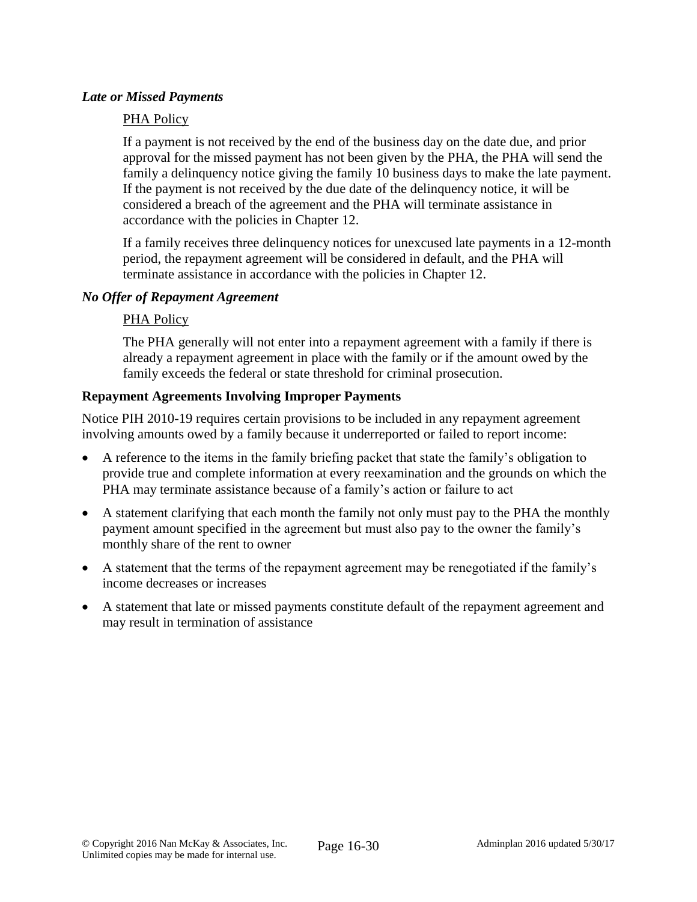#### *Late or Missed Payments*

PHA Policy

If a payment is not received by the end of the business day on the date due, and prior approval for the missed payment has not been given by the PHA, the PHA will send the family a delinquency notice giving the family 10 business days to make the late payment. If the payment is not received by the due date of the delinquency notice, it will be considered a breach of the agreement and the PHA will terminate assistance in accordance with the policies in Chapter 12.

If a family receives three delinquency notices for unexcused late payments in a 12-month period, the repayment agreement will be considered in default, and the PHA will terminate assistance in accordance with the policies in Chapter 12.

#### *No Offer of Repayment Agreement*

PHA Policy

The PHA generally will not enter into a repayment agreement with a family if there is already a repayment agreement in place with the family or if the amount owed by the family exceeds the federal or state threshold for criminal prosecution.

### Repayment Agreements Involving Improper Payments

Notice PIH 2010-19 requires certain provisions to be included in any repayment agreement involving amounts owed by a family because it underreported or failed to report income:

- A reference to the items in the family briefing packet that state the family's obligation to provide true and complete information at every reexamination and the grounds on which the PHA may terminate assistance because of a family's action or failure to act
- A statement clarifying that each month the family not only must pay to the PHA the monthly payment amount specified in the agreement but must also pay to the owner the family's monthly share of the rent to owner
- A statement that the terms of the repayment agreement may be renegotiated if the family's income decreases or increases
- A statement that late or missed payments constitute default of the repayment agreement and may result in termination of assistance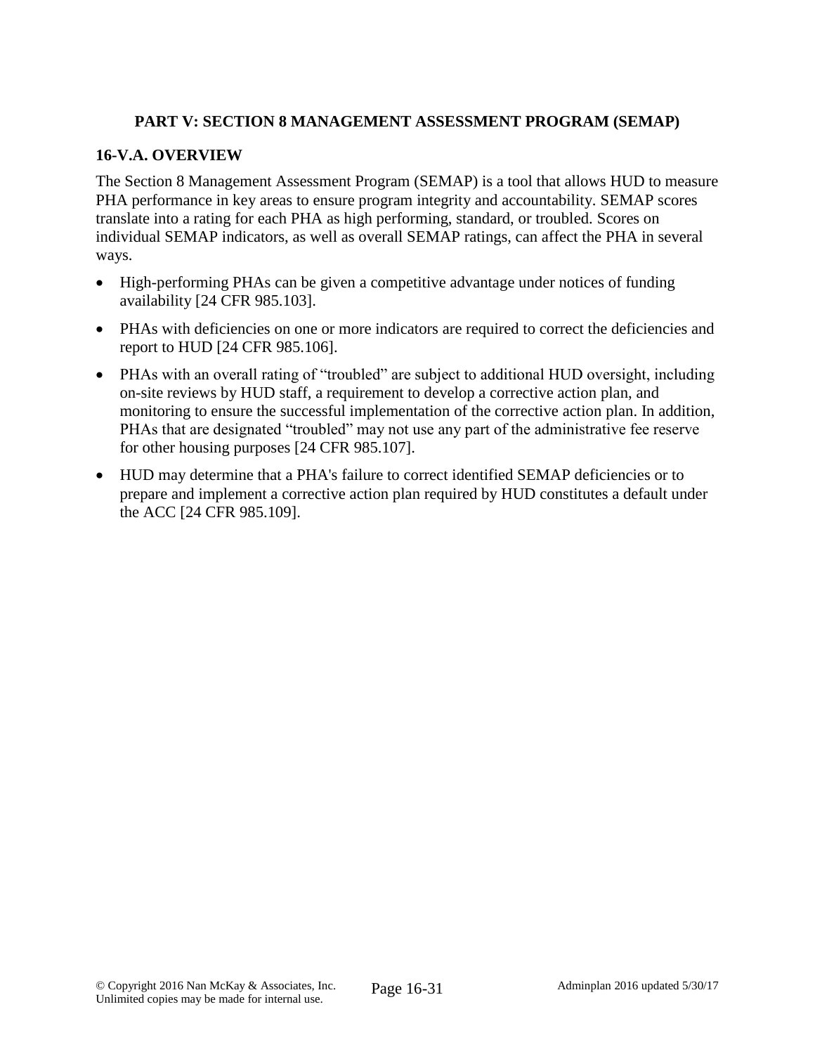## PART V: SECTION 8 MANAGEMENT ASSESSMENT PROGRAM (SEMAP)

### 16-V.A. OVERVIEW

The Section 8 Management Assessment Program (SEMAP) is a tool that allows HUD to measure PHA performance in key areas to ensure program integrity and accountability. SEMAP scores translate into a rating for each PHA as high performing, standard, or troubled. Scores on individual SEMAP indicators, as well as overall SEMAP ratings, can affect the PHA in several ways.

- High-performing PHAs can be given a competitive advantage under notices of funding availability [24 CFR 985.103].
- PHAs with deficiencies on one or more indicators are required to correct the deficiencies and report to HUD [24 CFR 985.106].
- PHAs with an overall rating of "troubled" are subject to additional HUD oversight, including on-site reviews by HUD staff, a requirement to develop a corrective action plan, and monitoring to ensure the successful implementation of the corrective action plan. In addition, PHAs that are designated "troubled" may not use any part of the administrative fee reserve for other housing purposes [24 CFR 985.107].
- HUD may determine that a PHA's failure to correct identified SEMAP deficiencies or to prepare and implement a corrective action plan required by HUD constitutes a default under the ACC [24 CFR 985.109].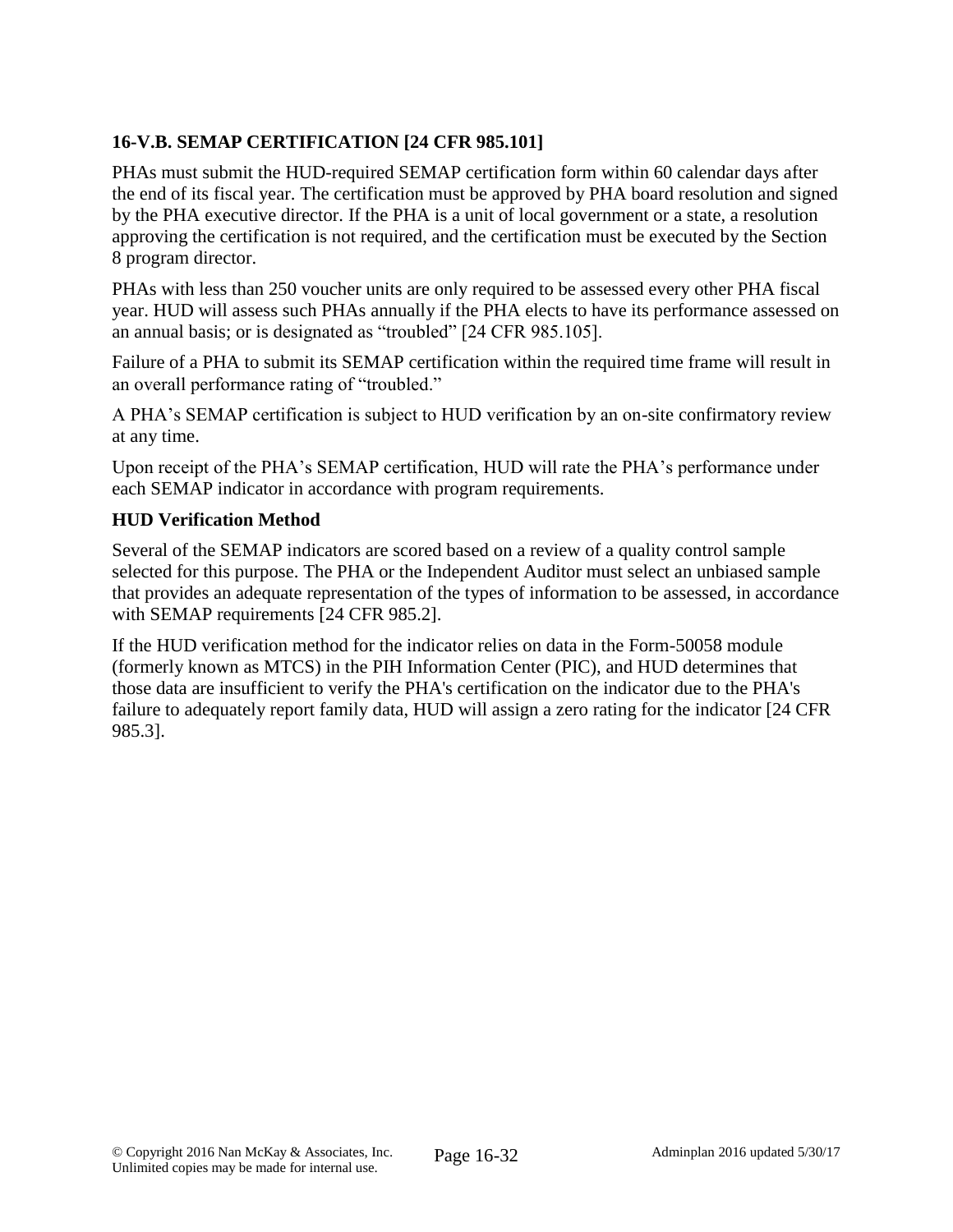### 16-V.B. SEMAP CERTIFICATION [24 CFR 985.101]

PHAs must submit the HUD-required SEMAP certification form within 60 calendar days after the end of its fiscal year. The certification must be approved by PHA board resolution and signed by the PHA executive director. If the PHA is a unit of local government or a state, a resolution approving the certification is not required, and the certification must be executed by the Section 8 program director.

PHAs with less than 250 voucher units are only required to be assessed every other PHA fiscal year. HUD will assess such PHAs annually if the PHA elects to have its performance assessed on an annual basis; or is designated as "troubled" [24 CFR 985.105].

Failure of a PHA to submit its SEMAP certification within the required time frame will result in an overall performance rating of "troubled."

A PHA's SEMAP certification is subject to HUD verification by an on-site confirmatory review at any time.

Upon receipt of the PHA's SEMAP certification, HUD will rate the PHA's performance under each SEMAP indicator in accordance with program requirements.

**HUD Verification Method**

Several of the SEMAP indicators are scored based on a review of a quality control sample selected for this purpose. The PHA or the Independent Auditor must select an unbiased sample that provides an adequate representation of the types of information to be assessed, in accordance with SEMAP requirements [24 CFR 985.2].

If the HUD verification method for the indicator relies on data in the Form-50058 module (formerly known as MTCS) in the PIH Information Center (PIC), and HUD determines that those data are insufficient to verify the PHA's certification on the indicator due to the PHA's failure to adequately report family data, HUD will assign a zero rating for the indicator [24 CFR 985.3].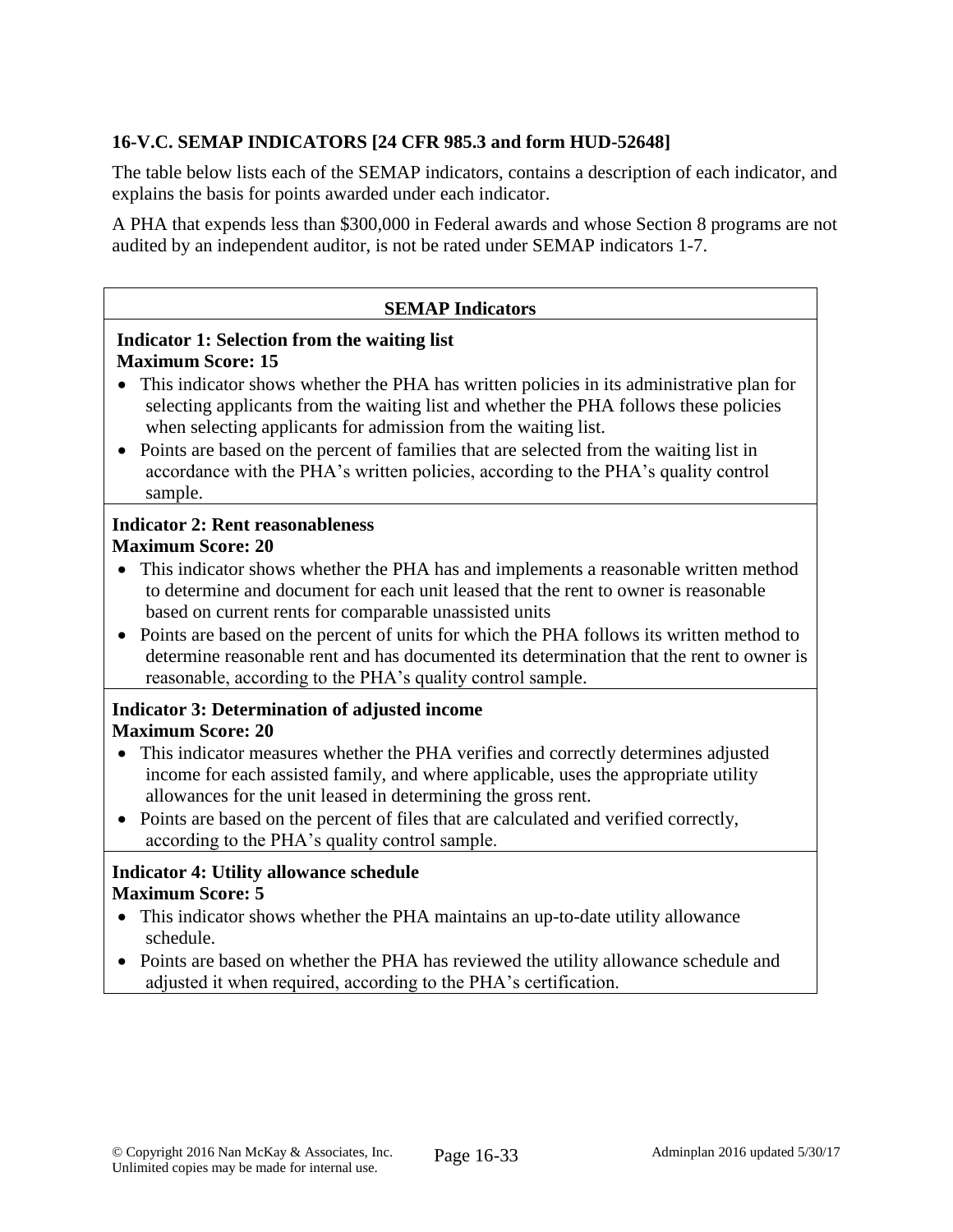### 16-V.C. SEMAP INDICATORS [24 CFR 985.3 and form HUD-52648]

The table below lists each of the SEMAP indicators, contains a description of each indicator, and explains the basis for points awarded under each indicator.

A PHA that expends less than $300,000 in Federal awards and whose Section 8 programs are not audited by an independent auditor, is not be rated under SEMAP indicators 1-7.

| SEMAP Indicators |
|---|
| **Indicator 1: Selection from the waiting list**<br>**Maximum Score: 15**<br>• This indicator shows whether the PHA has written policies in its administrative plan for selecting applicants from the waiting list and whether the PHA follows these policies when selecting applicants for admission from the waiting list.<br>• Points are based on the percent of families that are selected from the waiting list in accordance with the PHA's written policies, according to the PHA's quality control sample. |
| **Indicator 2: Rent reasonableness**<br>**Maximum Score: 20**<br>• This indicator shows whether the PHA has and implements a reasonable written method to determine and document for each unit leased that the rent to owner is reasonable based on current rents for comparable unassisted units<br>• Points are based on the percent of units for which the PHA follows its written method to determine reasonable rent and has documented its determination that the rent to owner is reasonable, according to the PHA's quality control sample. |
| **Indicator 3: Determination of adjusted income**<br>**Maximum Score: 20**<br>• This indicator measures whether the PHA verifies and correctly determines adjusted income for each assisted family, and where applicable, uses the appropriate utility allowances for the unit leased in determining the gross rent.<br>• Points are based on the percent of files that are calculated and verified correctly, according to the PHA's quality control sample. |
| **Indicator 4: Utility allowance schedule**<br>**Maximum Score: 5**<br>• This indicator shows whether the PHA maintains an up-to-date utility allowance schedule.<br>• Points are based on whether the PHA has reviewed the utility allowance schedule and adjusted it when required, according to the PHA's certification. |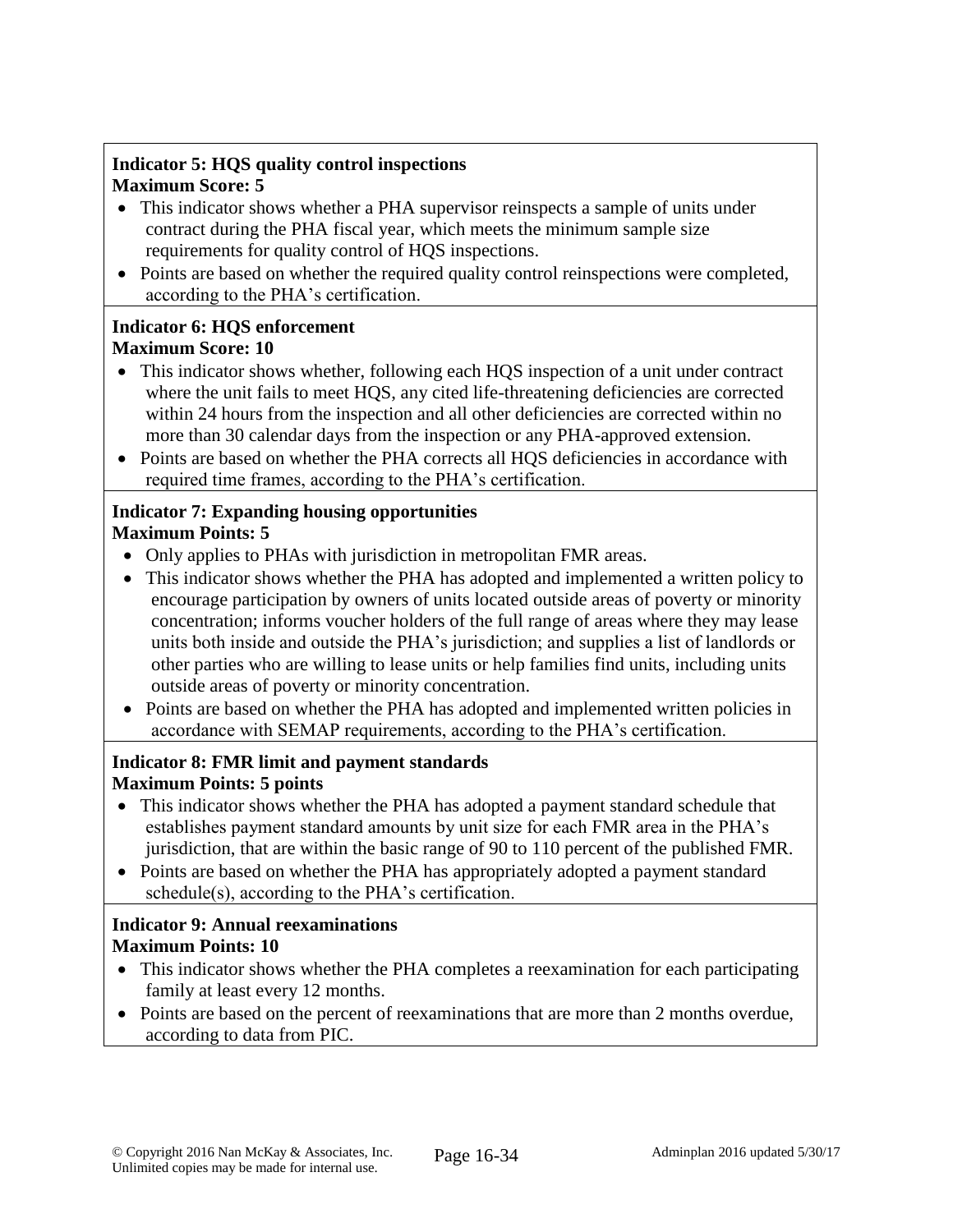**Indicator 5: HQS quality control inspections**
**Maximum Score: 5**

- This indicator shows whether a PHA supervisor reinspects a sample of units under contract during the PHA fiscal year, which meets the minimum sample size requirements for quality control of HQS inspections.
- Points are based on whether the required quality control reinspections were completed, according to the PHA's certification.

**Indicator 6: HQS enforcement**
**Maximum Score: 10**

- This indicator shows whether, following each HQS inspection of a unit under contract where the unit fails to meet HQS, any cited life-threatening deficiencies are corrected within 24 hours from the inspection and all other deficiencies are corrected within no more than 30 calendar days from the inspection or any PHA-approved extension.
- Points are based on whether the PHA corrects all HQS deficiencies in accordance with required time frames, according to the PHA's certification.

**Indicator 7: Expanding housing opportunities**
**Maximum Points: 5**

- Only applies to PHAs with jurisdiction in metropolitan FMR areas.
- This indicator shows whether the PHA has adopted and implemented a written policy to encourage participation by owners of units located outside areas of poverty or minority concentration; informs voucher holders of the full range of areas where they may lease units both inside and outside the PHA's jurisdiction; and supplies a list of landlords or other parties who are willing to lease units or help families find units, including units outside areas of poverty or minority concentration.
- Points are based on whether the PHA has adopted and implemented written policies in accordance with SEMAP requirements, according to the PHA's certification.

**Indicator 8: FMR limit and payment standards**
**Maximum Points: 5 points**

- This indicator shows whether the PHA has adopted a payment standard schedule that establishes payment standard amounts by unit size for each FMR area in the PHA's jurisdiction, that are within the basic range of 90 to 110 percent of the published FMR.
- Points are based on whether the PHA has appropriately adopted a payment standard schedule(s), according to the PHA's certification.

**Indicator 9: Annual reexaminations**
**Maximum Points: 10**

- This indicator shows whether the PHA completes a reexamination for each participating family at least every 12 months.
- Points are based on the percent of reexaminations that are more than 2 months overdue, according to data from PIC.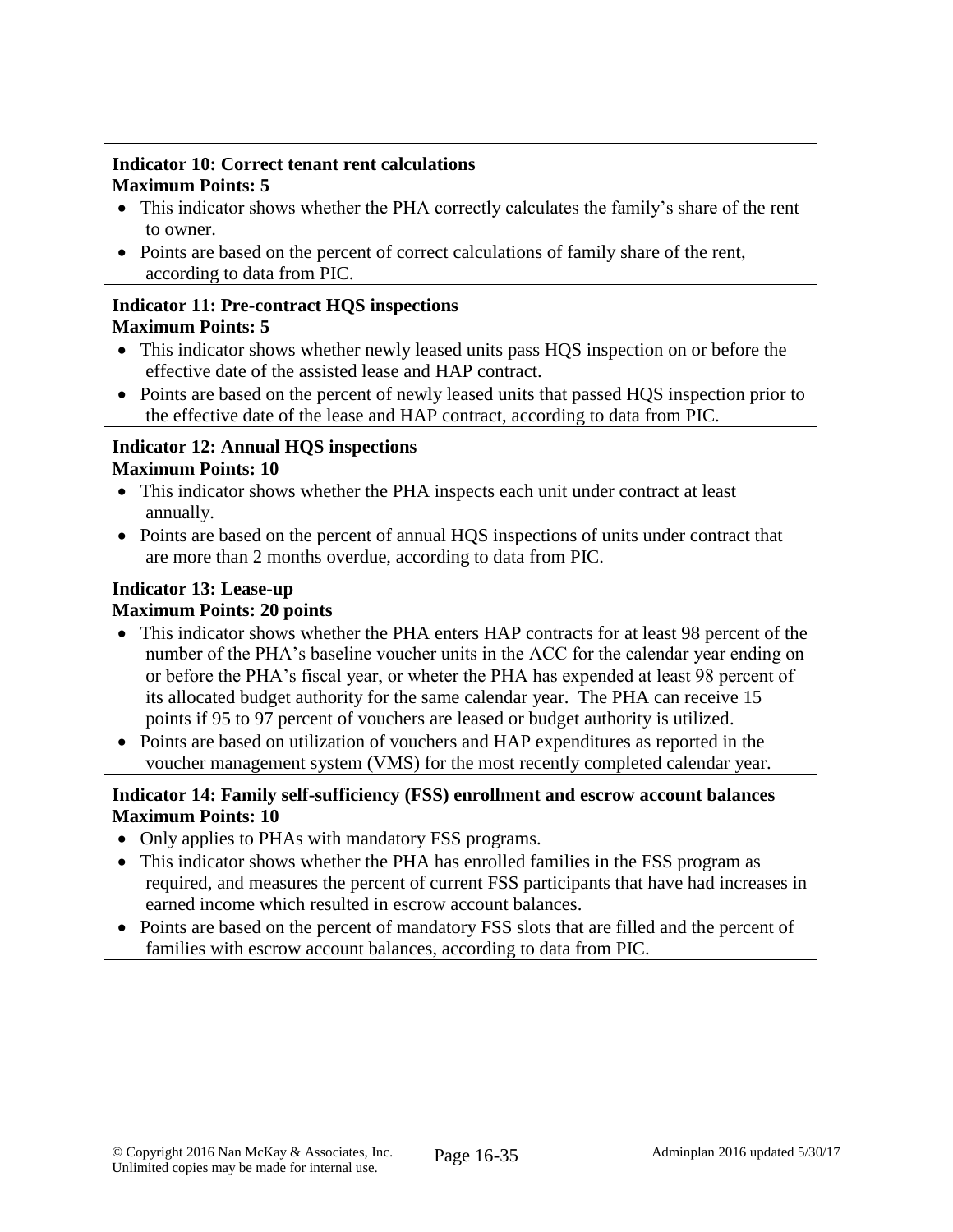**Indicator 10: Correct tenant rent calculations**
**Maximum Points: 5**

- This indicator shows whether the PHA correctly calculates the family's share of the rent to owner.
- Points are based on the percent of correct calculations of family share of the rent, according to data from PIC.

**Indicator 11: Pre-contract HQS inspections**
**Maximum Points: 5**

- This indicator shows whether newly leased units pass HQS inspection on or before the effective date of the assisted lease and HAP contract.
- Points are based on the percent of newly leased units that passed HQS inspection prior to the effective date of the lease and HAP contract, according to data from PIC.

**Indicator 12: Annual HQS inspections**
**Maximum Points: 10**

- This indicator shows whether the PHA inspects each unit under contract at least annually.
- Points are based on the percent of annual HQS inspections of units under contract that are more than 2 months overdue, according to data from PIC.

**Indicator 13: Lease-up**
**Maximum Points: 20 points**

- This indicator shows whether the PHA enters HAP contracts for at least 98 percent of the number of the PHA's baseline voucher units in the ACC for the calendar year ending on or before the PHA's fiscal year, or wheter the PHA has expended at least 98 percent of its allocated budget authority for the same calendar year. The PHA can receive 15 points if 95 to 97 percent of vouchers are leased or budget authority is utilized.
- Points are based on utilization of vouchers and HAP expenditures as reported in the voucher management system (VMS) for the most recently completed calendar year.

**Indicator 14: Family self-sufficiency (FSS) enrollment and escrow account balances**
**Maximum Points: 10**

- Only applies to PHAs with mandatory FSS programs.
- This indicator shows whether the PHA has enrolled families in the FSS program as required, and measures the percent of current FSS participants that have had increases in earned income which resulted in escrow account balances.
- Points are based on the percent of mandatory FSS slots that are filled and the percent of families with escrow account balances, according to data from PIC.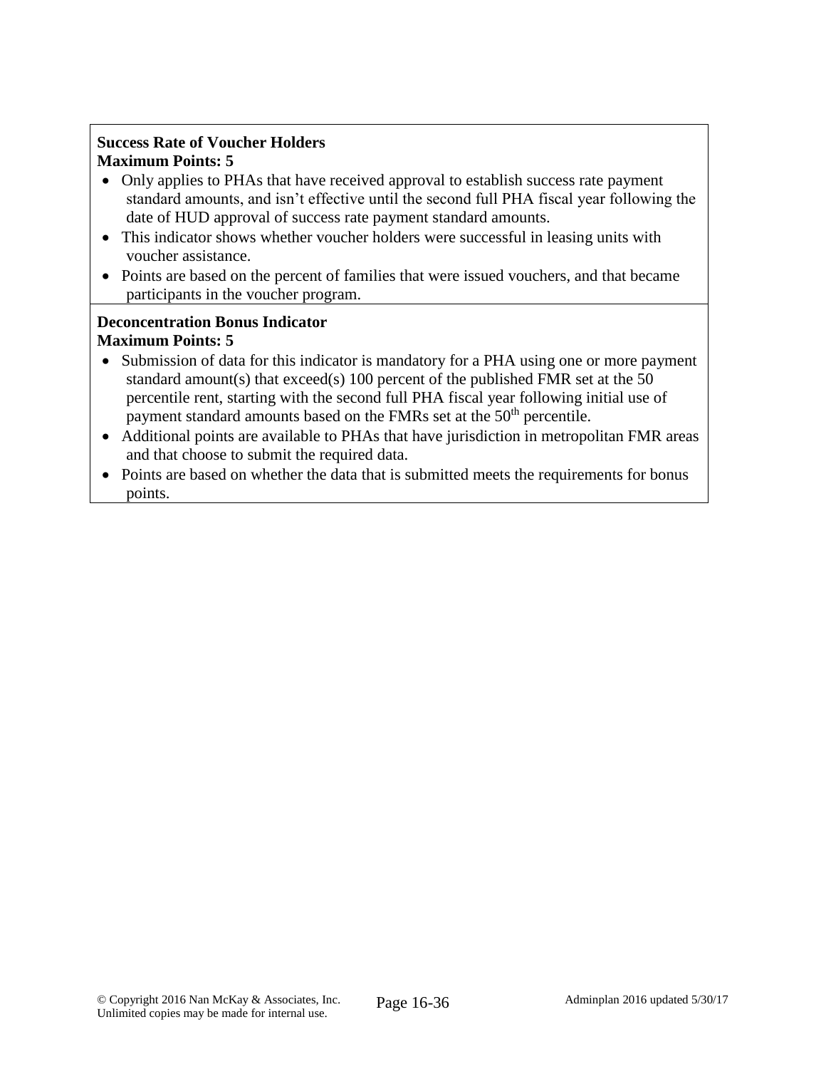**Success Rate of Voucher Holders**
**Maximum Points: 5**

- Only applies to PHAs that have received approval to establish success rate payment standard amounts, and isn't effective until the second full PHA fiscal year following the date of HUD approval of success rate payment standard amounts.
- This indicator shows whether voucher holders were successful in leasing units with voucher assistance.
- Points are based on the percent of families that were issued vouchers, and that became participants in the voucher program.

**Deconcentration Bonus Indicator**
**Maximum Points: 5**

- Submission of data for this indicator is mandatory for a PHA using one or more payment standard amount(s) that exceed(s) 100 percent of the published FMR set at the 50 percentile rent, starting with the second full PHA fiscal year following initial use of payment standard amounts based on the FMRs set at the 50th percentile.
- Additional points are available to PHAs that have jurisdiction in metropolitan FMR areas and that choose to submit the required data.
- Points are based on whether the data that is submitted meets the requirements for bonus points.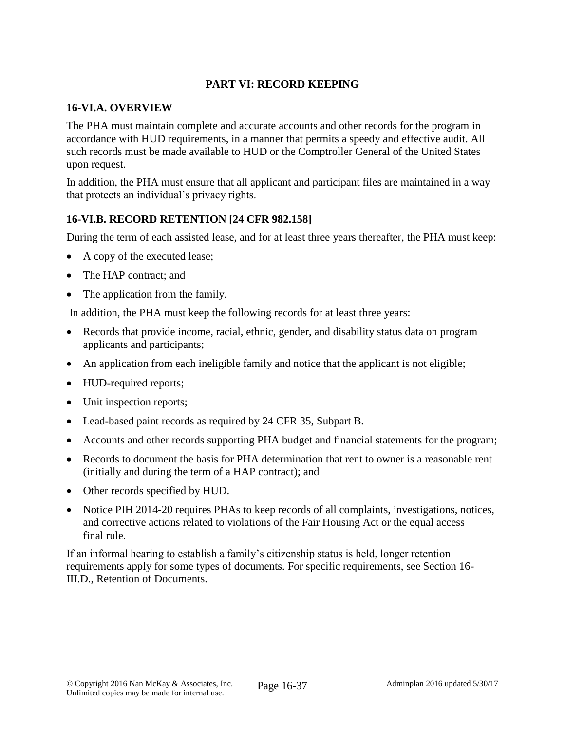## PART VI: RECORD KEEPING

### 16-VI.A. OVERVIEW

The PHA must maintain complete and accurate accounts and other records for the program in accordance with HUD requirements, in a manner that permits a speedy and effective audit. All such records must be made available to HUD or the Comptroller General of the United States upon request.

In addition, the PHA must ensure that all applicant and participant files are maintained in a way that protects an individual's privacy rights.

### 16-VI.B. RECORD RETENTION [24 CFR 982.158]

During the term of each assisted lease, and for at least three years thereafter, the PHA must keep:

- A copy of the executed lease;
- The HAP contract; and
- The application from the family.

In addition, the PHA must keep the following records for at least three years:

- Records that provide income, racial, ethnic, gender, and disability status data on program applicants and participants;
- An application from each ineligible family and notice that the applicant is not eligible;
- HUD-required reports;
- Unit inspection reports;
- Lead-based paint records as required by 24 CFR 35, Subpart B.
- Accounts and other records supporting PHA budget and financial statements for the program;
- Records to document the basis for PHA determination that rent to owner is a reasonable rent (initially and during the term of a HAP contract); and
- Other records specified by HUD.
- Notice PIH 2014-20 requires PHAs to keep records of all complaints, investigations, notices, and corrective actions related to violations of the Fair Housing Act or the equal access final rule.

If an informal hearing to establish a family's citizenship status is held, longer retention requirements apply for some types of documents. For specific requirements, see Section 16-III.D., Retention of Documents.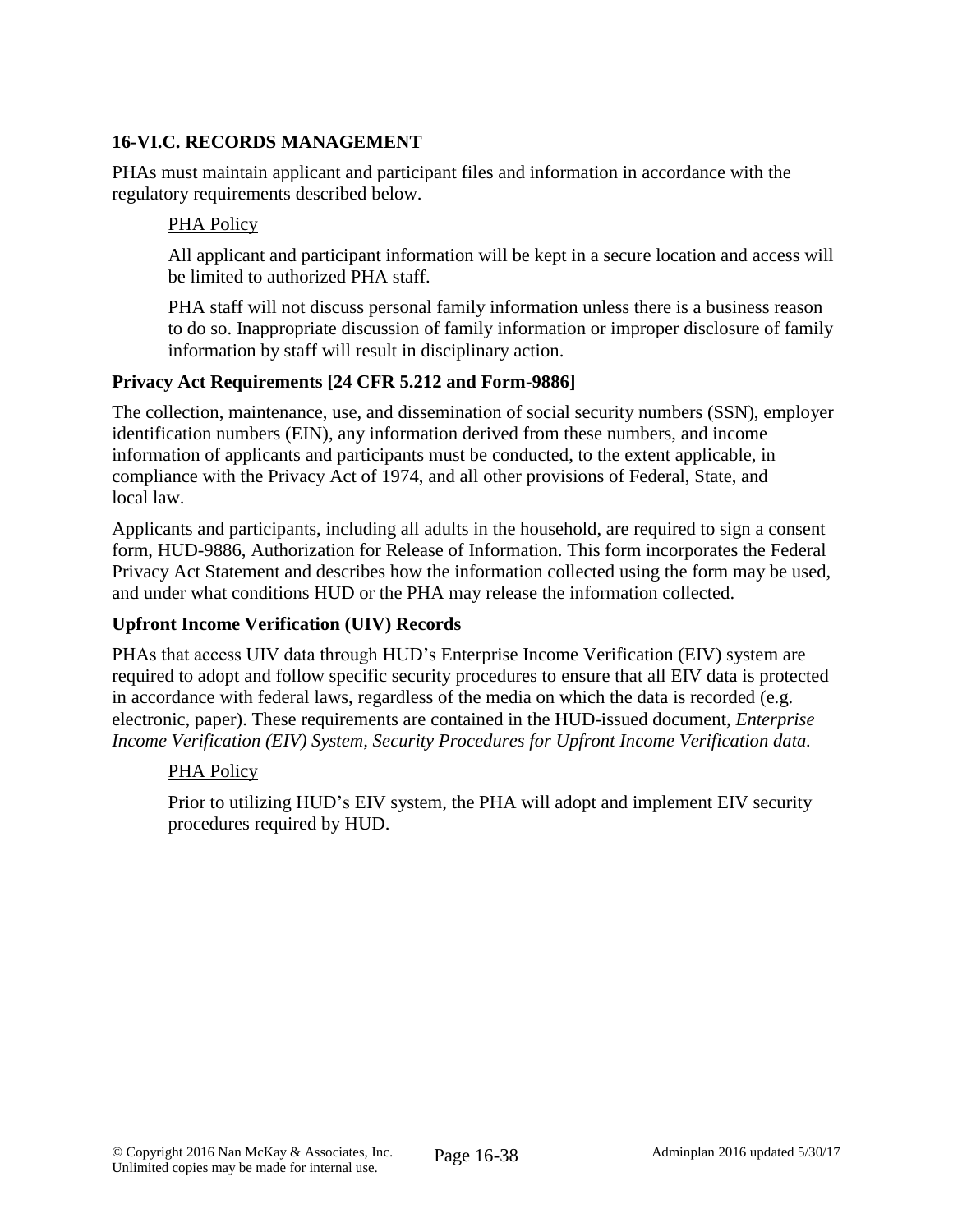## 16-VI.C. RECORDS MANAGEMENT

PHAs must maintain applicant and participant files and information in accordance with the regulatory requirements described below.

> PHA Policy
>
> All applicant and participant information will be kept in a secure location and access will be limited to authorized PHA staff.
>
> PHA staff will not discuss personal family information unless there is a business reason to do so. Inappropriate discussion of family information or improper disclosure of family information by staff will result in disciplinary action.

### Privacy Act Requirements [24 CFR 5.212 and Form-9886]

The collection, maintenance, use, and dissemination of social security numbers (SSN), employer identification numbers (EIN), any information derived from these numbers, and income information of applicants and participants must be conducted, to the extent applicable, in compliance with the Privacy Act of 1974, and all other provisions of Federal, State, and local law.

Applicants and participants, including all adults in the household, are required to sign a consent form, HUD-9886, Authorization for Release of Information. This form incorporates the Federal Privacy Act Statement and describes how the information collected using the form may be used, and under what conditions HUD or the PHA may release the information collected.

### Upfront Income Verification (UIV) Records

PHAs that access UIV data through HUD's Enterprise Income Verification (EIV) system are required to adopt and follow specific security procedures to ensure that all EIV data is protected in accordance with federal laws, regardless of the media on which the data is recorded (e.g. electronic, paper). These requirements are contained in the HUD-issued document, *Enterprise Income Verification (EIV) System, Security Procedures for Upfront Income Verification data.*

> PHA Policy
>
> Prior to utilizing HUD's EIV system, the PHA will adopt and implement EIV security procedures required by HUD.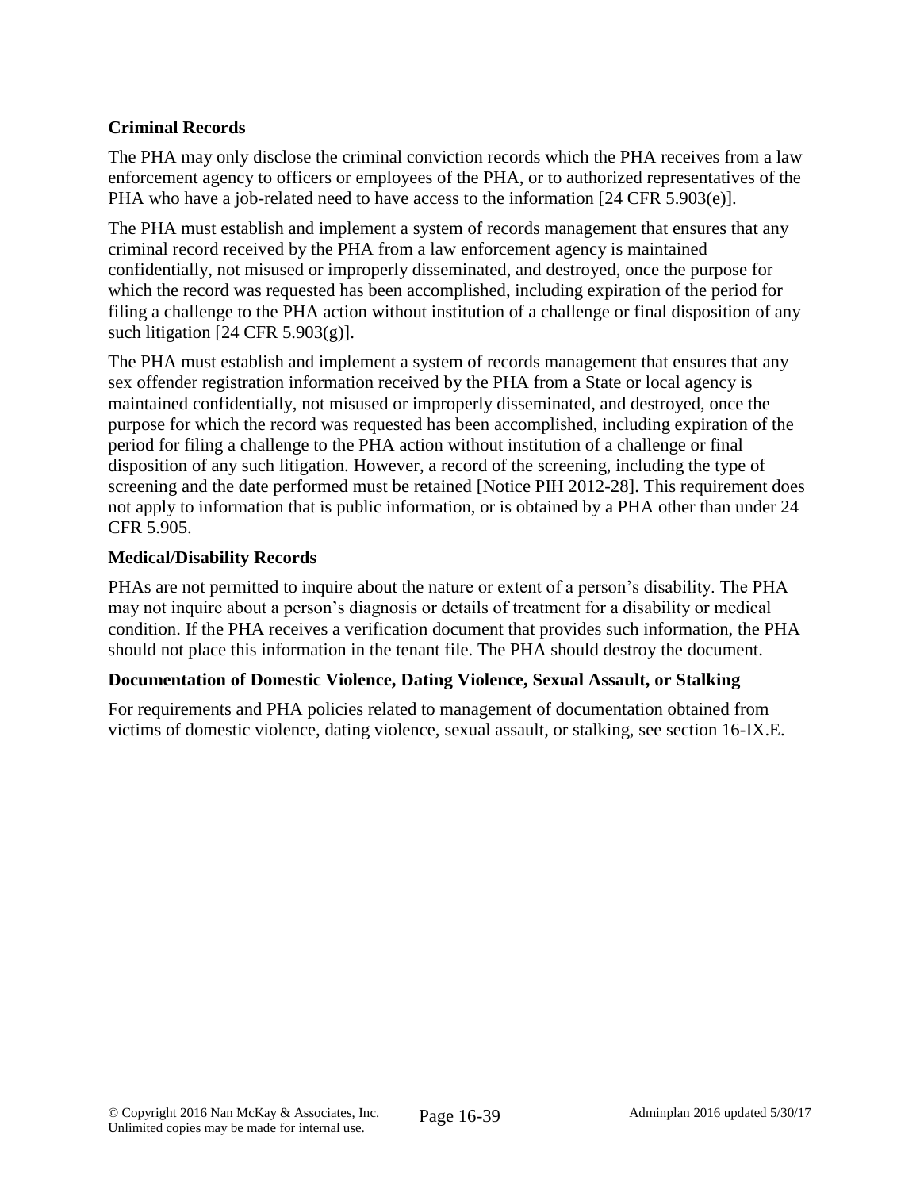### Criminal Records

The PHA may only disclose the criminal conviction records which the PHA receives from a law enforcement agency to officers or employees of the PHA, or to authorized representatives of the PHA who have a job-related need to have access to the information [24 CFR 5.903(e)].

The PHA must establish and implement a system of records management that ensures that any criminal record received by the PHA from a law enforcement agency is maintained confidentially, not misused or improperly disseminated, and destroyed, once the purpose for which the record was requested has been accomplished, including expiration of the period for filing a challenge to the PHA action without institution of a challenge or final disposition of any such litigation [24 CFR 5.903(g)].

The PHA must establish and implement a system of records management that ensures that any sex offender registration information received by the PHA from a State or local agency is maintained confidentially, not misused or improperly disseminated, and destroyed, once the purpose for which the record was requested has been accomplished, including expiration of the period for filing a challenge to the PHA action without institution of a challenge or final disposition of any such litigation. However, a record of the screening, including the type of screening and the date performed must be retained [Notice PIH 2012-28]. This requirement does not apply to information that is public information, or is obtained by a PHA other than under 24 CFR 5.905.

### Medical/Disability Records

PHAs are not permitted to inquire about the nature or extent of a person's disability. The PHA may not inquire about a person's diagnosis or details of treatment for a disability or medical condition. If the PHA receives a verification document that provides such information, the PHA should not place this information in the tenant file. The PHA should destroy the document.

### Documentation of Domestic Violence, Dating Violence, Sexual Assault, or Stalking

For requirements and PHA policies related to management of documentation obtained from victims of domestic violence, dating violence, sexual assault, or stalking, see section 16-IX.E.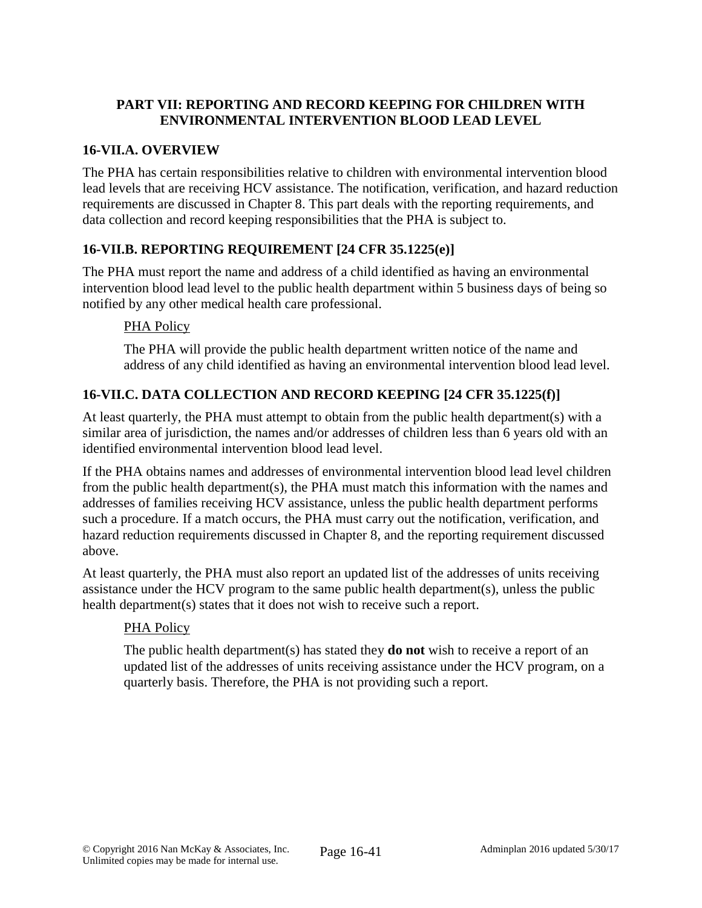## PART VII: REPORTING AND RECORD KEEPING FOR CHILDREN WITH ENVIRONMENTAL INTERVENTION BLOOD LEAD LEVEL

### 16-VII.A. OVERVIEW

The PHA has certain responsibilities relative to children with environmental intervention blood lead levels that are receiving HCV assistance. The notification, verification, and hazard reduction requirements are discussed in Chapter 8. This part deals with the reporting requirements, and data collection and record keeping responsibilities that the PHA is subject to.

### 16-VII.B. REPORTING REQUIREMENT [24 CFR 35.1225(e)]

The PHA must report the name and address of a child identified as having an environmental intervention blood lead level to the public health department within 5 business days of being so notified by any other medical health care professional.

> PHA Policy
>
> The PHA will provide the public health department written notice of the name and address of any child identified as having an environmental intervention blood lead level.

### 16-VII.C. DATA COLLECTION AND RECORD KEEPING [24 CFR 35.1225(f)]

At least quarterly, the PHA must attempt to obtain from the public health department(s) with a similar area of jurisdiction, the names and/or addresses of children less than 6 years old with an identified environmental intervention blood lead level.

If the PHA obtains names and addresses of environmental intervention blood lead level children from the public health department(s), the PHA must match this information with the names and addresses of families receiving HCV assistance, unless the public health department performs such a procedure. If a match occurs, the PHA must carry out the notification, verification, and hazard reduction requirements discussed in Chapter 8, and the reporting requirement discussed above.

At least quarterly, the PHA must also report an updated list of the addresses of units receiving assistance under the HCV program to the same public health department(s), unless the public health department(s) states that it does not wish to receive such a report.

> PHA Policy
>
> The public health department(s) has stated they **do not** wish to receive a report of an updated list of the addresses of units receiving assistance under the HCV program, on a quarterly basis. Therefore, the PHA is not providing such a report.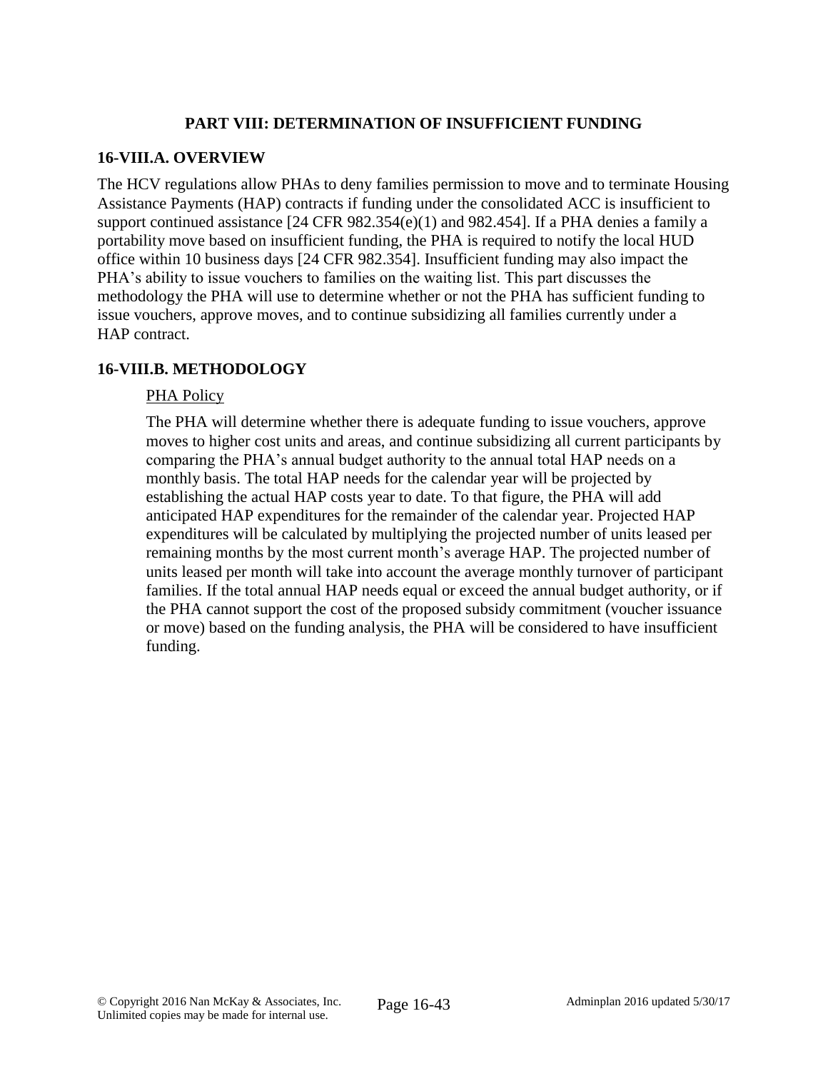## PART VIII: DETERMINATION OF INSUFFICIENT FUNDING

### 16-VIII.A. OVERVIEW

The HCV regulations allow PHAs to deny families permission to move and to terminate Housing Assistance Payments (HAP) contracts if funding under the consolidated ACC is insufficient to support continued assistance [24 CFR 982.354(e)(1) and 982.454]. If a PHA denies a family a portability move based on insufficient funding, the PHA is required to notify the local HUD office within 10 business days [24 CFR 982.354]. Insufficient funding may also impact the PHA's ability to issue vouchers to families on the waiting list. This part discusses the methodology the PHA will use to determine whether or not the PHA has sufficient funding to issue vouchers, approve moves, and to continue subsidizing all families currently under a HAP contract.

### 16-VIII.B. METHODOLOGY

PHA Policy

The PHA will determine whether there is adequate funding to issue vouchers, approve moves to higher cost units and areas, and continue subsidizing all current participants by comparing the PHA's annual budget authority to the annual total HAP needs on a monthly basis. The total HAP needs for the calendar year will be projected by establishing the actual HAP costs year to date. To that figure, the PHA will add anticipated HAP expenditures for the remainder of the calendar year. Projected HAP expenditures will be calculated by multiplying the projected number of units leased per remaining months by the most current month's average HAP. The projected number of units leased per month will take into account the average monthly turnover of participant families. If the total annual HAP needs equal or exceed the annual budget authority, or if the PHA cannot support the cost of the proposed subsidy commitment (voucher issuance or move) based on the funding analysis, the PHA will be considered to have insufficient funding.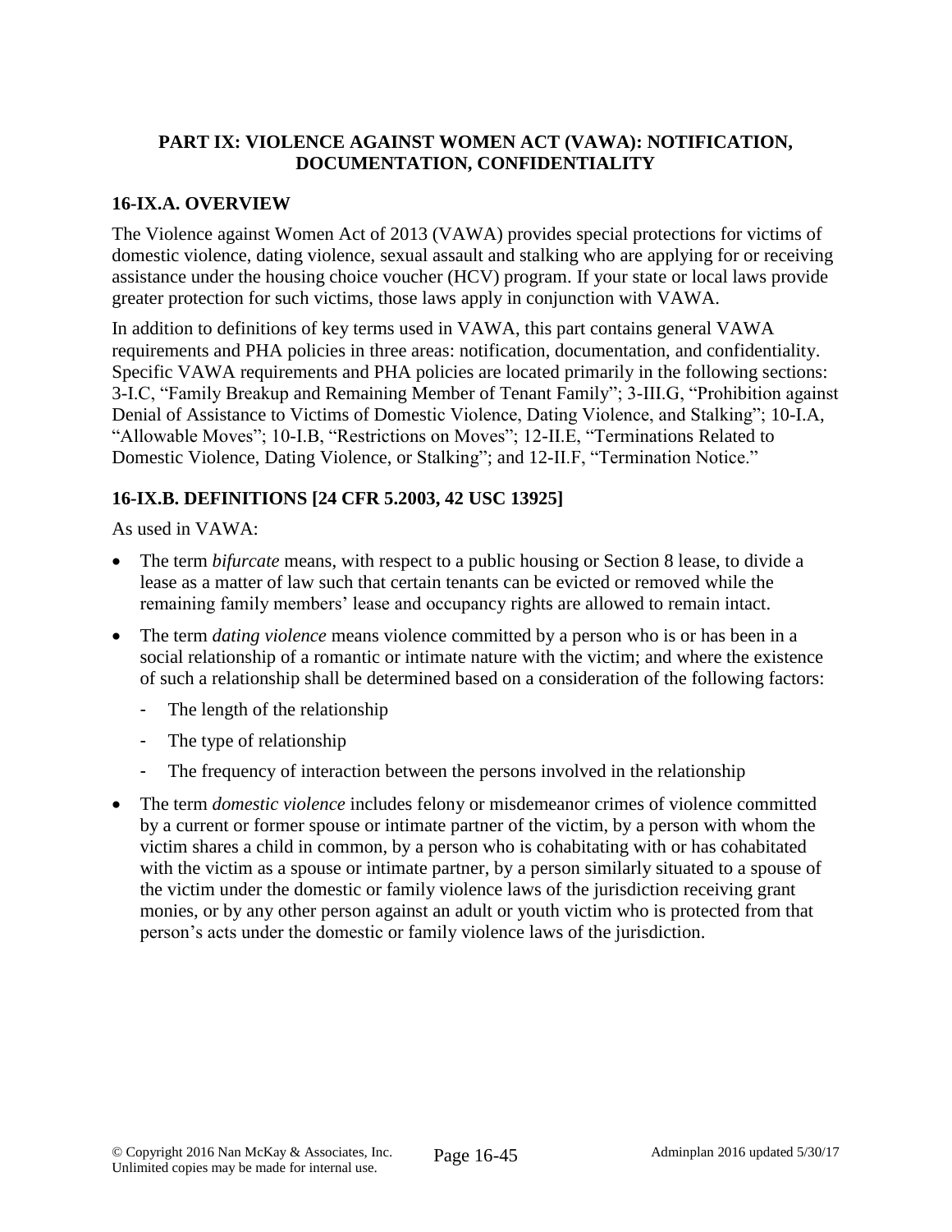## PART IX: VIOLENCE AGAINST WOMEN ACT (VAWA): NOTIFICATION, DOCUMENTATION, CONFIDENTIALITY

### 16-IX.A. OVERVIEW

The Violence against Women Act of 2013 (VAWA) provides special protections for victims of domestic violence, dating violence, sexual assault and stalking who are applying for or receiving assistance under the housing choice voucher (HCV) program. If your state or local laws provide greater protection for such victims, those laws apply in conjunction with VAWA.

In addition to definitions of key terms used in VAWA, this part contains general VAWA requirements and PHA policies in three areas: notification, documentation, and confidentiality. Specific VAWA requirements and PHA policies are located primarily in the following sections: 3-I.C, "Family Breakup and Remaining Member of Tenant Family"; 3-III.G, "Prohibition against Denial of Assistance to Victims of Domestic Violence, Dating Violence, and Stalking"; 10-I.A, "Allowable Moves"; 10-I.B, "Restrictions on Moves"; 12-II.E, "Terminations Related to Domestic Violence, Dating Violence, or Stalking"; and 12-II.F, "Termination Notice."

### 16-IX.B. DEFINITIONS [24 CFR 5.2003, 42 USC 13925]

As used in VAWA:

- The term *bifurcate* means, with respect to a public housing or Section 8 lease, to divide a lease as a matter of law such that certain tenants can be evicted or removed while the remaining family members' lease and occupancy rights are allowed to remain intact.
- The term *dating violence* means violence committed by a person who is or has been in a social relationship of a romantic or intimate nature with the victim; and where the existence of such a relationship shall be determined based on a consideration of the following factors:
  - The length of the relationship
  - The type of relationship
  - The frequency of interaction between the persons involved in the relationship
- The term *domestic violence* includes felony or misdemeanor crimes of violence committed by a current or former spouse or intimate partner of the victim, by a person with whom the victim shares a child in common, by a person who is cohabitating with or has cohabitated with the victim as a spouse or intimate partner, by a person similarly situated to a spouse of the victim under the domestic or family violence laws of the jurisdiction receiving grant monies, or by any other person against an adult or youth victim who is protected from that person's acts under the domestic or family violence laws of the jurisdiction.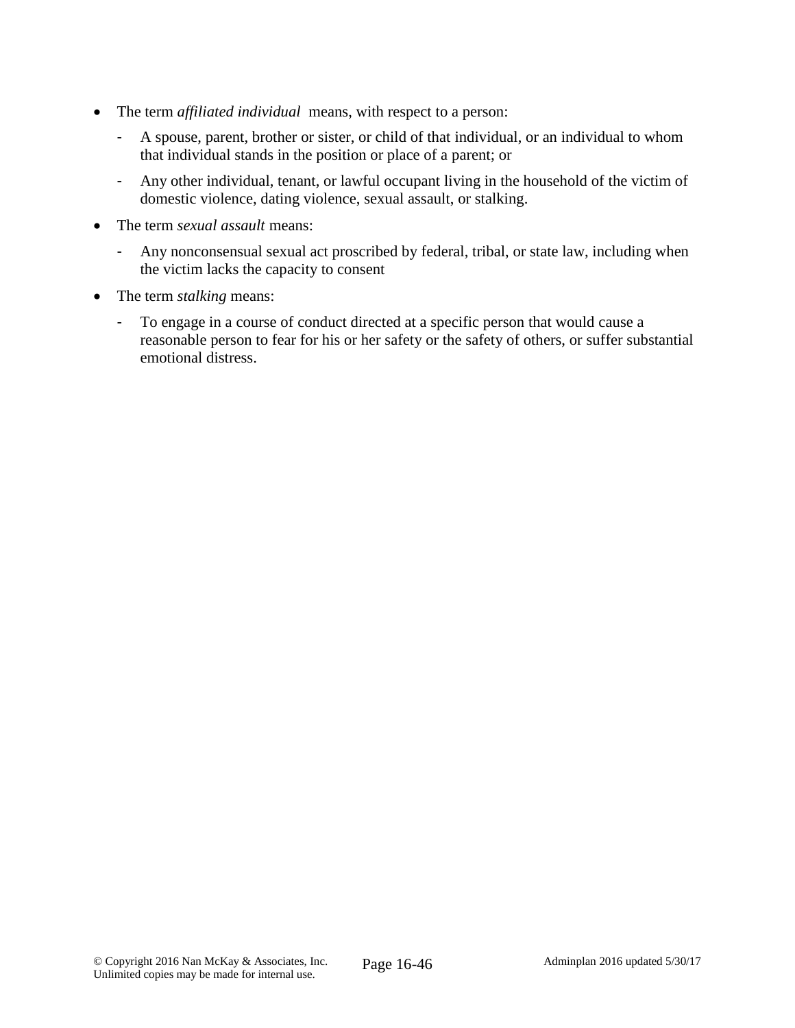- The term *affiliated individual* means, with respect to a person:
  - A spouse, parent, brother or sister, or child of that individual, or an individual to whom that individual stands in the position or place of a parent; or
  - Any other individual, tenant, or lawful occupant living in the household of the victim of domestic violence, dating violence, sexual assault, or stalking.
- The term *sexual assault* means:
  - Any nonconsensual sexual act proscribed by federal, tribal, or state law, including when the victim lacks the capacity to consent
- The term *stalking* means:
  - To engage in a course of conduct directed at a specific person that would cause a reasonable person to fear for his or her safety or the safety of others, or suffer substantial emotional distress.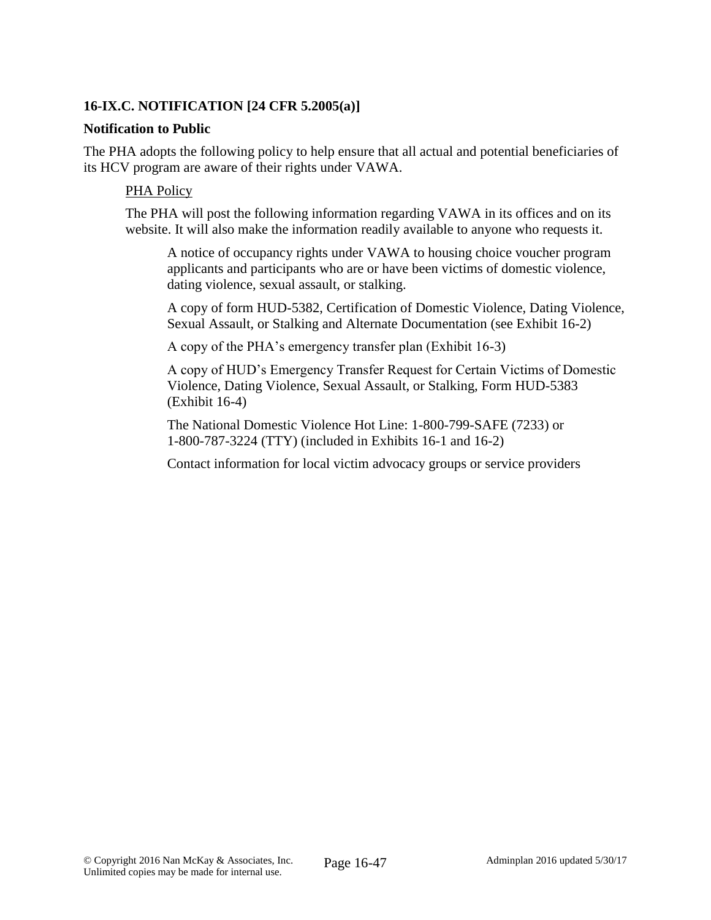### 16-IX.C. NOTIFICATION [24 CFR 5.2005(a)]

**Notification to Public**

The PHA adopts the following policy to help ensure that all actual and potential beneficiaries of its HCV program are aware of their rights under VAWA.

PHA Policy

The PHA will post the following information regarding VAWA in its offices and on its website. It will also make the information readily available to anyone who requests it.

A notice of occupancy rights under VAWA to housing choice voucher program applicants and participants who are or have been victims of domestic violence, dating violence, sexual assault, or stalking.

A copy of form HUD-5382, Certification of Domestic Violence, Dating Violence, Sexual Assault, or Stalking and Alternate Documentation (see Exhibit 16-2)

A copy of the PHA's emergency transfer plan (Exhibit 16-3)

A copy of HUD's Emergency Transfer Request for Certain Victims of Domestic Violence, Dating Violence, Sexual Assault, or Stalking, Form HUD-5383 (Exhibit 16-4)

The National Domestic Violence Hot Line: 1-800-799-SAFE (7233) or 1-800-787-3224 (TTY) (included in Exhibits 16-1 and 16-2)

Contact information for local victim advocacy groups or service providers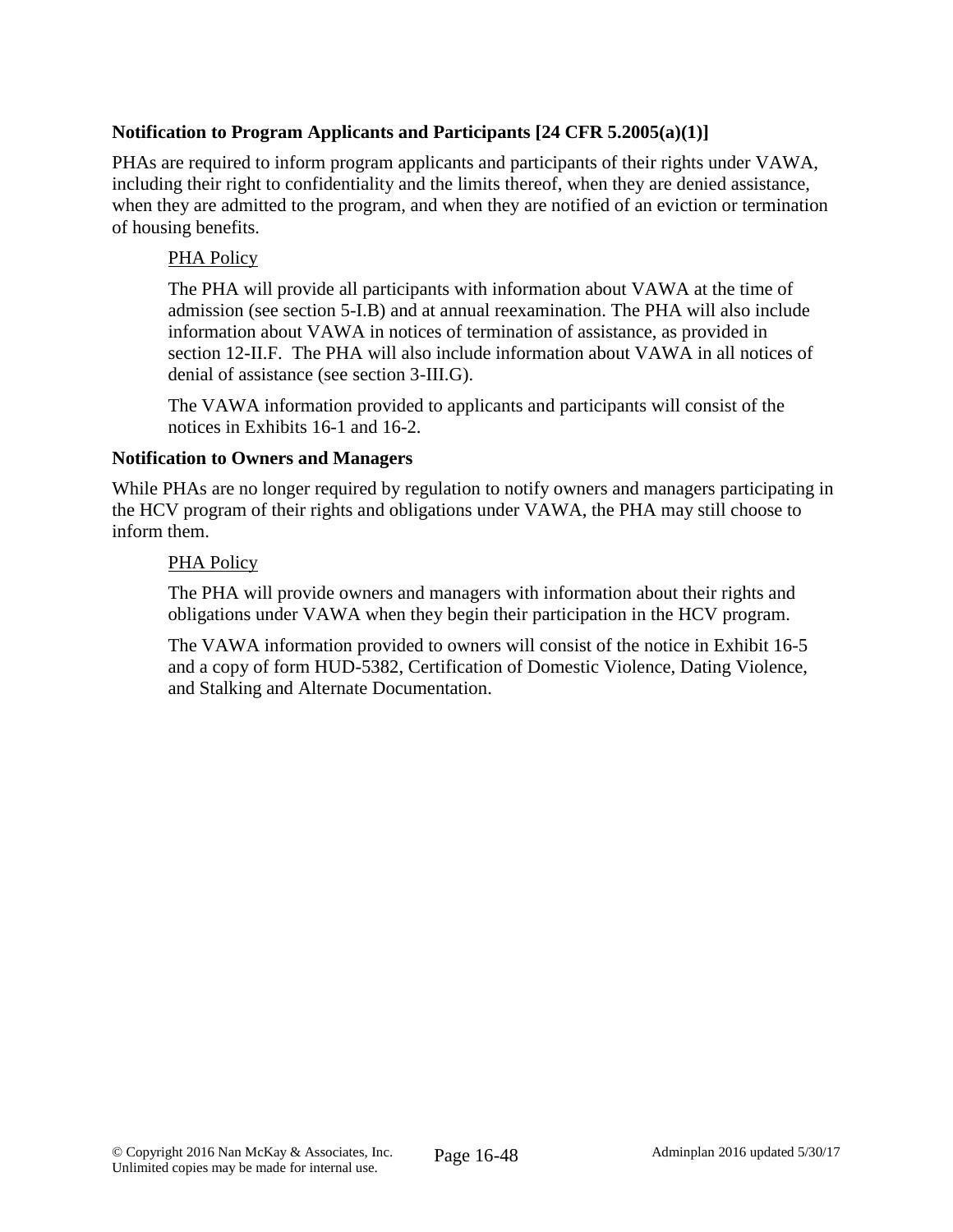**Notification to Program Applicants and Participants [24 CFR 5.2005(a)(1)]**

PHAs are required to inform program applicants and participants of their rights under VAWA, including their right to confidentiality and the limits thereof, when they are denied assistance, when they are admitted to the program, and when they are notified of an eviction or termination of housing benefits.

> PHA Policy
>
> The PHA will provide all participants with information about VAWA at the time of admission (see section 5-I.B) and at annual reexamination. The PHA will also include information about VAWA in notices of termination of assistance, as provided in section 12-II.F. The PHA will also include information about VAWA in all notices of denial of assistance (see section 3-III.G).
>
> The VAWA information provided to applicants and participants will consist of the notices in Exhibits 16-1 and 16-2.

**Notification to Owners and Managers**

While PHAs are no longer required by regulation to notify owners and managers participating in the HCV program of their rights and obligations under VAWA, the PHA may still choose to inform them.

> PHA Policy
>
> The PHA will provide owners and managers with information about their rights and obligations under VAWA when they begin their participation in the HCV program.
>
> The VAWA information provided to owners will consist of the notice in Exhibit 16-5 and a copy of form HUD-5382, Certification of Domestic Violence, Dating Violence, and Stalking and Alternate Documentation.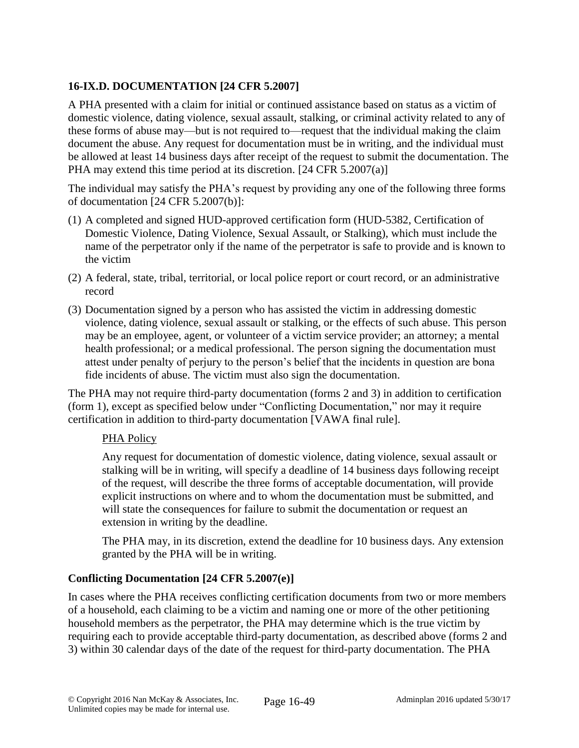### 16-IX.D. DOCUMENTATION [24 CFR 5.2007]

A PHA presented with a claim for initial or continued assistance based on status as a victim of domestic violence, dating violence, sexual assault, stalking, or criminal activity related to any of these forms of abuse may—but is not required to—request that the individual making the claim document the abuse. Any request for documentation must be in writing, and the individual must be allowed at least 14 business days after receipt of the request to submit the documentation. The PHA may extend this time period at its discretion. [24 CFR 5.2007(a)]

The individual may satisfy the PHA's request by providing any one of the following three forms of documentation [24 CFR 5.2007(b)]:

(1) A completed and signed HUD-approved certification form (HUD-5382, Certification of Domestic Violence, Dating Violence, Sexual Assault, or Stalking), which must include the name of the perpetrator only if the name of the perpetrator is safe to provide and is known to the victim

(2) A federal, state, tribal, territorial, or local police report or court record, or an administrative record

(3) Documentation signed by a person who has assisted the victim in addressing domestic violence, dating violence, sexual assault or stalking, or the effects of such abuse. This person may be an employee, agent, or volunteer of a victim service provider; an attorney; a mental health professional; or a medical professional. The person signing the documentation must attest under penalty of perjury to the person's belief that the incidents in question are bona fide incidents of abuse. The victim must also sign the documentation.

The PHA may not require third-party documentation (forms 2 and 3) in addition to certification (form 1), except as specified below under "Conflicting Documentation," nor may it require certification in addition to third-party documentation [VAWA final rule].

<u>PHA Policy</u>

Any request for documentation of domestic violence, dating violence, sexual assault or stalking will be in writing, will specify a deadline of 14 business days following receipt of the request, will describe the three forms of acceptable documentation, will provide explicit instructions on where and to whom the documentation must be submitted, and will state the consequences for failure to submit the documentation or request an extension in writing by the deadline.

The PHA may, in its discretion, extend the deadline for 10 business days. Any extension granted by the PHA will be in writing.

#### Conflicting Documentation [24 CFR 5.2007(e)]

In cases where the PHA receives conflicting certification documents from two or more members of a household, each claiming to be a victim and naming one or more of the other petitioning household members as the perpetrator, the PHA may determine which is the true victim by requiring each to provide acceptable third-party documentation, as described above (forms 2 and 3) within 30 calendar days of the date of the request for third-party documentation. The PHA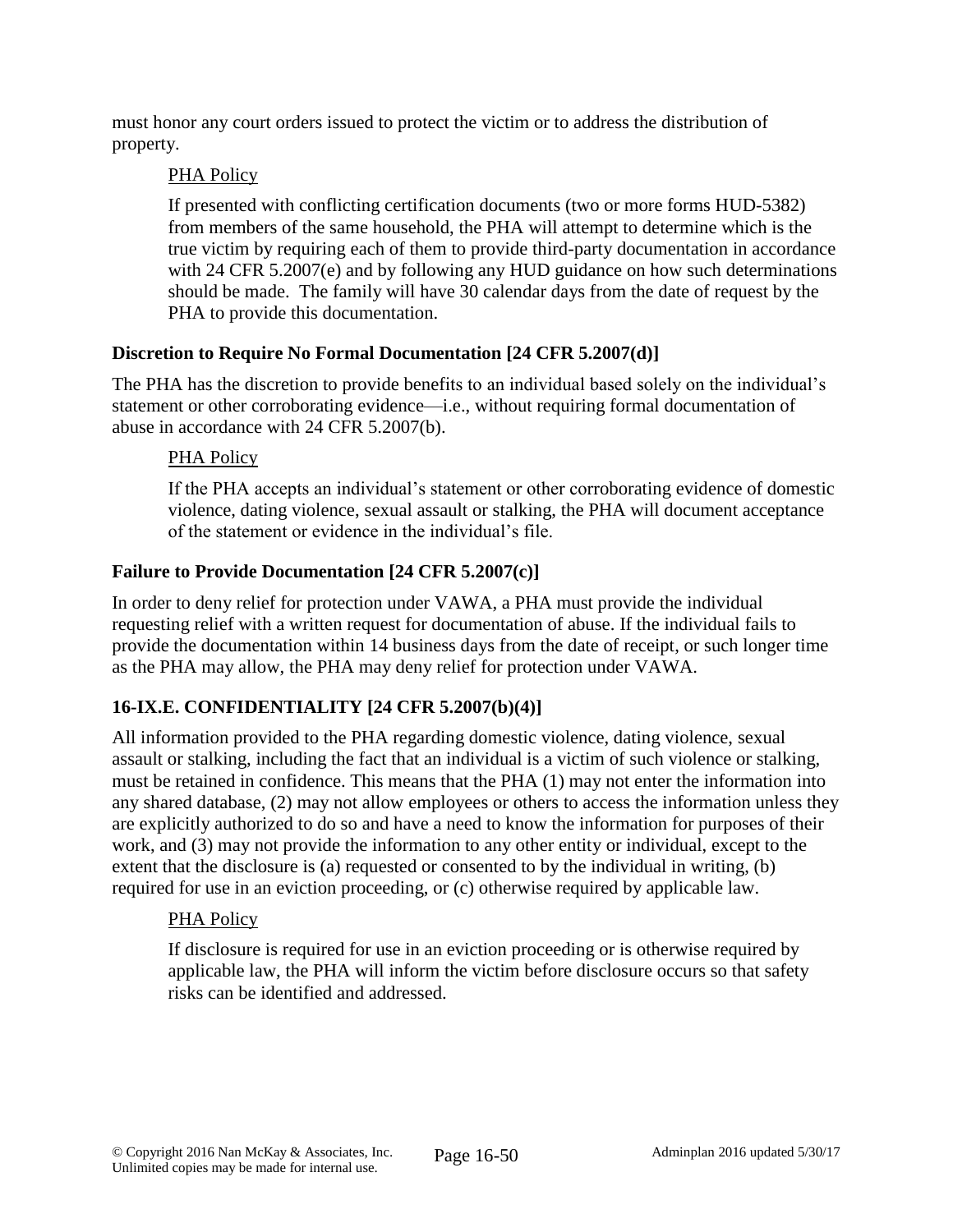must honor any court orders issued to protect the victim or to address the distribution of property.

PHA Policy

If presented with conflicting certification documents (two or more forms HUD-5382) from members of the same household, the PHA will attempt to determine which is the true victim by requiring each of them to provide third-party documentation in accordance with 24 CFR 5.2007(e) and by following any HUD guidance on how such determinations should be made. The family will have 30 calendar days from the date of request by the PHA to provide this documentation.

### Discretion to Require No Formal Documentation [24 CFR 5.2007(d)]

The PHA has the discretion to provide benefits to an individual based solely on the individual's statement or other corroborating evidence—i.e., without requiring formal documentation of abuse in accordance with 24 CFR 5.2007(b).

PHA Policy

If the PHA accepts an individual's statement or other corroborating evidence of domestic violence, dating violence, sexual assault or stalking, the PHA will document acceptance of the statement or evidence in the individual's file.

### Failure to Provide Documentation [24 CFR 5.2007(c)]

In order to deny relief for protection under VAWA, a PHA must provide the individual requesting relief with a written request for documentation of abuse. If the individual fails to provide the documentation within 14 business days from the date of receipt, or such longer time as the PHA may allow, the PHA may deny relief for protection under VAWA.

## 16-IX.E. CONFIDENTIALITY [24 CFR 5.2007(b)(4)]

All information provided to the PHA regarding domestic violence, dating violence, sexual assault or stalking, including the fact that an individual is a victim of such violence or stalking, must be retained in confidence. This means that the PHA (1) may not enter the information into any shared database, (2) may not allow employees or others to access the information unless they are explicitly authorized to do so and have a need to know the information for purposes of their work, and (3) may not provide the information to any other entity or individual, except to the extent that the disclosure is (a) requested or consented to by the individual in writing, (b) required for use in an eviction proceeding, or (c) otherwise required by applicable law.

PHA Policy

If disclosure is required for use in an eviction proceeding or is otherwise required by applicable law, the PHA will inform the victim before disclosure occurs so that safety risks can be identified and addressed.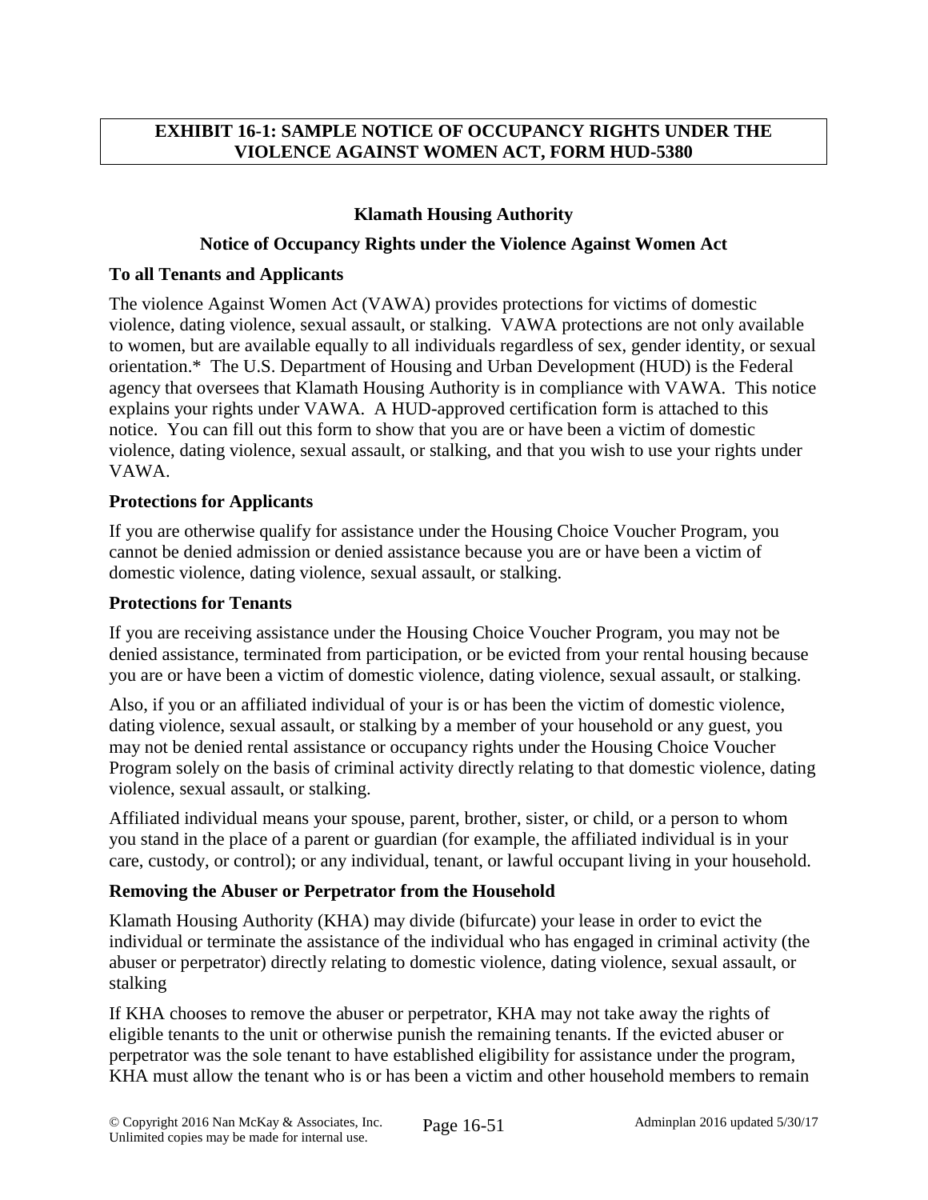**EXHIBIT 16-1: SAMPLE NOTICE OF OCCUPANCY RIGHTS UNDER THE VIOLENCE AGAINST WOMEN ACT, FORM HUD-5380**

**Klamath Housing Authority**

**Notice of Occupancy Rights under the Violence Against Women Act**

**To all Tenants and Applicants**

The violence Against Women Act (VAWA) provides protections for victims of domestic violence, dating violence, sexual assault, or stalking. VAWA protections are not only available to women, but are available equally to all individuals regardless of sex, gender identity, or sexual orientation.* The U.S. Department of Housing and Urban Development (HUD) is the Federal agency that oversees that Klamath Housing Authority is in compliance with VAWA. This notice explains your rights under VAWA. A HUD-approved certification form is attached to this notice. You can fill out this form to show that you are or have been a victim of domestic violence, dating violence, sexual assault, or stalking, and that you wish to use your rights under VAWA.

**Protections for Applicants**

If you are otherwise qualify for assistance under the Housing Choice Voucher Program, you cannot be denied admission or denied assistance because you are or have been a victim of domestic violence, dating violence, sexual assault, or stalking.

**Protections for Tenants**

If you are receiving assistance under the Housing Choice Voucher Program, you may not be denied assistance, terminated from participation, or be evicted from your rental housing because you are or have been a victim of domestic violence, dating violence, sexual assault, or stalking.

Also, if you or an affiliated individual of your is or has been the victim of domestic violence, dating violence, sexual assault, or stalking by a member of your household or any guest, you may not be denied rental assistance or occupancy rights under the Housing Choice Voucher Program solely on the basis of criminal activity directly relating to that domestic violence, dating violence, sexual assault, or stalking.

Affiliated individual means your spouse, parent, brother, sister, or child, or a person to whom you stand in the place of a parent or guardian (for example, the affiliated individual is in your care, custody, or control); or any individual, tenant, or lawful occupant living in your household.

**Removing the Abuser or Perpetrator from the Household**

Klamath Housing Authority (KHA) may divide (bifurcate) your lease in order to evict the individual or terminate the assistance of the individual who has engaged in criminal activity (the abuser or perpetrator) directly relating to domestic violence, dating violence, sexual assault, or stalking

If KHA chooses to remove the abuser or perpetrator, KHA may not take away the rights of eligible tenants to the unit or otherwise punish the remaining tenants. If the evicted abuser or perpetrator was the sole tenant to have established eligibility for assistance under the program, KHA must allow the tenant who is or has been a victim and other household members to remain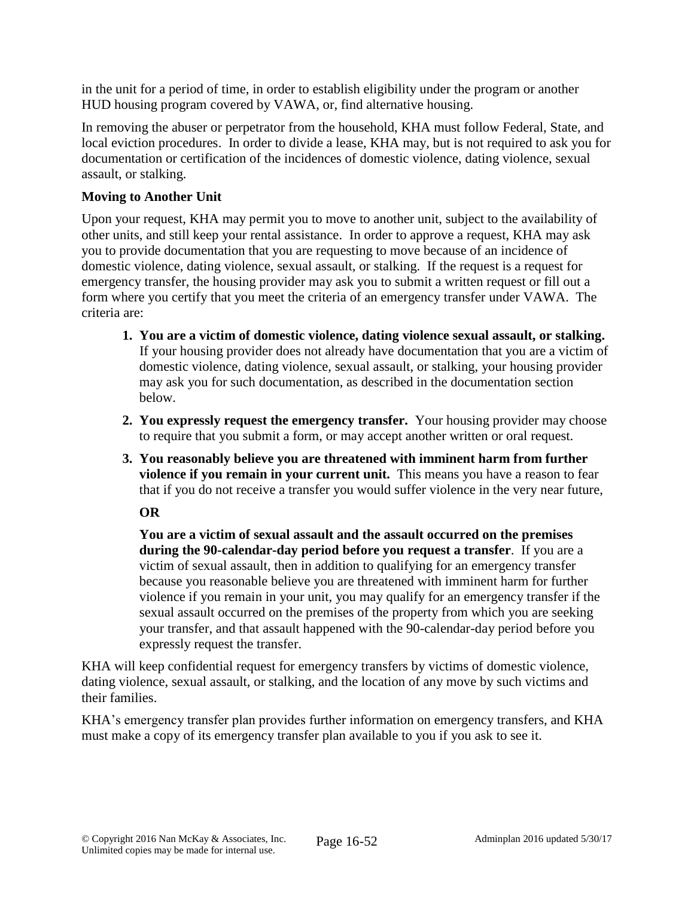in the unit for a period of time, in order to establish eligibility under the program or another HUD housing program covered by VAWA, or, find alternative housing.

In removing the abuser or perpetrator from the household, KHA must follow Federal, State, and local eviction procedures. In order to divide a lease, KHA may, but is not required to ask you for documentation or certification of the incidences of domestic violence, dating violence, sexual assault, or stalking.

**Moving to Another Unit**

Upon your request, KHA may permit you to move to another unit, subject to the availability of other units, and still keep your rental assistance. In order to approve a request, KHA may ask you to provide documentation that you are requesting to move because of an incidence of domestic violence, dating violence, sexual assault, or stalking. If the request is a request for emergency transfer, the housing provider may ask you to submit a written request or fill out a form where you certify that you meet the criteria of an emergency transfer under VAWA. The criteria are:

1. **You are a victim of domestic violence, dating violence sexual assault, or stalking.** If your housing provider does not already have documentation that you are a victim of domestic violence, dating violence, sexual assault, or stalking, your housing provider may ask you for such documentation, as described in the documentation section below.
2. **You expressly request the emergency transfer.** Your housing provider may choose to require that you submit a form, or may accept another written or oral request.
3. **You reasonably believe you are threatened with imminent harm from further violence if you remain in your current unit.** This means you have a reason to fear that if you do not receive a transfer you would suffer violence in the very near future,

   **OR**

   **You are a victim of sexual assault and the assault occurred on the premises during the 90-calendar-day period before you request a transfer**. If you are a victim of sexual assault, then in addition to qualifying for an emergency transfer because you reasonable believe you are threatened with imminent harm for further violence if you remain in your unit, you may qualify for an emergency transfer if the sexual assault occurred on the premises of the property from which you are seeking your transfer, and that assault happened with the 90-calendar-day period before you expressly request the transfer.

KHA will keep confidential request for emergency transfers by victims of domestic violence, dating violence, sexual assault, or stalking, and the location of any move by such victims and their families.

KHA's emergency transfer plan provides further information on emergency transfers, and KHA must make a copy of its emergency transfer plan available to you if you ask to see it.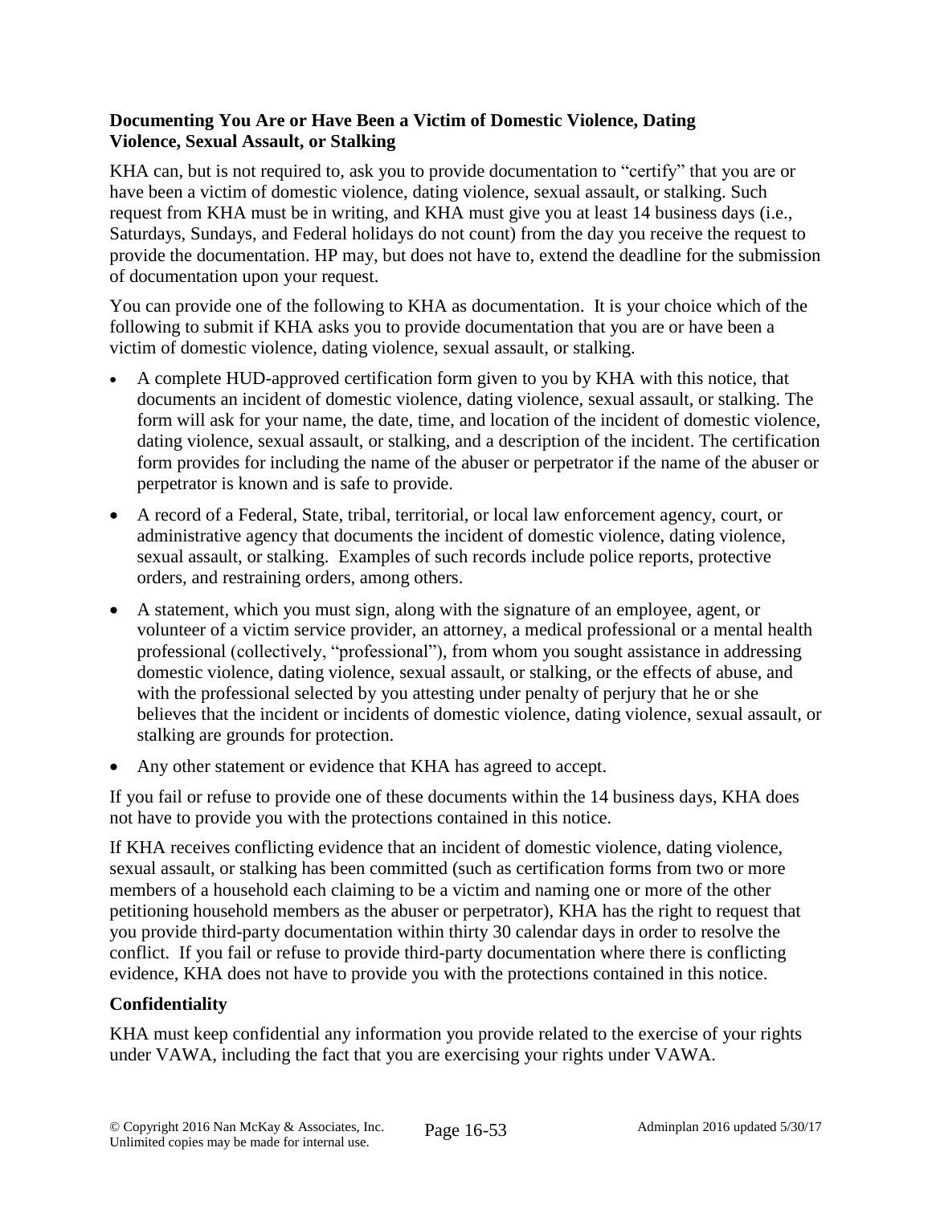**Documenting You Are or Have Been a Victim of Domestic Violence, Dating Violence, Sexual Assault, or Stalking**

KHA can, but is not required to, ask you to provide documentation to "certify" that you are or have been a victim of domestic violence, dating violence, sexual assault, or stalking. Such request from KHA must be in writing, and KHA must give you at least 14 business days (i.e., Saturdays, Sundays, and Federal holidays do not count) from the day you receive the request to provide the documentation. HP may, but does not have to, extend the deadline for the submission of documentation upon your request.

You can provide one of the following to KHA as documentation. It is your choice which of the following to submit if KHA asks you to provide documentation that you are or have been a victim of domestic violence, dating violence, sexual assault, or stalking.

- A complete HUD-approved certification form given to you by KHA with this notice, that documents an incident of domestic violence, dating violence, sexual assault, or stalking. The form will ask for your name, the date, time, and location of the incident of domestic violence, dating violence, sexual assault, or stalking, and a description of the incident. The certification form provides for including the name of the abuser or perpetrator if the name of the abuser or perpetrator is known and is safe to provide.
- A record of a Federal, State, tribal, territorial, or local law enforcement agency, court, or administrative agency that documents the incident of domestic violence, dating violence, sexual assault, or stalking. Examples of such records include police reports, protective orders, and restraining orders, among others.
- A statement, which you must sign, along with the signature of an employee, agent, or volunteer of a victim service provider, an attorney, a medical professional or a mental health professional (collectively, "professional"), from whom you sought assistance in addressing domestic violence, dating violence, sexual assault, or stalking, or the effects of abuse, and with the professional selected by you attesting under penalty of perjury that he or she believes that the incident or incidents of domestic violence, dating violence, sexual assault, or stalking are grounds for protection.
- Any other statement or evidence that KHA has agreed to accept.

If you fail or refuse to provide one of these documents within the 14 business days, KHA does not have to provide you with the protections contained in this notice.

If KHA receives conflicting evidence that an incident of domestic violence, dating violence, sexual assault, or stalking has been committed (such as certification forms from two or more members of a household each claiming to be a victim and naming one or more of the other petitioning household members as the abuser or perpetrator), KHA has the right to request that you provide third-party documentation within thirty 30 calendar days in order to resolve the conflict. If you fail or refuse to provide third-party documentation where there is conflicting evidence, KHA does not have to provide you with the protections contained in this notice.

**Confidentiality**

KHA must keep confidential any information you provide related to the exercise of your rights under VAWA, including the fact that you are exercising your rights under VAWA.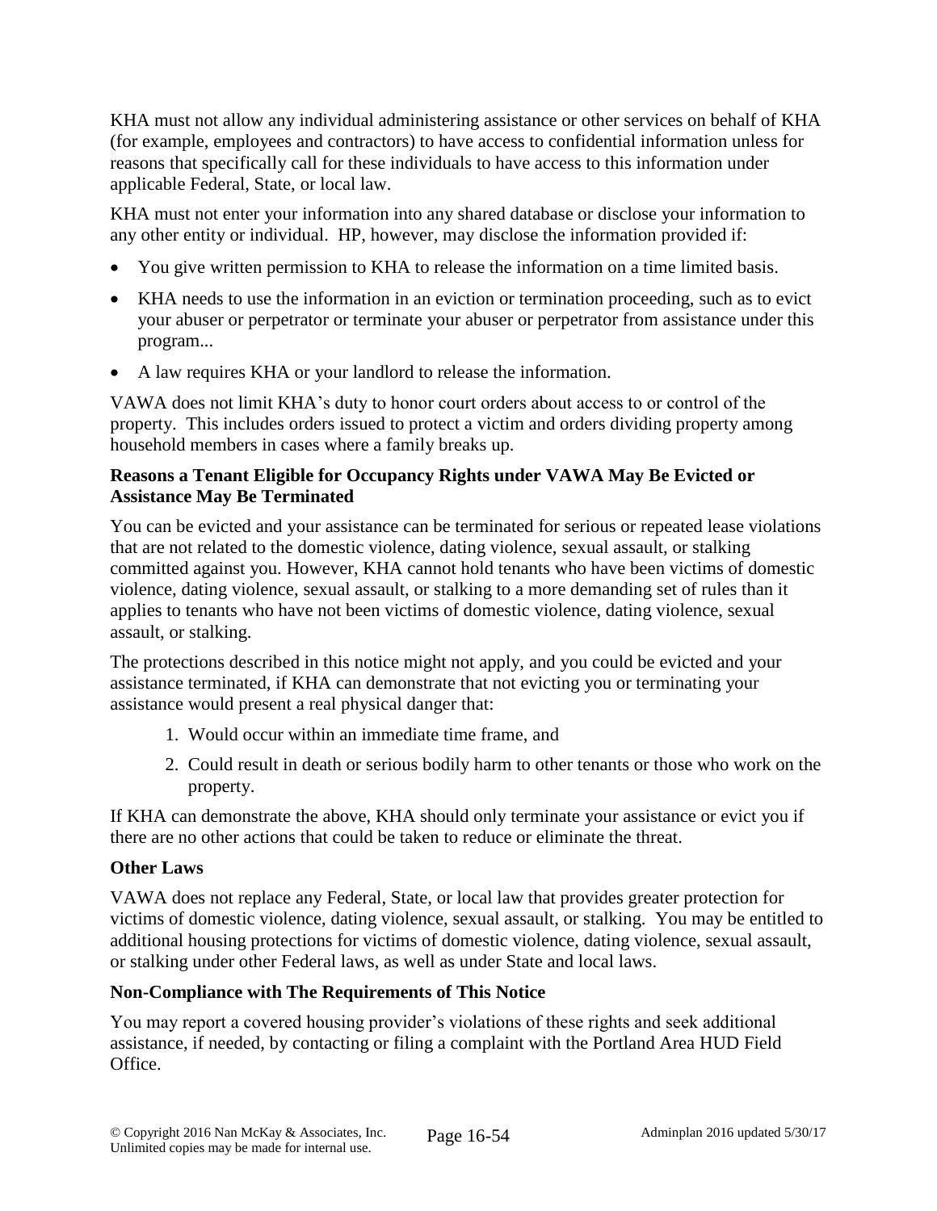KHA must not allow any individual administering assistance or other services on behalf of KHA (for example, employees and contractors) to have access to confidential information unless for reasons that specifically call for these individuals to have access to this information under applicable Federal, State, or local law.

KHA must not enter your information into any shared database or disclose your information to any other entity or individual. HP, however, may disclose the information provided if:

- You give written permission to KHA to release the information on a time limited basis.
- KHA needs to use the information in an eviction or termination proceeding, such as to evict your abuser or perpetrator or terminate your abuser or perpetrator from assistance under this program...
- A law requires KHA or your landlord to release the information.

VAWA does not limit KHA's duty to honor court orders about access to or control of the property. This includes orders issued to protect a victim and orders dividing property among household members in cases where a family breaks up.

**Reasons a Tenant Eligible for Occupancy Rights under VAWA May Be Evicted or Assistance May Be Terminated**

You can be evicted and your assistance can be terminated for serious or repeated lease violations that are not related to the domestic violence, dating violence, sexual assault, or stalking committed against you. However, KHA cannot hold tenants who have been victims of domestic violence, dating violence, sexual assault, or stalking to a more demanding set of rules than it applies to tenants who have not been victims of domestic violence, dating violence, sexual assault, or stalking.

The protections described in this notice might not apply, and you could be evicted and your assistance terminated, if KHA can demonstrate that not evicting you or terminating your assistance would present a real physical danger that:

1. Would occur within an immediate time frame, and
2. Could result in death or serious bodily harm to other tenants or those who work on the property.

If KHA can demonstrate the above, KHA should only terminate your assistance or evict you if there are no other actions that could be taken to reduce or eliminate the threat.

**Other Laws**

VAWA does not replace any Federal, State, or local law that provides greater protection for victims of domestic violence, dating violence, sexual assault, or stalking. You may be entitled to additional housing protections for victims of domestic violence, dating violence, sexual assault, or stalking under other Federal laws, as well as under State and local laws.

**Non-Compliance with The Requirements of This Notice**

You may report a covered housing provider's violations of these rights and seek additional assistance, if needed, by contacting or filing a complaint with the Portland Area HUD Field Office.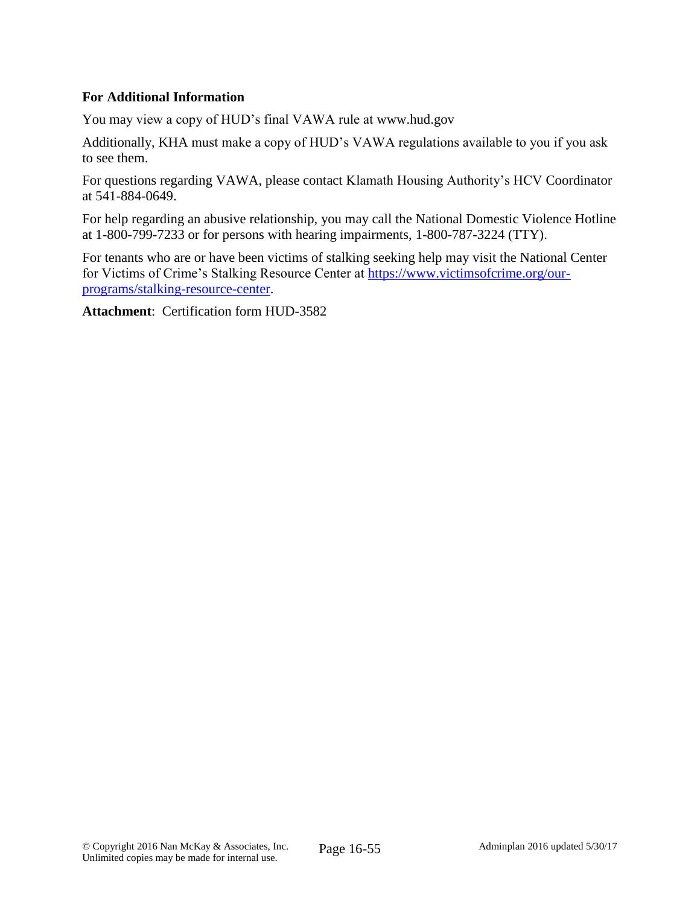**For Additional Information**

You may view a copy of HUD's final VAWA rule at www.hud.gov

Additionally, KHA must make a copy of HUD's VAWA regulations available to you if you ask to see them.

For questions regarding VAWA, please contact Klamath Housing Authority's HCV Coordinator at 541-884-0649.

For help regarding an abusive relationship, you may call the National Domestic Violence Hotline at 1-800-799-7233 or for persons with hearing impairments, 1-800-787-3224 (TTY).

For tenants who are or have been victims of stalking seeking help may visit the National Center for Victims of Crime's Stalking Resource Center at [https://www.victimsofcrime.org/our-programs/stalking-resource-center](https://www.victimsofcrime.org/our-programs/stalking-resource-center).

**Attachment**: Certification form HUD-3582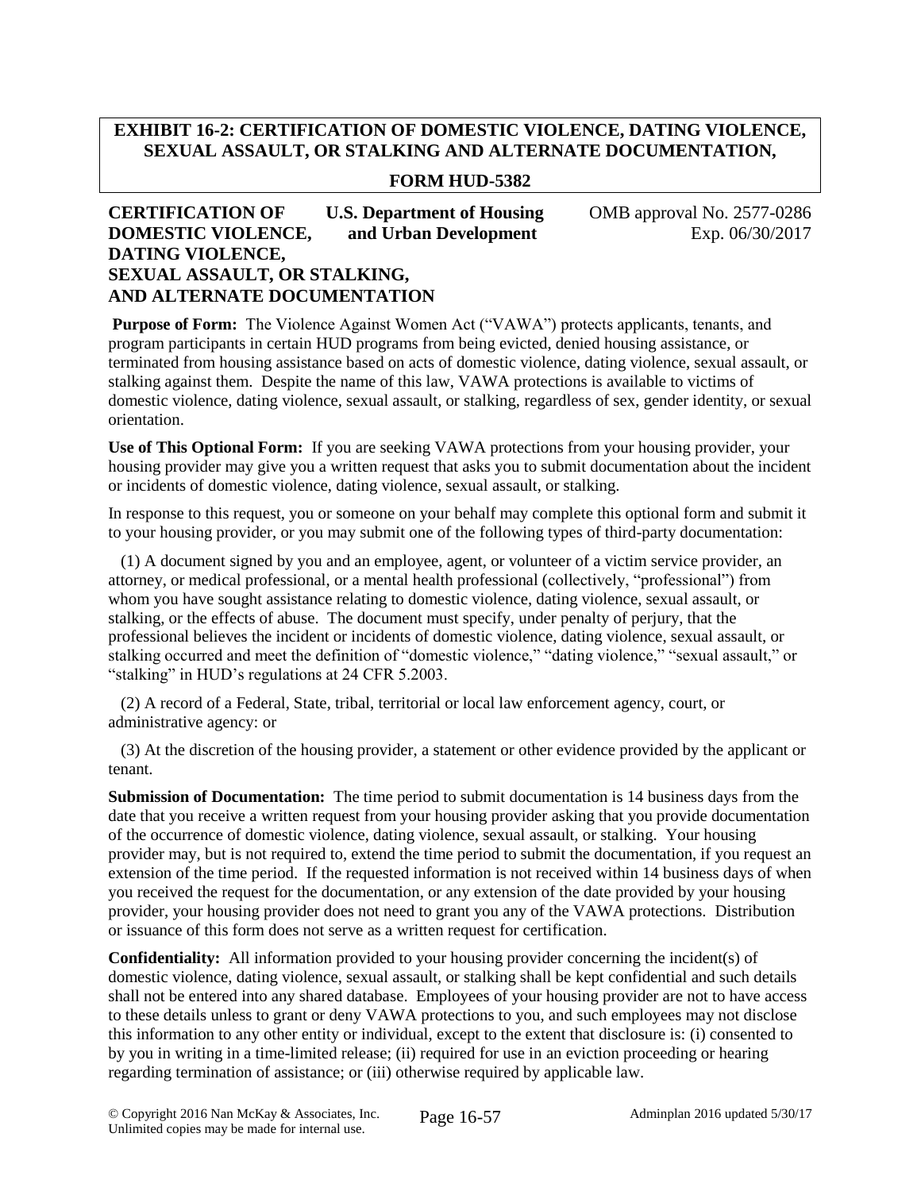## EXHIBIT 16-2: CERTIFICATION OF DOMESTIC VIOLENCE, DATING VIOLENCE, SEXUAL ASSAULT, OR STALKING AND ALTERNATE DOCUMENTATION, FORM HUD-5382

**CERTIFICATION OF DOMESTIC VIOLENCE, DATING VIOLENCE, SEXUAL ASSAULT, OR STALKING, AND ALTERNATE DOCUMENTATION**

**U.S. Department of Housing and Urban Development**

OMB approval No. 2577-0286
Exp. 06/30/2017

**Purpose of Form:** The Violence Against Women Act ("VAWA") protects applicants, tenants, and program participants in certain HUD programs from being evicted, denied housing assistance, or terminated from housing assistance based on acts of domestic violence, dating violence, sexual assault, or stalking against them. Despite the name of this law, VAWA protections is available to victims of domestic violence, dating violence, sexual assault, or stalking, regardless of sex, gender identity, or sexual orientation.

**Use of This Optional Form:** If you are seeking VAWA protections from your housing provider, your housing provider may give you a written request that asks you to submit documentation about the incident or incidents of domestic violence, dating violence, sexual assault, or stalking.

In response to this request, you or someone on your behalf may complete this optional form and submit it to your housing provider, or you may submit one of the following types of third-party documentation:

(1) A document signed by you and an employee, agent, or volunteer of a victim service provider, an attorney, or medical professional, or a mental health professional (collectively, "professional") from whom you have sought assistance relating to domestic violence, dating violence, sexual assault, or stalking, or the effects of abuse. The document must specify, under penalty of perjury, that the professional believes the incident or incidents of domestic violence, dating violence, sexual assault, or stalking occurred and meet the definition of "domestic violence," "dating violence," "sexual assault," or "stalking" in HUD's regulations at 24 CFR 5.2003.

(2) A record of a Federal, State, tribal, territorial or local law enforcement agency, court, or administrative agency: or

(3) At the discretion of the housing provider, a statement or other evidence provided by the applicant or tenant.

**Submission of Documentation:** The time period to submit documentation is 14 business days from the date that you receive a written request from your housing provider asking that you provide documentation of the occurrence of domestic violence, dating violence, sexual assault, or stalking. Your housing provider may, but is not required to, extend the time period to submit the documentation, if you request an extension of the time period. If the requested information is not received within 14 business days of when you received the request for the documentation, or any extension of the date provided by your housing provider, your housing provider does not need to grant you any of the VAWA protections. Distribution or issuance of this form does not serve as a written request for certification.

**Confidentiality:** All information provided to your housing provider concerning the incident(s) of domestic violence, dating violence, sexual assault, or stalking shall be kept confidential and such details shall not be entered into any shared database. Employees of your housing provider are not to have access to these details unless to grant or deny VAWA protections to you, and such employees may not disclose this information to any other entity or individual, except to the extent that disclosure is: (i) consented to by you in writing in a time-limited release; (ii) required for use in an eviction proceeding or hearing regarding termination of assistance; or (iii) otherwise required by applicable law.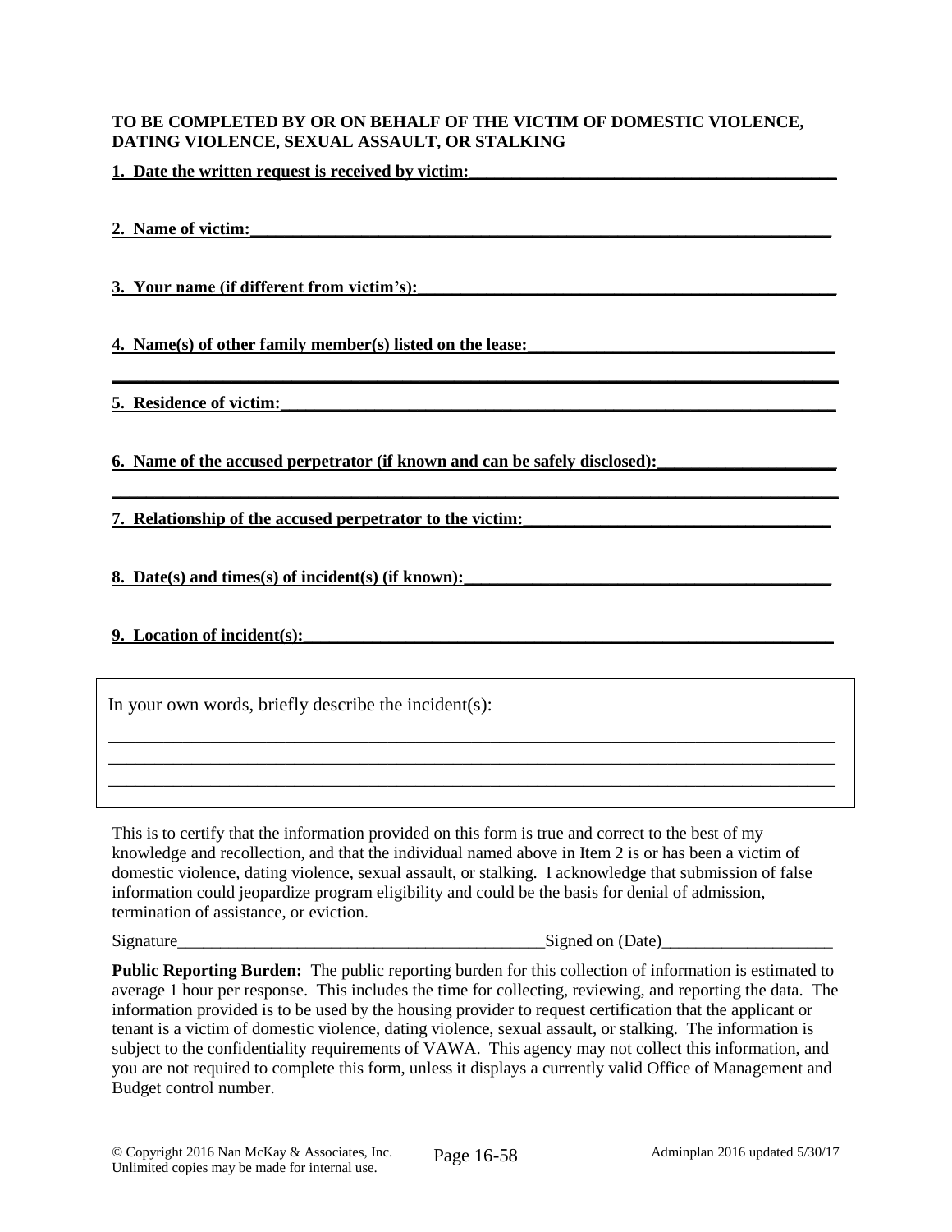**TO BE COMPLETED BY OR ON BEHALF OF THE VICTIM OF DOMESTIC VIOLENCE, DATING VIOLENCE, SEXUAL ASSAULT, OR STALKING**

**1. Date the written request is received by victim:__________________________________________**

**2. Name of victim:_____________________________________________________________________**

**3. Your name (if different from victim's):_________________________________________________**

**4. Name(s) of other family member(s) listed on the lease:___________________________________**

**_________________________________________________________________________________________**

**5. Residence of victim:__________________________________________________________________**

**6. Name of the accused perpetrator (if known and can be safely disclosed):____________________**

**_________________________________________________________________________________________**

**7. Relationship of the accused perpetrator to the victim:___________________________________**

**8. Date(s) and times(s) of incident(s) (if known):__________________________________________**

**9. Location of incident(s):________________________________________________________________**

In your own words, briefly describe the incident(s):

_________________________________________________________________________________________
_________________________________________________________________________________________
_________________________________________________________________________________________

This is to certify that the information provided on this form is true and correct to the best of my knowledge and recollection, and that the individual named above in Item 2 is or has been a victim of domestic violence, dating violence, sexual assault, or stalking. I acknowledge that submission of false information could jeopardize program eligibility and could be the basis for denial of admission, termination of assistance, or eviction.

Signature____________________________________________Signed on (Date)____________________

**Public Reporting Burden:** The public reporting burden for this collection of information is estimated to average 1 hour per response. This includes the time for collecting, reviewing, and reporting the data. The information provided is to be used by the housing provider to request certification that the applicant or tenant is a victim of domestic violence, dating violence, sexual assault, or stalking. The information is subject to the confidentiality requirements of VAWA. This agency may not collect this information, and you are not required to complete this form, unless it displays a currently valid Office of Management and Budget control number.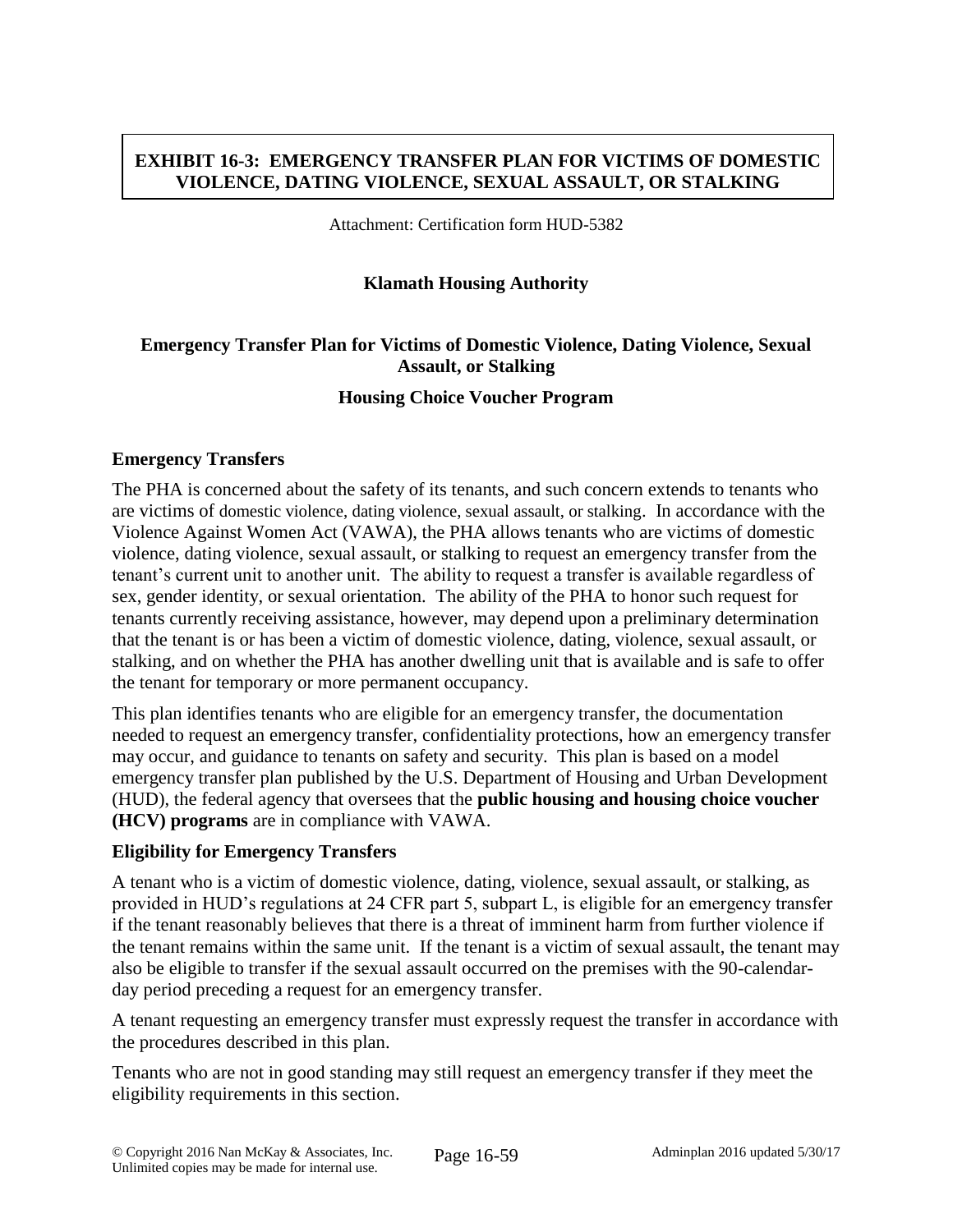**EXHIBIT 16-3: EMERGENCY TRANSFER PLAN FOR VICTIMS OF DOMESTIC VIOLENCE, DATING VIOLENCE, SEXUAL ASSAULT, OR STALKING**

Attachment: Certification form HUD-5382

**Klamath Housing Authority**

**Emergency Transfer Plan for Victims of Domestic Violence, Dating Violence, Sexual Assault, or Stalking**

**Housing Choice Voucher Program**

### Emergency Transfers

The PHA is concerned about the safety of its tenants, and such concern extends to tenants who are victims of domestic violence, dating violence, sexual assault, or stalking. In accordance with the Violence Against Women Act (VAWA), the PHA allows tenants who are victims of domestic violence, dating violence, sexual assault, or stalking to request an emergency transfer from the tenant's current unit to another unit. The ability to request a transfer is available regardless of sex, gender identity, or sexual orientation. The ability of the PHA to honor such request for tenants currently receiving assistance, however, may depend upon a preliminary determination that the tenant is or has been a victim of domestic violence, dating, violence, sexual assault, or stalking, and on whether the PHA has another dwelling unit that is available and is safe to offer the tenant for temporary or more permanent occupancy.

This plan identifies tenants who are eligible for an emergency transfer, the documentation needed to request an emergency transfer, confidentiality protections, how an emergency transfer may occur, and guidance to tenants on safety and security. This plan is based on a model emergency transfer plan published by the U.S. Department of Housing and Urban Development (HUD), the federal agency that oversees that the **public housing and housing choice voucher (HCV) programs** are in compliance with VAWA.

### Eligibility for Emergency Transfers

A tenant who is a victim of domestic violence, dating, violence, sexual assault, or stalking, as provided in HUD's regulations at 24 CFR part 5, subpart L, is eligible for an emergency transfer if the tenant reasonably believes that there is a threat of imminent harm from further violence if the tenant remains within the same unit. If the tenant is a victim of sexual assault, the tenant may also be eligible to transfer if the sexual assault occurred on the premises with the 90-calendar-day period preceding a request for an emergency transfer.

A tenant requesting an emergency transfer must expressly request the transfer in accordance with the procedures described in this plan.

Tenants who are not in good standing may still request an emergency transfer if they meet the eligibility requirements in this section.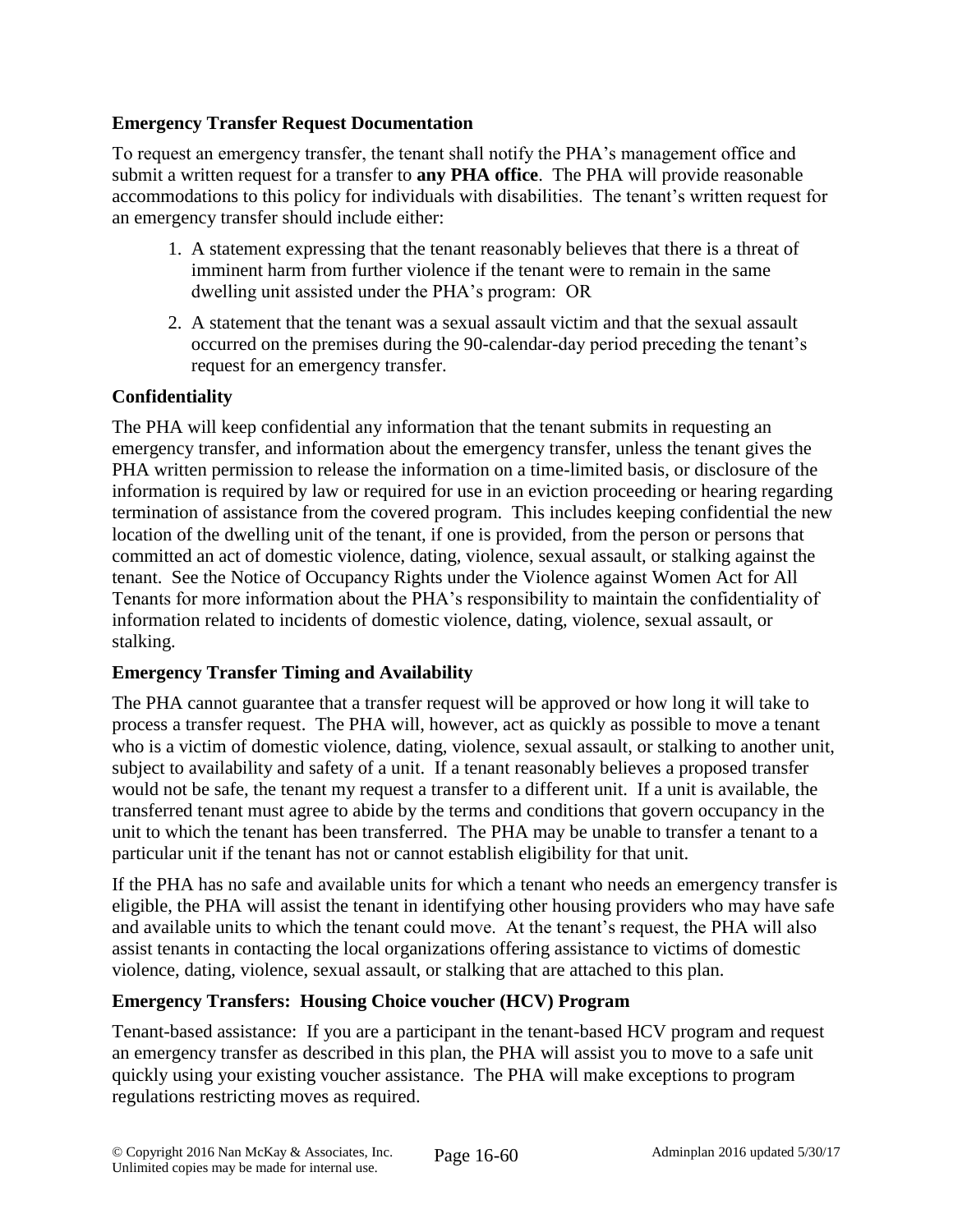**Emergency Transfer Request Documentation**

To request an emergency transfer, the tenant shall notify the PHA's management office and submit a written request for a transfer to **any PHA office**. The PHA will provide reasonable accommodations to this policy for individuals with disabilities. The tenant's written request for an emergency transfer should include either:

1. A statement expressing that the tenant reasonably believes that there is a threat of imminent harm from further violence if the tenant were to remain in the same dwelling unit assisted under the PHA's program: OR
2. A statement that the tenant was a sexual assault victim and that the sexual assault occurred on the premises during the 90-calendar-day period preceding the tenant's request for an emergency transfer.

**Confidentiality**

The PHA will keep confidential any information that the tenant submits in requesting an emergency transfer, and information about the emergency transfer, unless the tenant gives the PHA written permission to release the information on a time-limited basis, or disclosure of the information is required by law or required for use in an eviction proceeding or hearing regarding termination of assistance from the covered program. This includes keeping confidential the new location of the dwelling unit of the tenant, if one is provided, from the person or persons that committed an act of domestic violence, dating, violence, sexual assault, or stalking against the tenant. See the Notice of Occupancy Rights under the Violence against Women Act for All Tenants for more information about the PHA's responsibility to maintain the confidentiality of information related to incidents of domestic violence, dating, violence, sexual assault, or stalking.

**Emergency Transfer Timing and Availability**

The PHA cannot guarantee that a transfer request will be approved or how long it will take to process a transfer request. The PHA will, however, act as quickly as possible to move a tenant who is a victim of domestic violence, dating, violence, sexual assault, or stalking to another unit, subject to availability and safety of a unit. If a tenant reasonably believes a proposed transfer would not be safe, the tenant my request a transfer to a different unit. If a unit is available, the transferred tenant must agree to abide by the terms and conditions that govern occupancy in the unit to which the tenant has been transferred. The PHA may be unable to transfer a tenant to a particular unit if the tenant has not or cannot establish eligibility for that unit.

If the PHA has no safe and available units for which a tenant who needs an emergency transfer is eligible, the PHA will assist the tenant in identifying other housing providers who may have safe and available units to which the tenant could move. At the tenant's request, the PHA will also assist tenants in contacting the local organizations offering assistance to victims of domestic violence, dating, violence, sexual assault, or stalking that are attached to this plan.

**Emergency Transfers: Housing Choice voucher (HCV) Program**

Tenant-based assistance: If you are a participant in the tenant-based HCV program and request an emergency transfer as described in this plan, the PHA will assist you to move to a safe unit quickly using your existing voucher assistance. The PHA will make exceptions to program regulations restricting moves as required.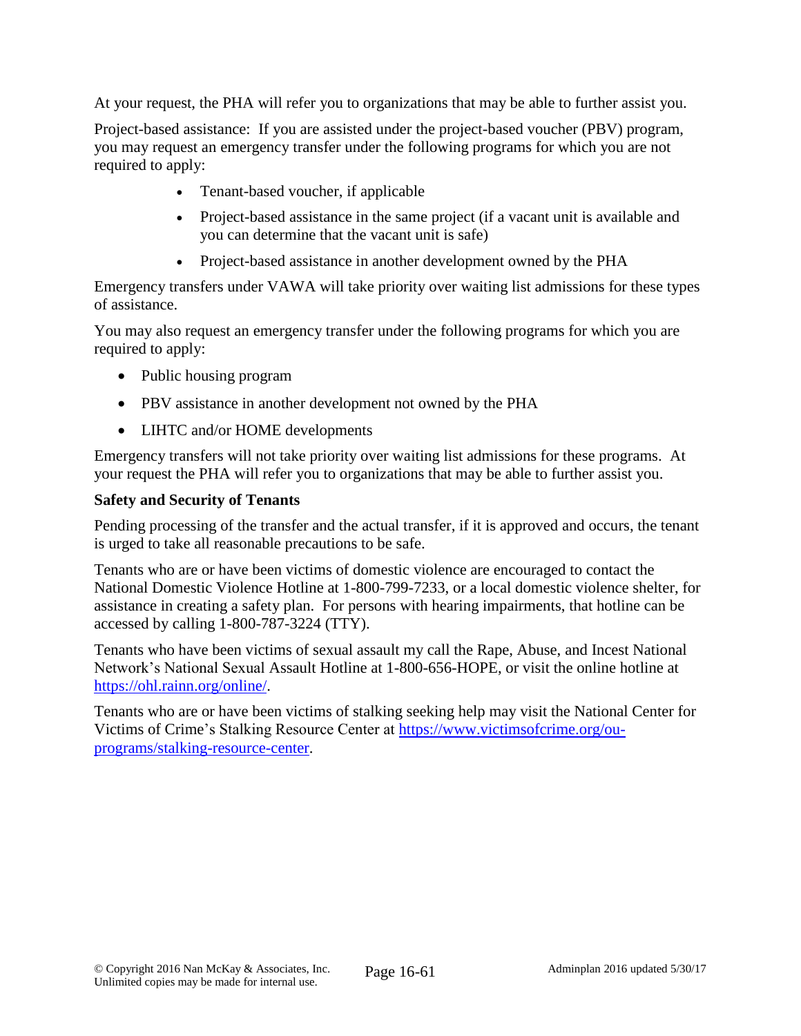At your request, the PHA will refer you to organizations that may be able to further assist you.

Project-based assistance: If you are assisted under the project-based voucher (PBV) program, you may request an emergency transfer under the following programs for which you are not required to apply:

- Tenant-based voucher, if applicable
- Project-based assistance in the same project (if a vacant unit is available and you can determine that the vacant unit is safe)
- Project-based assistance in another development owned by the PHA

Emergency transfers under VAWA will take priority over waiting list admissions for these types of assistance.

You may also request an emergency transfer under the following programs for which you are required to apply:

- Public housing program
- PBV assistance in another development not owned by the PHA
- LIHTC and/or HOME developments

Emergency transfers will not take priority over waiting list admissions for these programs. At your request the PHA will refer you to organizations that may be able to further assist you.

**Safety and Security of Tenants**

Pending processing of the transfer and the actual transfer, if it is approved and occurs, the tenant is urged to take all reasonable precautions to be safe.

Tenants who are or have been victims of domestic violence are encouraged to contact the National Domestic Violence Hotline at 1-800-799-7233, or a local domestic violence shelter, for assistance in creating a safety plan. For persons with hearing impairments, that hotline can be accessed by calling 1-800-787-3224 (TTY).

Tenants who have been victims of sexual assault my call the Rape, Abuse, and Incest National Network's National Sexual Assault Hotline at 1-800-656-HOPE, or visit the online hotline at https://ohl.rainn.org/online/.

Tenants who are or have been victims of stalking seeking help may visit the National Center for Victims of Crime's Stalking Resource Center at https://www.victimsofcrime.org/ou-programs/stalking-resource-center.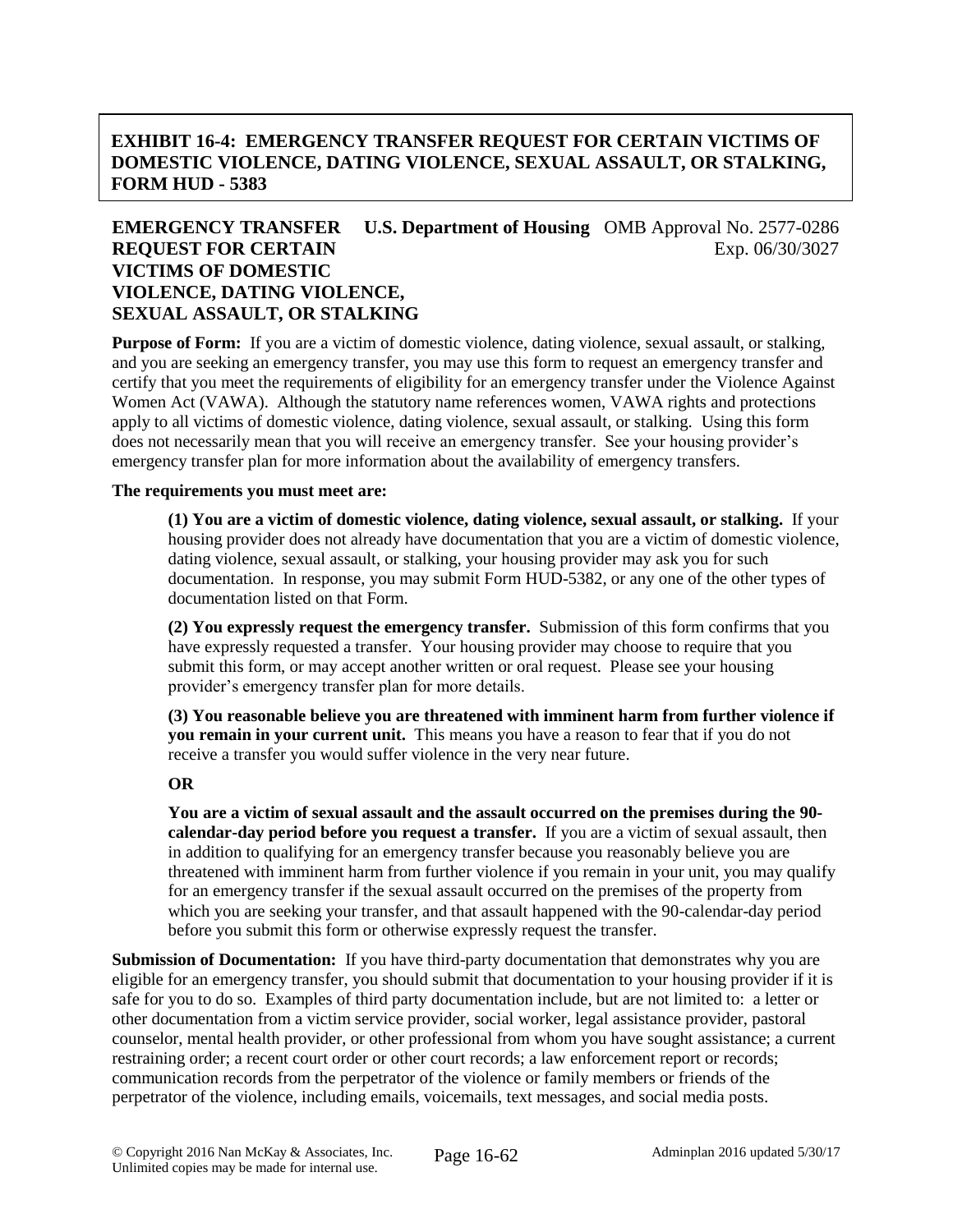**EXHIBIT 16-4: EMERGENCY TRANSFER REQUEST FOR CERTAIN VICTIMS OF DOMESTIC VIOLENCE, DATING VIOLENCE, SEXUAL ASSAULT, OR STALKING, FORM HUD - 5383**

**EMERGENCY TRANSFER REQUEST FOR CERTAIN VICTIMS OF DOMESTIC VIOLENCE, DATING VIOLENCE, SEXUAL ASSAULT, OR STALKING**

**U.S. Department of Housing**

OMB Approval No. 2577-0286
Exp. 06/30/3027

**Purpose of Form:** If you are a victim of domestic violence, dating violence, sexual assault, or stalking, and you are seeking an emergency transfer, you may use this form to request an emergency transfer and certify that you meet the requirements of eligibility for an emergency transfer under the Violence Against Women Act (VAWA). Although the statutory name references women, VAWA rights and protections apply to all victims of domestic violence, dating violence, sexual assault, or stalking. Using this form does not necessarily mean that you will receive an emergency transfer. See your housing provider's emergency transfer plan for more information about the availability of emergency transfers.

**The requirements you must meet are:**

**(1) You are a victim of domestic violence, dating violence, sexual assault, or stalking.** If your housing provider does not already have documentation that you are a victim of domestic violence, dating violence, sexual assault, or stalking, your housing provider may ask you for such documentation. In response, you may submit Form HUD-5382, or any one of the other types of documentation listed on that Form.

**(2) You expressly request the emergency transfer.** Submission of this form confirms that you have expressly requested a transfer. Your housing provider may choose to require that you submit this form, or may accept another written or oral request. Please see your housing provider's emergency transfer plan for more details.

**(3) You reasonable believe you are threatened with imminent harm from further violence if you remain in your current unit.** This means you have a reason to fear that if you do not receive a transfer you would suffer violence in the very near future.

**OR**

**You are a victim of sexual assault and the assault occurred on the premises during the 90-calendar-day period before you request a transfer.** If you are a victim of sexual assault, then in addition to qualifying for an emergency transfer because you reasonably believe you are threatened with imminent harm from further violence if you remain in your unit, you may qualify for an emergency transfer if the sexual assault occurred on the premises of the property from which you are seeking your transfer, and that assault happened with the 90-calendar-day period before you submit this form or otherwise expressly request the transfer.

**Submission of Documentation:** If you have third-party documentation that demonstrates why you are eligible for an emergency transfer, you should submit that documentation to your housing provider if it is safe for you to do so. Examples of third party documentation include, but are not limited to: a letter or other documentation from a victim service provider, social worker, legal assistance provider, pastoral counselor, mental health provider, or other professional from whom you have sought assistance; a current restraining order; a recent court order or other court records; a law enforcement report or records; communication records from the perpetrator of the violence or family members or friends of the perpetrator of the violence, including emails, voicemails, text messages, and social media posts.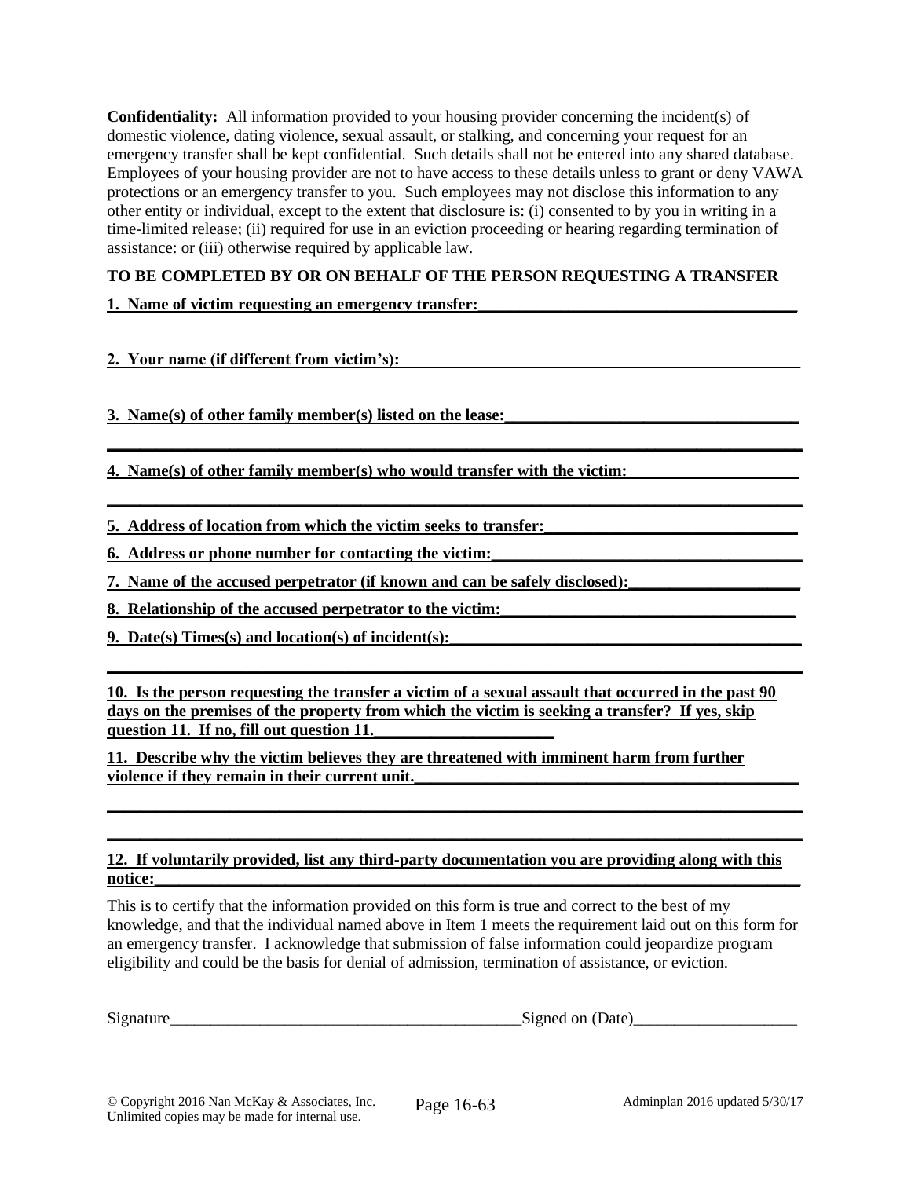**Confidentiality:** All information provided to your housing provider concerning the incident(s) of domestic violence, dating violence, sexual assault, or stalking, and concerning your request for an emergency transfer shall be kept confidential. Such details shall not be entered into any shared database. Employees of your housing provider are not to have access to these details unless to grant or deny VAWA protections or an emergency transfer to you. Such employees may not disclose this information to any other entity or individual, except to the extent that disclosure is: (i) consented to by you in writing in a time-limited release; (ii) required for use in an eviction proceeding or hearing regarding termination of assistance: or (iii) otherwise required by applicable law.

**TO BE COMPLETED BY OR ON BEHALF OF THE PERSON REQUESTING A TRANSFER**

**1. Name of victim requesting an emergency transfer:________________________________________**

**2. Your name (if different from victim's):________________________________________________**

**3. Name(s) of other family member(s) listed on the lease:____________________________________**

**__________________________________________________________________________________**

**4. Name(s) of other family member(s) who would transfer with the victim:_____________________**

**__________________________________________________________________________________**

**5. Address of location from which the victim seeks to transfer:________________________________**

**6. Address or phone number for contacting the victim:_______________________________________**

**7. Name of the accused perpetrator (if known and can be safely disclosed):_____________________**

**8. Relationship of the accused perpetrator to the victim:_____________________________________**

**9. Date(s) Times(s) and location(s) of incident(s):__________________________________________**

**__________________________________________________________________________________**

**10. Is the person requesting the transfer a victim of a sexual assault that occurred in the past 90 days on the premises of the property from which the victim is seeking a transfer? If yes, skip question 11. If no, fill out question 11.______________________**

**11. Describe why the victim believes they are threatened with imminent harm from further violence if they remain in their current unit.________________________________________________**

**__________________________________________________________________________________**

**__________________________________________________________________________________**

**12. If voluntarily provided, list any third-party documentation you are providing along with this notice:_____________________________________________________________________________**

This is to certify that the information provided on this form is true and correct to the best of my knowledge, and that the individual named above in Item 1 meets the requirement laid out on this form for an emergency transfer. I acknowledge that submission of false information could jeopardize program eligibility and could be the basis for denial of admission, termination of assistance, or eviction.

Signature____________________________________________Signed on (Date)____________________

© Copyright 2016 Nan McKay & Associates, Inc.
Unlimited copies may be made for internal use.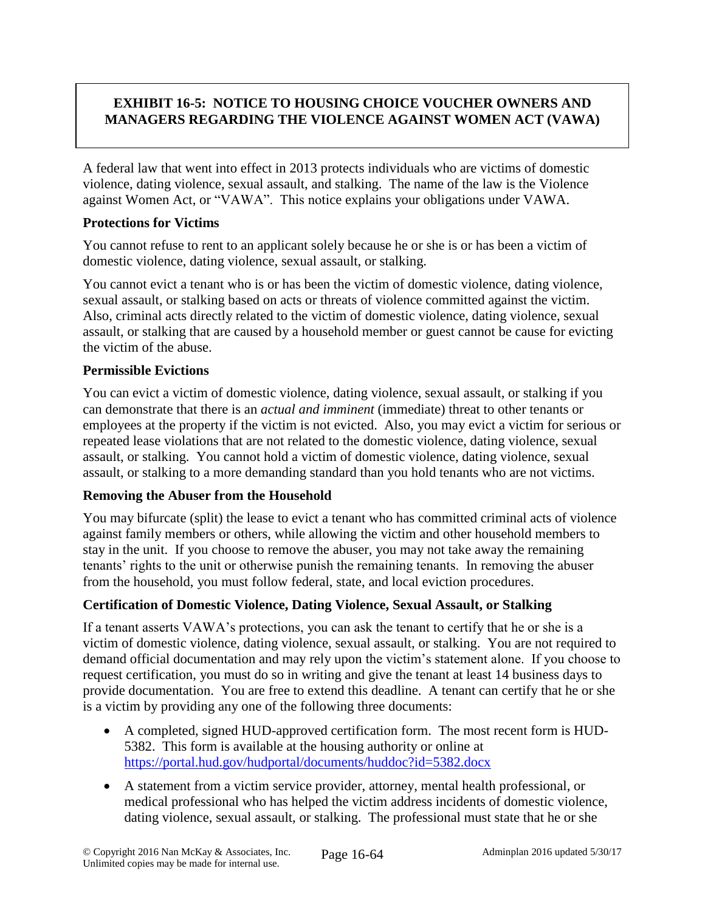## EXHIBIT 16-5: NOTICE TO HOUSING CHOICE VOUCHER OWNERS AND MANAGERS REGARDING THE VIOLENCE AGAINST WOMEN ACT (VAWA)

A federal law that went into effect in 2013 protects individuals who are victims of domestic violence, dating violence, sexual assault, and stalking. The name of the law is the Violence against Women Act, or "VAWA". This notice explains your obligations under VAWA.

### Protections for Victims

You cannot refuse to rent to an applicant solely because he or she is or has been a victim of domestic violence, dating violence, sexual assault, or stalking.

You cannot evict a tenant who is or has been the victim of domestic violence, dating violence, sexual assault, or stalking based on acts or threats of violence committed against the victim. Also, criminal acts directly related to the victim of domestic violence, dating violence, sexual assault, or stalking that are caused by a household member or guest cannot be cause for evicting the victim of the abuse.

### Permissible Evictions

You can evict a victim of domestic violence, dating violence, sexual assault, or stalking if you can demonstrate that there is an *actual and imminent* (immediate) threat to other tenants or employees at the property if the victim is not evicted. Also, you may evict a victim for serious or repeated lease violations that are not related to the domestic violence, dating violence, sexual assault, or stalking. You cannot hold a victim of domestic violence, dating violence, sexual assault, or stalking to a more demanding standard than you hold tenants who are not victims.

### Removing the Abuser from the Household

You may bifurcate (split) the lease to evict a tenant who has committed criminal acts of violence against family members or others, while allowing the victim and other household members to stay in the unit. If you choose to remove the abuser, you may not take away the remaining tenants' rights to the unit or otherwise punish the remaining tenants. In removing the abuser from the household, you must follow federal, state, and local eviction procedures.

### Certification of Domestic Violence, Dating Violence, Sexual Assault, or Stalking

If a tenant asserts VAWA's protections, you can ask the tenant to certify that he or she is a victim of domestic violence, dating violence, sexual assault, or stalking. You are not required to demand official documentation and may rely upon the victim's statement alone. If you choose to request certification, you must do so in writing and give the tenant at least 14 business days to provide documentation. You are free to extend this deadline. A tenant can certify that he or she is a victim by providing any one of the following three documents:

- A completed, signed HUD-approved certification form. The most recent form is HUD-5382. This form is available at the housing authority or online at https://portal.hud.gov/hudportal/documents/huddoc?id=5382.docx
- A statement from a victim service provider, attorney, mental health professional, or medical professional who has helped the victim address incidents of domestic violence, dating violence, sexual assault, or stalking. The professional must state that he or she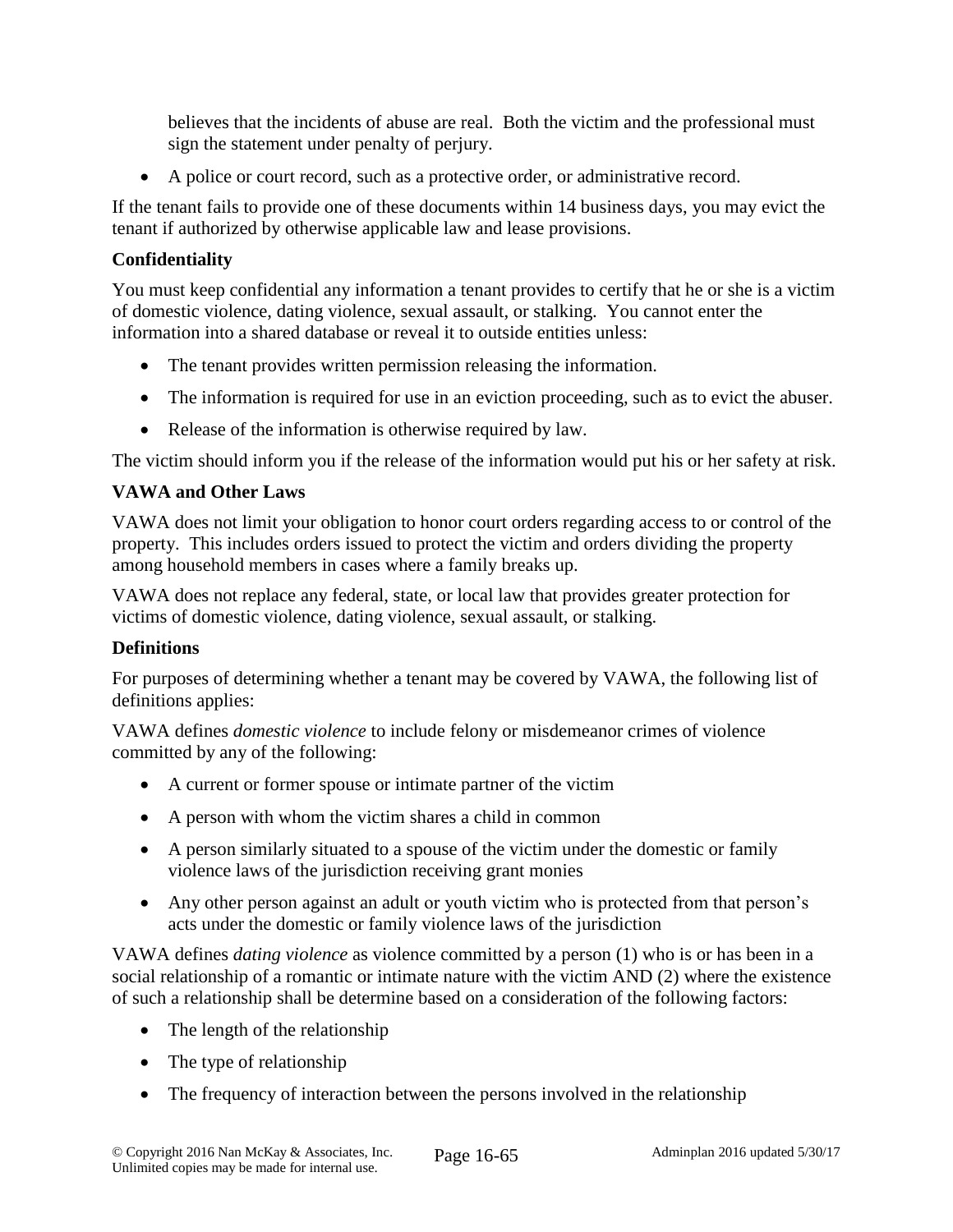believes that the incidents of abuse are real. Both the victim and the professional must sign the statement under penalty of perjury.

- A police or court record, such as a protective order, or administrative record.

If the tenant fails to provide one of these documents within 14 business days, you may evict the tenant if authorized by otherwise applicable law and lease provisions.

**Confidentiality**

You must keep confidential any information a tenant provides to certify that he or she is a victim of domestic violence, dating violence, sexual assault, or stalking. You cannot enter the information into a shared database or reveal it to outside entities unless:

- The tenant provides written permission releasing the information.
- The information is required for use in an eviction proceeding, such as to evict the abuser.
- Release of the information is otherwise required by law.

The victim should inform you if the release of the information would put his or her safety at risk.

**VAWA and Other Laws**

VAWA does not limit your obligation to honor court orders regarding access to or control of the property. This includes orders issued to protect the victim and orders dividing the property among household members in cases where a family breaks up.

VAWA does not replace any federal, state, or local law that provides greater protection for victims of domestic violence, dating violence, sexual assault, or stalking.

**Definitions**

For purposes of determining whether a tenant may be covered by VAWA, the following list of definitions applies:

VAWA defines *domestic violence* to include felony or misdemeanor crimes of violence committed by any of the following:

- A current or former spouse or intimate partner of the victim
- A person with whom the victim shares a child in common
- A person similarly situated to a spouse of the victim under the domestic or family violence laws of the jurisdiction receiving grant monies
- Any other person against an adult or youth victim who is protected from that person's acts under the domestic or family violence laws of the jurisdiction

VAWA defines *dating violence* as violence committed by a person (1) who is or has been in a social relationship of a romantic or intimate nature with the victim AND (2) where the existence of such a relationship shall be determine based on a consideration of the following factors:

- The length of the relationship
- The type of relationship
- The frequency of interaction between the persons involved in the relationship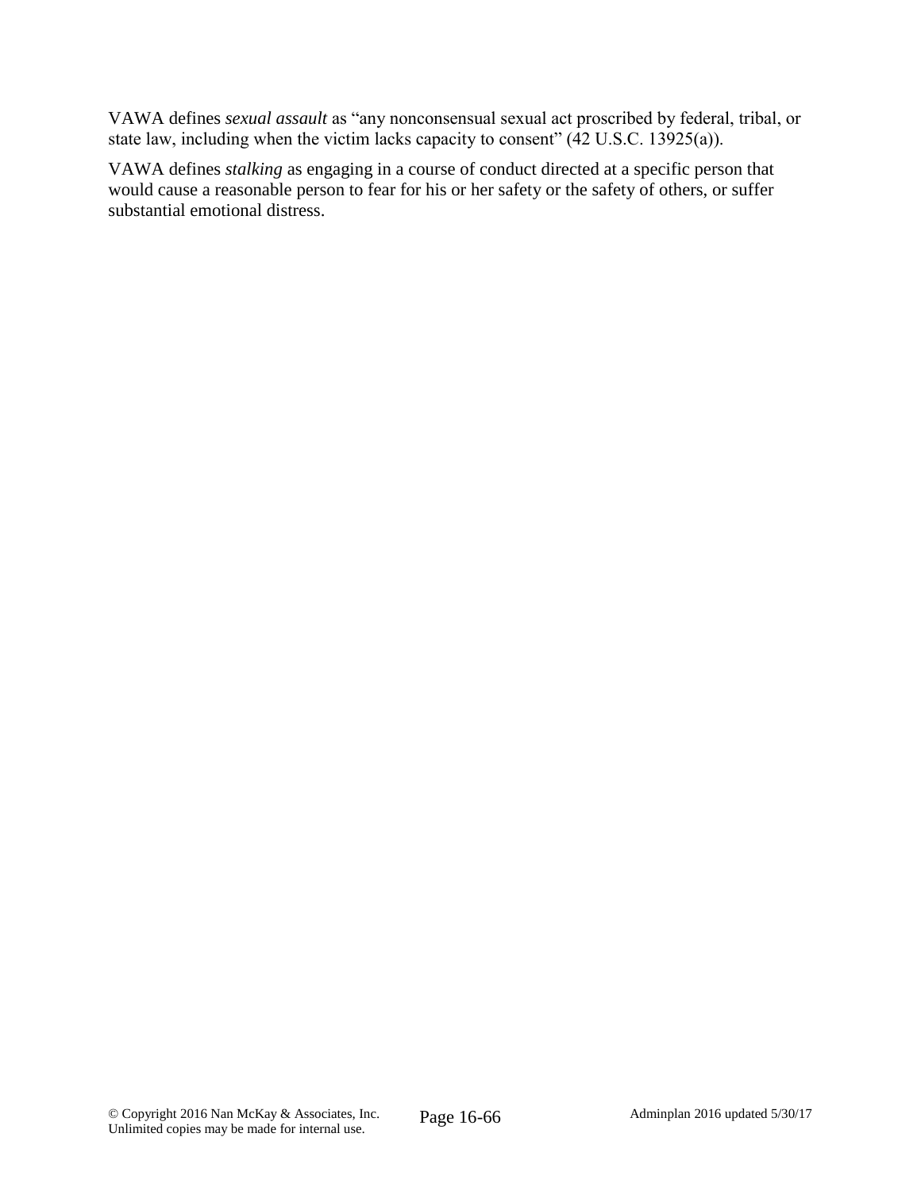VAWA defines *sexual assault* as “any nonconsensual sexual act proscribed by federal, tribal, or state law, including when the victim lacks capacity to consent” (42 U.S.C. 13925(a)).

VAWA defines *stalking* as engaging in a course of conduct directed at a specific person that would cause a reasonable person to fear for his or her safety or the safety of others, or suffer substantial emotional distress.